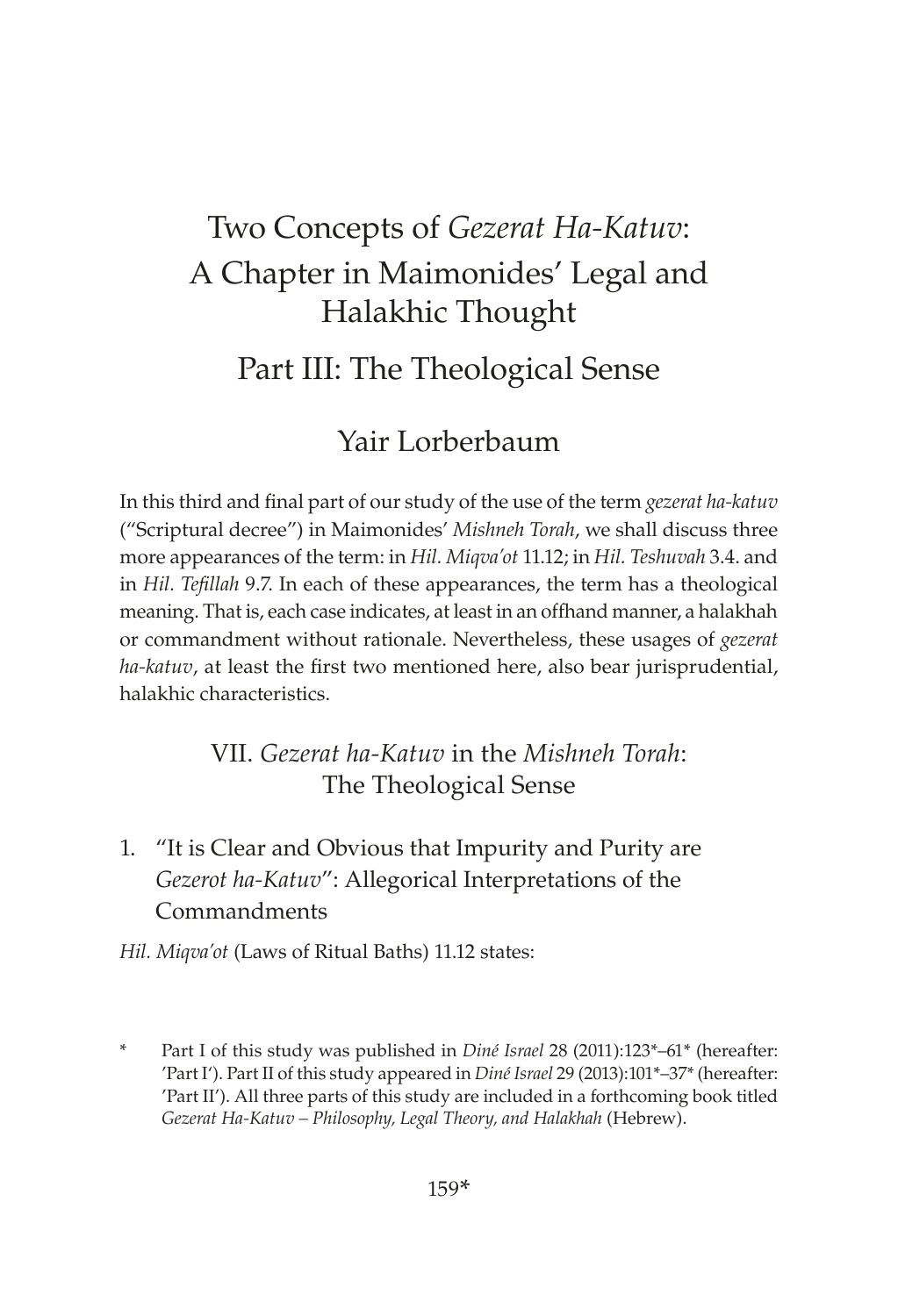# Two Concepts of *Gezerat Ha-Katuv*: A Chapter in Maimonides' Legal and Halakhic Thought

## Part III: The Theological Sense

### Yair Lorberbaum

In this third and final part of our study of the use of the term *gezerat ha-katuv* ("Scriptural decree") in Maimonides' *Mishneh Torah*, we shall discuss three more appearances of the term: in *Hil. Miqva'ot* 11.12; in *Hil. Teshuvah* 3.4. and in *Hil. Tefillah* 9.7. In each of these appearances, the term has a theological meaning. That is, each case indicates, at least in an offhand manner, a halakhah or commandment without rationale. Nevertheless, these usages of *gezerat ha-katuv*, at least the first two mentioned here, also bear jurisprudential, halakhic characteristics.

## VII. *Gezerat ha-Katuv* in the *Mishneh Torah*: The Theological Sense

### 1. "It is Clear and Obvious that Impurity and Purity are *Gezerot ha-Katuv*": Allegorical Interpretations of the Commandments

*Hil. Miqva'ot* (Laws of Ritual Baths) 11.12 states:

\* Part I of this study was published in *Diné Israel* 28 (2011):123\*–61\* (hereafter: 'Part I'). Part II of this study appeared in *Diné Israel* 29 (2013):101\*–37\* (hereafter: 'Part II'). All three parts of this study are included in a forthcoming book titled *Gezerat Ha-Katuv – Philosophy, Legal Theory, and Halakhah* (Hebrew).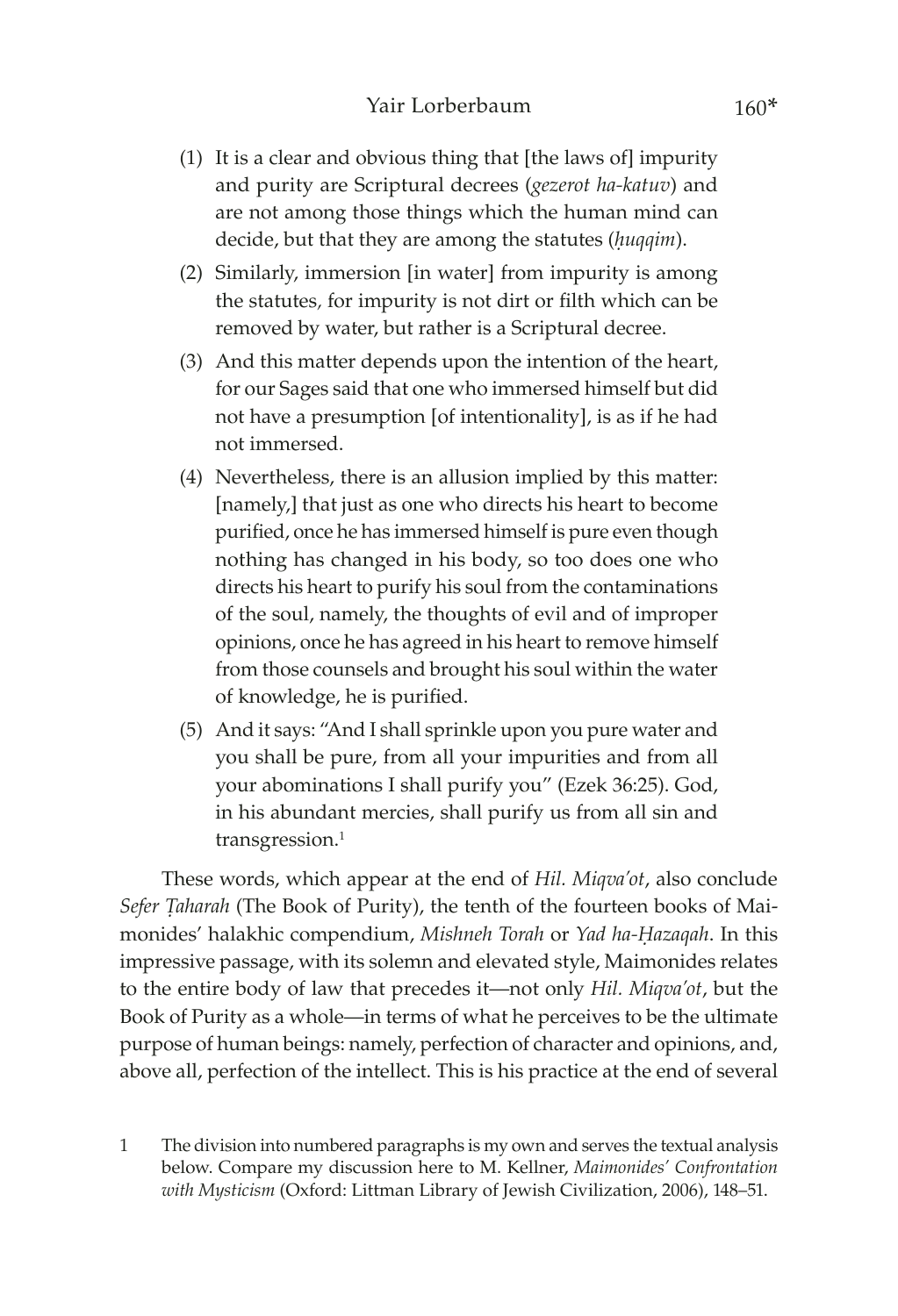(1) It is a clear and obvious thing that [the laws of] impurity and purity are Scriptural decrees (*gezerot ha-katuv*) and are not among those things which the human mind can decide, but that they are among the statutes (*ḥuqqim*).

(2) Similarly, immersion [in water] from impurity is among the statutes, for impurity is not dirt or filth which can be removed by water, but rather is a Scriptural decree.

(3) And this matter depends upon the intention of the heart, for our Sages said that one who immersed himself but did not have a presumption [of intentionality], is as if he had not immersed.

(4) Nevertheless, there is an allusion implied by this matter: [namely,] that just as one who directs his heart to become purified, once he has immersed himself is pure even though nothing has changed in his body, so too does one who directs his heart to purify his soul from the contaminations of the soul, namely, the thoughts of evil and of improper opinions, once he has agreed in his heart to remove himself from those counsels and brought his soul within the water of knowledge, he is purified.

(5) And it says: "And I shall sprinkle upon you pure water and you shall be pure, from all your impurities and from all your abominations I shall purify you" (Ezek 36:25). God, in his abundant mercies, shall purify us from all sin and transgression.[1]

These words, which appear at the end of *Hil. Miqva'ot*, also conclude *Sefer Ṭaharah* (The Book of Purity), the tenth of the fourteen books of Maimonides' halakhic compendium, *Mishneh Torah* or *Yad ha-Ḥazaqah*. In this impressive passage, with its solemn and elevated style, Maimonides relates to the entire body of law that precedes it—not only *Hil. Miqva'ot*, but the Book of Purity as a whole—in terms of what he perceives to be the ultimate purpose of human beings: namely, perfection of character and opinions, and, above all, perfection of the intellect. This is his practice at the end of several

1 The division into numbered paragraphs is my own and serves the textual analysis below. Compare my discussion here to M. Kellner, *Maimonides' Confrontation with Mysticism* (Oxford: Littman Library of Jewish Civilization, 2006), 148–51.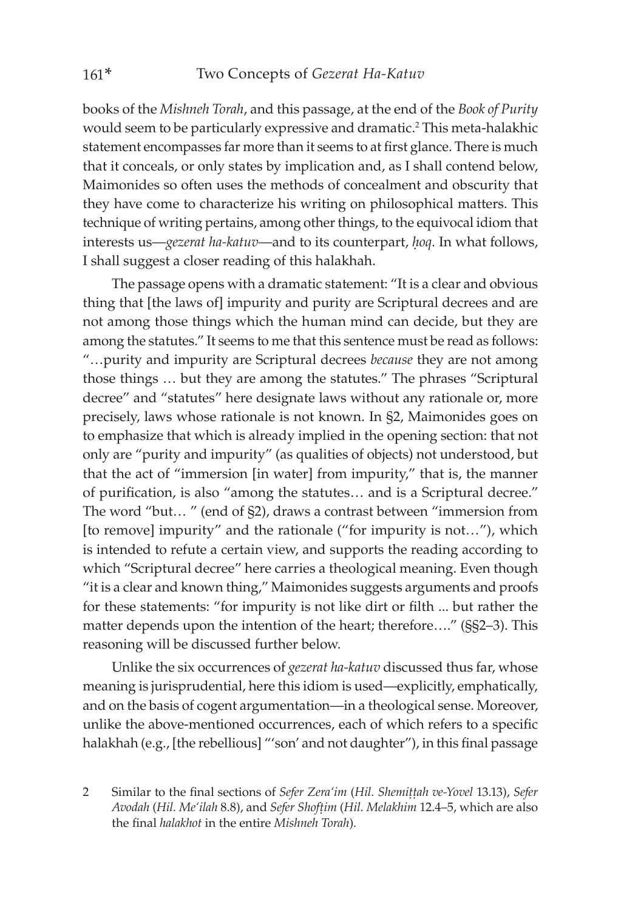books of the *Mishneh Torah*, and this passage, at the end of the *Book of Purity* would seem to be particularly expressive and dramatic.[2] This meta-halakhic statement encompasses far more than it seems to at first glance. There is much that it conceals, or only states by implication and, as I shall contend below, Maimonides so often uses the methods of concealment and obscurity that they have come to characterize his writing on philosophical matters. This technique of writing pertains, among other things, to the equivocal idiom that interests us—*gezerat ha-katuv*—and to its counterpart, *ḥoq*. In what follows, I shall suggest a closer reading of this halakhah.

The passage opens with a dramatic statement: "It is a clear and obvious thing that [the laws of] impurity and purity are Scriptural decrees and are not among those things which the human mind can decide, but they are among the statutes." It seems to me that this sentence must be read as follows: "…purity and impurity are Scriptural decrees *because* they are not among those things … but they are among the statutes." The phrases "Scriptural decree" and "statutes" here designate laws without any rationale or, more precisely, laws whose rationale is not known. In §2, Maimonides goes on to emphasize that which is already implied in the opening section: that not only are "purity and impurity" (as qualities of objects) not understood, but that the act of "immersion [in water] from impurity," that is, the manner of purification, is also "among the statutes… and is a Scriptural decree." The word "but… " (end of §2), draws a contrast between "immersion from [to remove] impurity" and the rationale ("for impurity is not…"), which is intended to refute a certain view, and supports the reading according to which "Scriptural decree" here carries a theological meaning. Even though "it is a clear and known thing," Maimonides suggests arguments and proofs for these statements: "for impurity is not like dirt or filth ... but rather the matter depends upon the intention of the heart; therefore…." (§§2–3). This reasoning will be discussed further below.

Unlike the six occurrences of *gezerat ha-katuv* discussed thus far, whose meaning is jurisprudential, here this idiom is used—explicitly, emphatically, and on the basis of cogent argumentation—in a theological sense. Moreover, unlike the above-mentioned occurrences, each of which refers to a specific halakhah (e.g., [the rebellious] "'son' and not daughter"), in this final passage

2 Similar to the final sections of *Sefer Zera'im* (*Hil. Shemiṭṭah ve-Yovel* 13.13), *Sefer Avodah* (*Hil. Me'ilah* 8.8), and *Sefer Shofṭim* (*Hil. Melakhim* 12.4–5, which are also the final *halakhot* in the entire *Mishneh Torah*).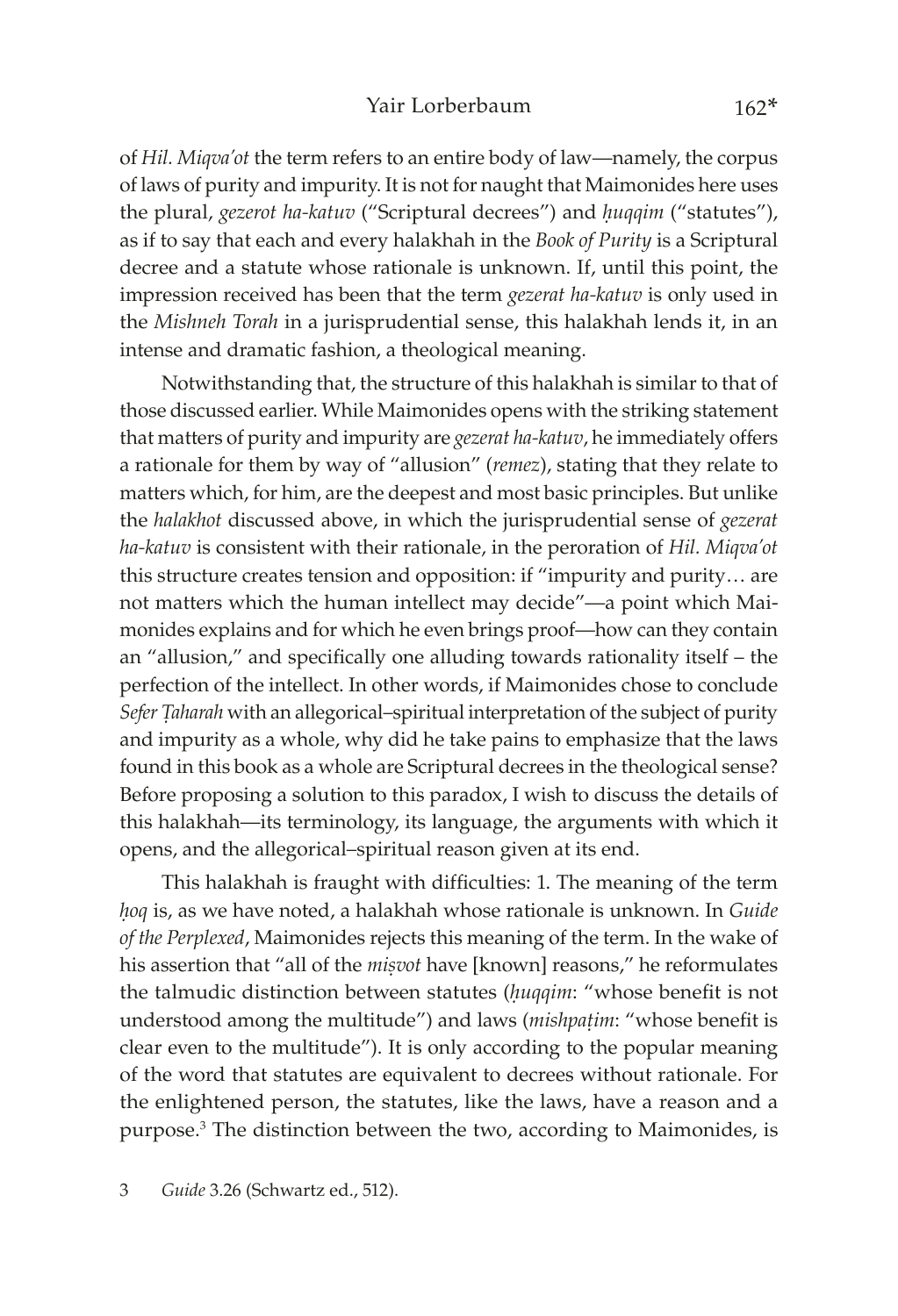of *Hil. Miqva'ot* the term refers to an entire body of law—namely, the corpus of laws of purity and impurity. It is not for naught that Maimonides here uses the plural, *gezerot ha-katuv* ("Scriptural decrees") and *ḥuqqim* ("statutes"), as if to say that each and every halakhah in the *Book of Purity* is a Scriptural decree and a statute whose rationale is unknown. If, until this point, the impression received has been that the term *gezerat ha-katuv* is only used in the *Mishneh Torah* in a jurisprudential sense, this halakhah lends it, in an intense and dramatic fashion, a theological meaning.

Notwithstanding that, the structure of this halakhah is similar to that of those discussed earlier. While Maimonides opens with the striking statement that matters of purity and impurity are *gezerat ha-katuv*, he immediately offers a rationale for them by way of "allusion" (*remez*), stating that they relate to matters which, for him, are the deepest and most basic principles. But unlike the *halakhot* discussed above, in which the jurisprudential sense of *gezerat ha-katuv* is consistent with their rationale, in the peroration of *Hil. Miqva'ot* this structure creates tension and opposition: if "impurity and purity… are not matters which the human intellect may decide"—a point which Maimonides explains and for which he even brings proof—how can they contain an "allusion," and specifically one alluding towards rationality itself – the perfection of the intellect. In other words, if Maimonides chose to conclude *Sefer Ṭaharah* with an allegorical–spiritual interpretation of the subject of purity and impurity as a whole, why did he take pains to emphasize that the laws found in this book as a whole are Scriptural decrees in the theological sense? Before proposing a solution to this paradox, I wish to discuss the details of this halakhah—its terminology, its language, the arguments with which it opens, and the allegorical–spiritual reason given at its end.

This halakhah is fraught with difficulties: 1. The meaning of the term *ḥoq* is, as we have noted, a halakhah whose rationale is unknown. In *Guide of the Perplexed*, Maimonides rejects this meaning of the term. In the wake of his assertion that "all of the *miṣvot* have [known] reasons," he reformulates the talmudic distinction between statutes (*ḥuqqim*: "whose benefit is not understood among the multitude") and laws (*mishpaṭim*: "whose benefit is clear even to the multitude"). It is only according to the popular meaning of the word that statutes are equivalent to decrees without rationale. For the enlightened person, the statutes, like the laws, have a reason and a purpose.[3] The distinction between the two, according to Maimonides, is

3 *Guide* 3.26 (Schwartz ed., 512).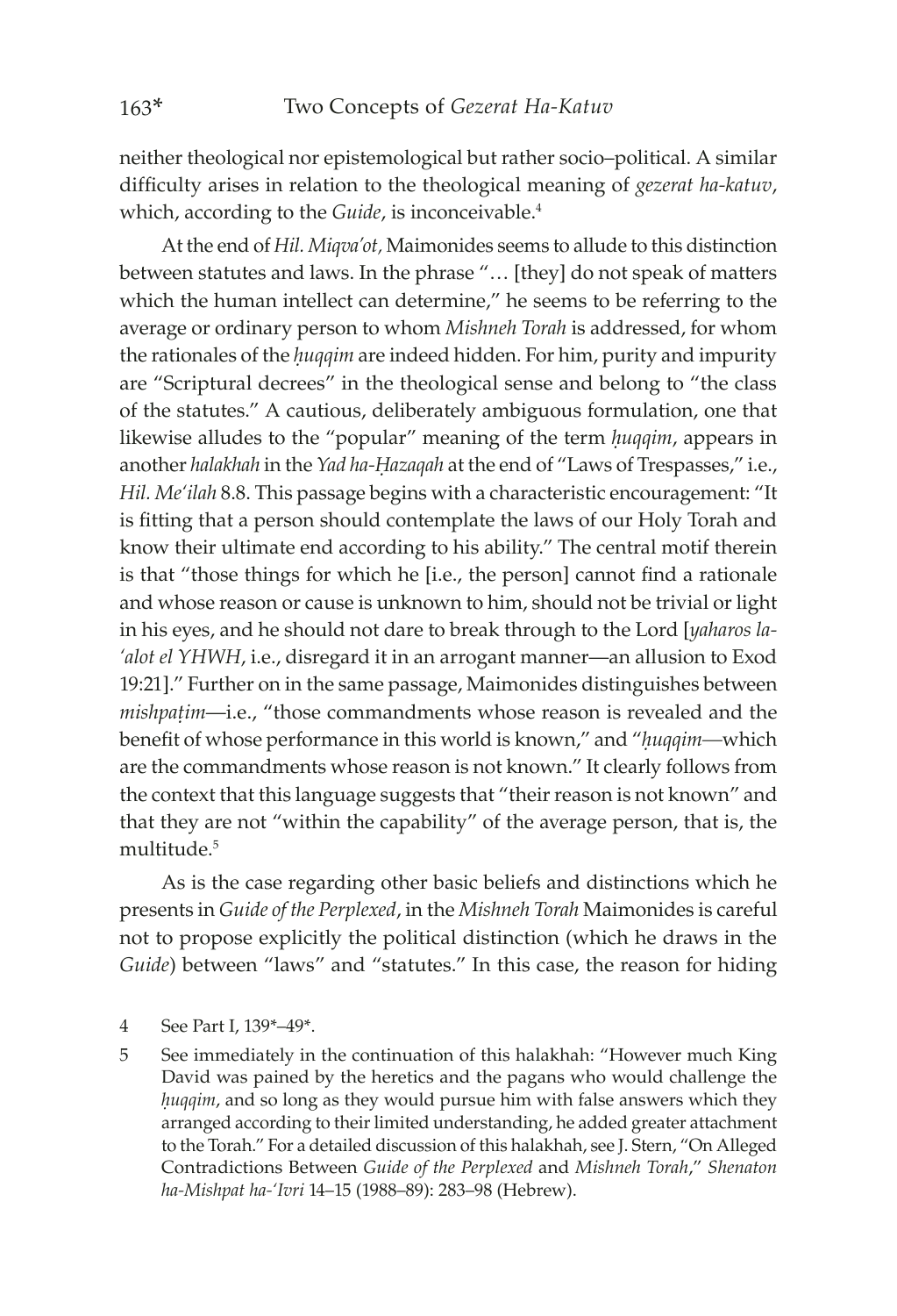neither theological nor epistemological but rather socio–political. A similar difficulty arises in relation to the theological meaning of *gezerat ha-katuv*, which, according to the *Guide*, is inconceivable.[4]

At the end of *Hil. Miqva'ot,* Maimonides seems to allude to this distinction between statutes and laws. In the phrase "… [they] do not speak of matters which the human intellect can determine," he seems to be referring to the average or ordinary person to whom *Mishneh Torah* is addressed, for whom the rationales of the *ḥuqqim* are indeed hidden. For him, purity and impurity are "Scriptural decrees" in the theological sense and belong to "the class of the statutes." A cautious, deliberately ambiguous formulation, one that likewise alludes to the "popular" meaning of the term *ḥuqqim*, appears in another *halakhah* in the *Yad ha-Ḥazaqah* at the end of "Laws of Trespasses," i.e., *Hil. Me'ilah* 8.8. This passage begins with a characteristic encouragement: "It is fitting that a person should contemplate the laws of our Holy Torah and know their ultimate end according to his ability." The central motif therein is that "those things for which he [i.e., the person] cannot find a rationale and whose reason or cause is unknown to him, should not be trivial or light in his eyes, and he should not dare to break through to the Lord [*yaharos la-'alot el YHWH*, i.e., disregard it in an arrogant manner—an allusion to Exod 19:21]." Further on in the same passage, Maimonides distinguishes between *mishpaṭim*—i.e., "those commandments whose reason is revealed and the benefit of whose performance in this world is known," and "*ḥuqqim*—which are the commandments whose reason is not known." It clearly follows from the context that this language suggests that "their reason is not known" and that they are not "within the capability" of the average person, that is, the multitude.[5]

As is the case regarding other basic beliefs and distinctions which he presents in *Guide of the Perplexed*, in the *Mishneh Torah* Maimonides is careful not to propose explicitly the political distinction (which he draws in the *Guide*) between "laws" and "statutes." In this case, the reason for hiding

4 See Part I, 139*–49*.

5 See immediately in the continuation of this halakhah: "However much King David was pained by the heretics and the pagans who would challenge the *ḥuqqim*, and so long as they would pursue him with false answers which they arranged according to their limited understanding, he added greater attachment to the Torah." For a detailed discussion of this halakhah, see J. Stern, "On Alleged Contradictions Between *Guide of the Perplexed* and *Mishneh Torah*," *Shenaton ha-Mishpat ha-'Ivri* 14–15 (1988–89): 283–98 (Hebrew).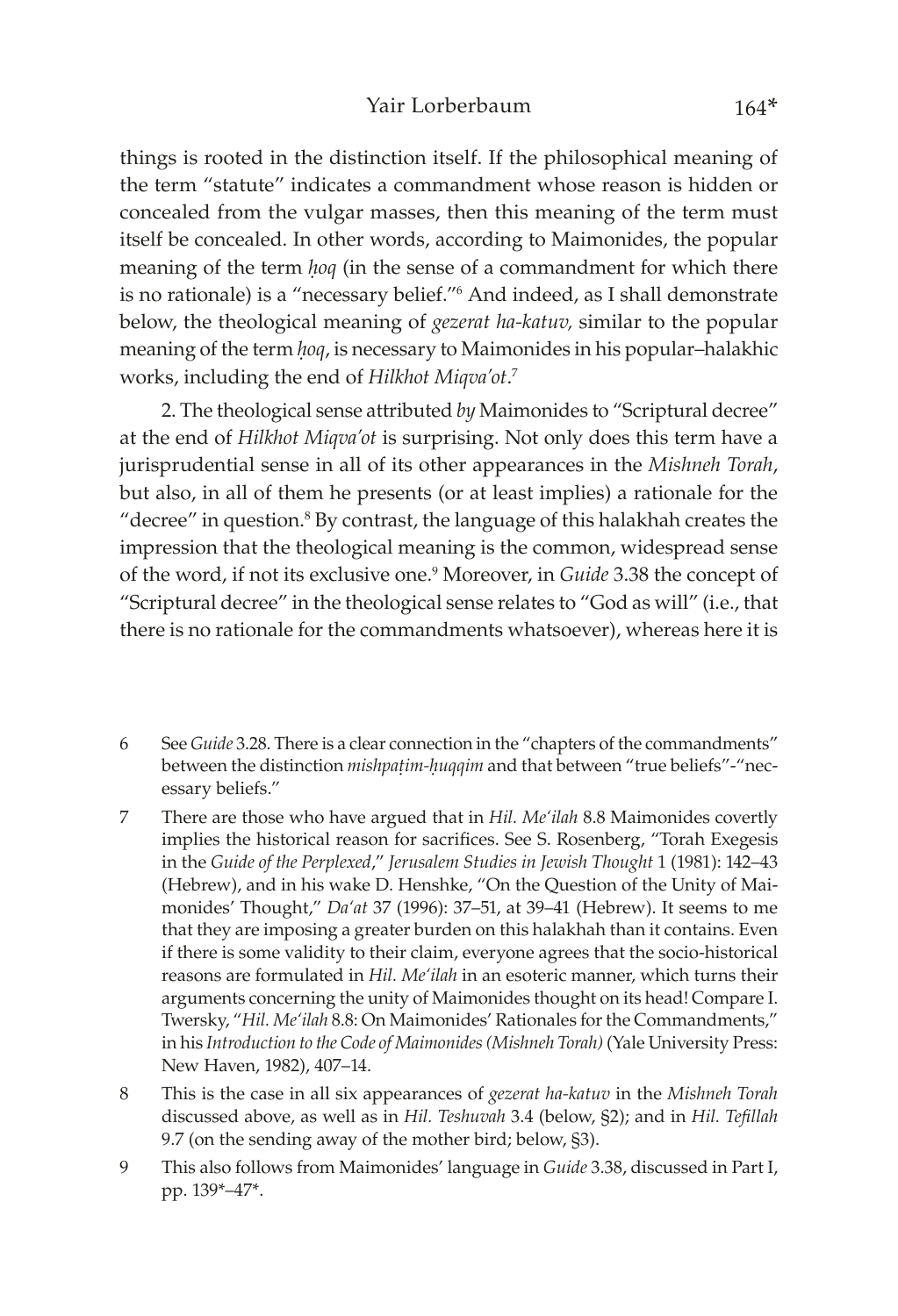things is rooted in the distinction itself. If the philosophical meaning of the term "statute" indicates a commandment whose reason is hidden or concealed from the vulgar masses, then this meaning of the term must itself be concealed. In other words, according to Maimonides, the popular meaning of the term *ḥoq* (in the sense of a commandment for which there is no rationale) is a "necessary belief."[6] And indeed, as I shall demonstrate below, the theological meaning of *gezerat ha-katuv,* similar to the popular meaning of the term *ḥoq*, is necessary to Maimonides in his popular–halakhic works, including the end of *Hilkhot Miqva'ot*.[7]

2. The theological sense attributed *by* Maimonides to "Scriptural decree" at the end of *Hilkhot Miqva'ot* is surprising. Not only does this term have a jurisprudential sense in all of its other appearances in the *Mishneh Torah*, but also, in all of them he presents (or at least implies) a rationale for the "decree" in question.[8] By contrast, the language of this halakhah creates the impression that the theological meaning is the common, widespread sense of the word, if not its exclusive one.[9] Moreover, in *Guide* 3.38 the concept of "Scriptural decree" in the theological sense relates to "God as will" (i.e., that there is no rationale for the commandments whatsoever), whereas here it is

6 See *Guide* 3.28. There is a clear connection in the "chapters of the commandments" between the distinction *mishpaṭim-ḥuqqim* and that between "true beliefs"-"necessary beliefs."

7 There are those who have argued that in *Hil. Me'ilah* 8.8 Maimonides covertly implies the historical reason for sacrifices. See S. Rosenberg, "Torah Exegesis in the *Guide of the Perplexed*," *Jerusalem Studies in Jewish Thought* 1 (1981): 142–43 (Hebrew), and in his wake D. Henshke, "On the Question of the Unity of Maimonides' Thought," *Da'at* 37 (1996): 37–51, at 39–41 (Hebrew). It seems to me that they are imposing a greater burden on this halakhah than it contains. Even if there is some validity to their claim, everyone agrees that the socio-historical reasons are formulated in *Hil. Me'ilah* in an esoteric manner, which turns their arguments concerning the unity of Maimonides thought on its head! Compare I. Twersky, "*Hil. Me'ilah* 8.8: On Maimonides' Rationales for the Commandments," in his *Introduction to the Code of Maimonides (Mishneh Torah)* (Yale University Press: New Haven, 1982), 407–14.

8 This is the case in all six appearances of *gezerat ha-katuv* in the *Mishneh Torah* discussed above, as well as in *Hil. Teshuvah* 3.4 (below, §2); and in *Hil. Tefillah* 9.7 (on the sending away of the mother bird; below, §3).

9 This also follows from Maimonides' language in *Guide* 3.38, discussed in Part I, pp. 139*–47*.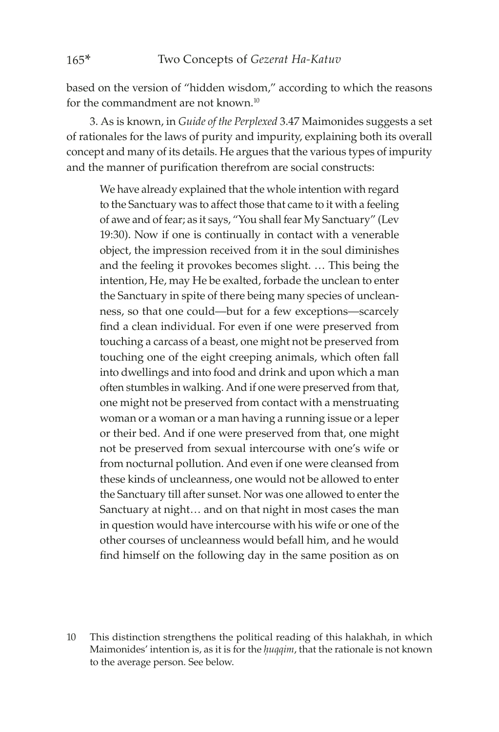based on the version of "hidden wisdom," according to which the reasons for the commandment are not known.[10]

3. As is known, in *Guide of the Perplexed* 3.47 Maimonides suggests a set of rationales for the laws of purity and impurity, explaining both its overall concept and many of its details. He argues that the various types of impurity and the manner of purification therefrom are social constructs:

> We have already explained that the whole intention with regard to the Sanctuary was to affect those that came to it with a feeling of awe and of fear; as it says, "You shall fear My Sanctuary" (Lev 19:30). Now if one is continually in contact with a venerable object, the impression received from it in the soul diminishes and the feeling it provokes becomes slight. … This being the intention, He, may He be exalted, forbade the unclean to enter the Sanctuary in spite of there being many species of uncleanness, so that one could—but for a few exceptions—scarcely find a clean individual. For even if one were preserved from touching a carcass of a beast, one might not be preserved from touching one of the eight creeping animals, which often fall into dwellings and into food and drink and upon which a man often stumbles in walking. And if one were preserved from that, one might not be preserved from contact with a menstruating woman or a woman or a man having a running issue or a leper or their bed. And if one were preserved from that, one might not be preserved from sexual intercourse with one's wife or from nocturnal pollution. And even if one were cleansed from these kinds of uncleanness, one would not be allowed to enter the Sanctuary till after sunset. Nor was one allowed to enter the Sanctuary at night… and on that night in most cases the man in question would have intercourse with his wife or one of the other courses of uncleanness would befall him, and he would find himself on the following day in the same position as on

10 This distinction strengthens the political reading of this halakhah, in which Maimonides' intention is, as it is for the *ḥuqqim*, that the rationale is not known to the average person. See below.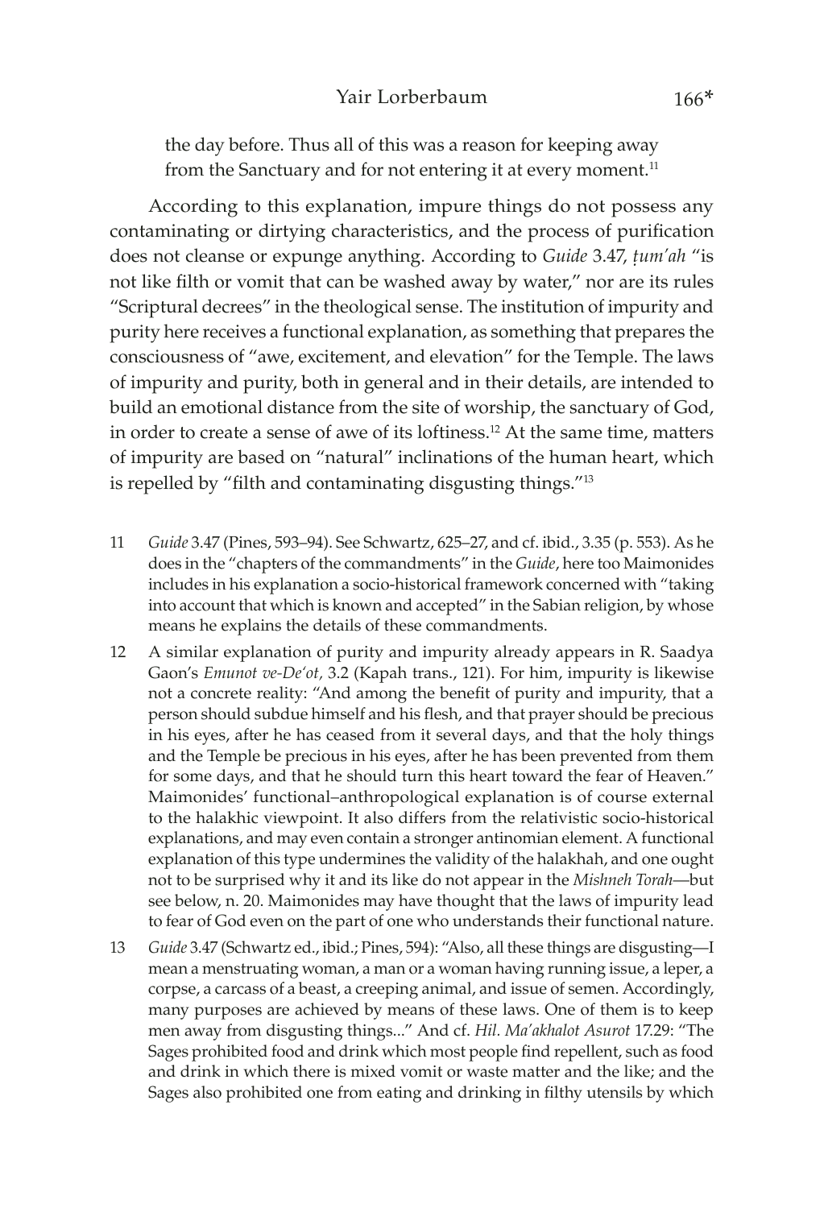the day before. Thus all of this was a reason for keeping away from the Sanctuary and for not entering it at every moment.[11]

According to this explanation, impure things do not possess any contaminating or dirtying characteristics, and the process of purification does not cleanse or expunge anything. According to *Guide* 3.47, *ṭum'ah* "is not like filth or vomit that can be washed away by water," nor are its rules "Scriptural decrees" in the theological sense. The institution of impurity and purity here receives a functional explanation, as something that prepares the consciousness of "awe, excitement, and elevation" for the Temple. The laws of impurity and purity, both in general and in their details, are intended to build an emotional distance from the site of worship, the sanctuary of God, in order to create a sense of awe of its loftiness.[12] At the same time, matters of impurity are based on "natural" inclinations of the human heart, which is repelled by "filth and contaminating disgusting things."[13]

11 *Guide* 3.47 (Pines, 593–94). See Schwartz, 625–27, and cf. ibid., 3.35 (p. 553). As he does in the "chapters of the commandments" in the *Guide*, here too Maimonides includes in his explanation a socio-historical framework concerned with "taking into account that which is known and accepted" in the Sabian religion, by whose means he explains the details of these commandments.

12 A similar explanation of purity and impurity already appears in R. Saadya Gaon's *Emunot ve-De'ot*, 3.2 (Kapah trans., 121). For him, impurity is likewise not a concrete reality: "And among the benefit of purity and impurity, that a person should subdue himself and his flesh, and that prayer should be precious in his eyes, after he has ceased from it several days, and that the holy things and the Temple be precious in his eyes, after he has been prevented from them for some days, and that he should turn this heart toward the fear of Heaven." Maimonides' functional–anthropological explanation is of course external to the halakhic viewpoint. It also differs from the relativistic socio-historical explanations, and may even contain a stronger antinomian element. A functional explanation of this type undermines the validity of the halakhah, and one ought not to be surprised why it and its like do not appear in the *Mishneh Torah*—but see below, n. 20. Maimonides may have thought that the laws of impurity lead to fear of God even on the part of one who understands their functional nature.

13 *Guide* 3.47 (Schwartz ed., ibid.; Pines, 594): "Also, all these things are disgusting—I mean a menstruating woman, a man or a woman having running issue, a leper, a corpse, a carcass of a beast, a creeping animal, and issue of semen. Accordingly, many purposes are achieved by means of these laws. One of them is to keep men away from disgusting things..." And cf. *Hil. Ma'akhalot Asurot* 17.29: "The Sages prohibited food and drink which most people find repellent, such as food and drink in which there is mixed vomit or waste matter and the like; and the Sages also prohibited one from eating and drinking in filthy utensils by which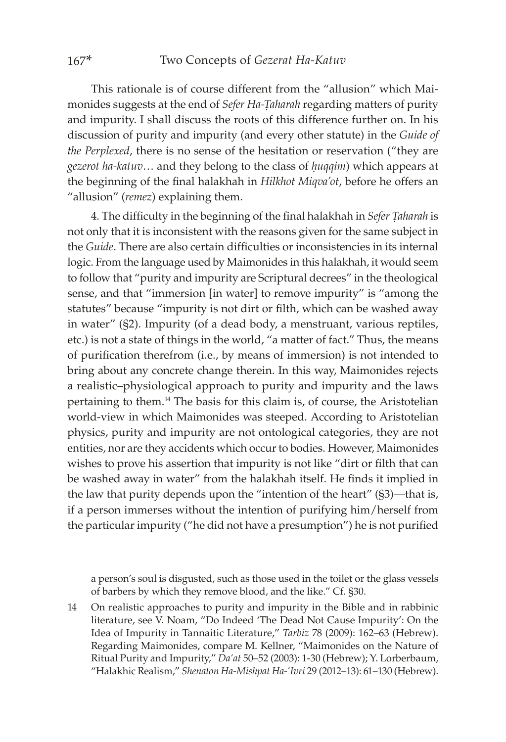This rationale is of course different from the "allusion" which Maimonides suggests at the end of *Sefer Ha-Ṭaharah* regarding matters of purity and impurity. I shall discuss the roots of this difference further on. In his discussion of purity and impurity (and every other statute) in the *Guide of the Perplexed*, there is no sense of the hesitation or reservation ("they are *gezerot ha-katuv*… and they belong to the class of *ḥuqqim*) which appears at the beginning of the final halakhah in *Hilkhot Miqva'ot*, before he offers an "allusion" (*remez*) explaining them.

4. The difficulty in the beginning of the final halakhah in *Sefer Ṭaharah* is not only that it is inconsistent with the reasons given for the same subject in the *Guide*. There are also certain difficulties or inconsistencies in its internal logic. From the language used by Maimonides in this halakhah, it would seem to follow that "purity and impurity are Scriptural decrees" in the theological sense, and that "immersion [in water] to remove impurity" is "among the statutes" because "impurity is not dirt or filth, which can be washed away in water" (§2). Impurity (of a dead body, a menstruant, various reptiles, etc.) is not a state of things in the world, "a matter of fact." Thus, the means of purification therefrom (i.e., by means of immersion) is not intended to bring about any concrete change therein. In this way, Maimonides rejects a realistic–physiological approach to purity and impurity and the laws pertaining to them.[14] The basis for this claim is, of course, the Aristotelian world-view in which Maimonides was steeped. According to Aristotelian physics, purity and impurity are not ontological categories, they are not entities, nor are they accidents which occur to bodies. However, Maimonides wishes to prove his assertion that impurity is not like "dirt or filth that can be washed away in water" from the halakhah itself. He finds it implied in the law that purity depends upon the "intention of the heart" (§3)—that is, if a person immerses without the intention of purifying him/herself from the particular impurity ("he did not have a presumption") he is not purified

a person's soul is disgusted, such as those used in the toilet or the glass vessels of barbers by which they remove blood, and the like." Cf. §30.

14 On realistic approaches to purity and impurity in the Bible and in rabbinic literature, see V. Noam, "Do Indeed 'The Dead Not Cause Impurity': On the Idea of Impurity in Tannaitic Literature," *Tarbiz* 78 (2009): 162–63 (Hebrew). Regarding Maimonides, compare M. Kellner, "Maimonides on the Nature of Ritual Purity and Impurity," *Da'at* 50–52 (2003): 1-30 (Hebrew); Y. Lorberbaum, "Halakhic Realism," *Shenaton Ha-Mishpat Ha-'Ivri* 29 (2012–13): 61–130 (Hebrew).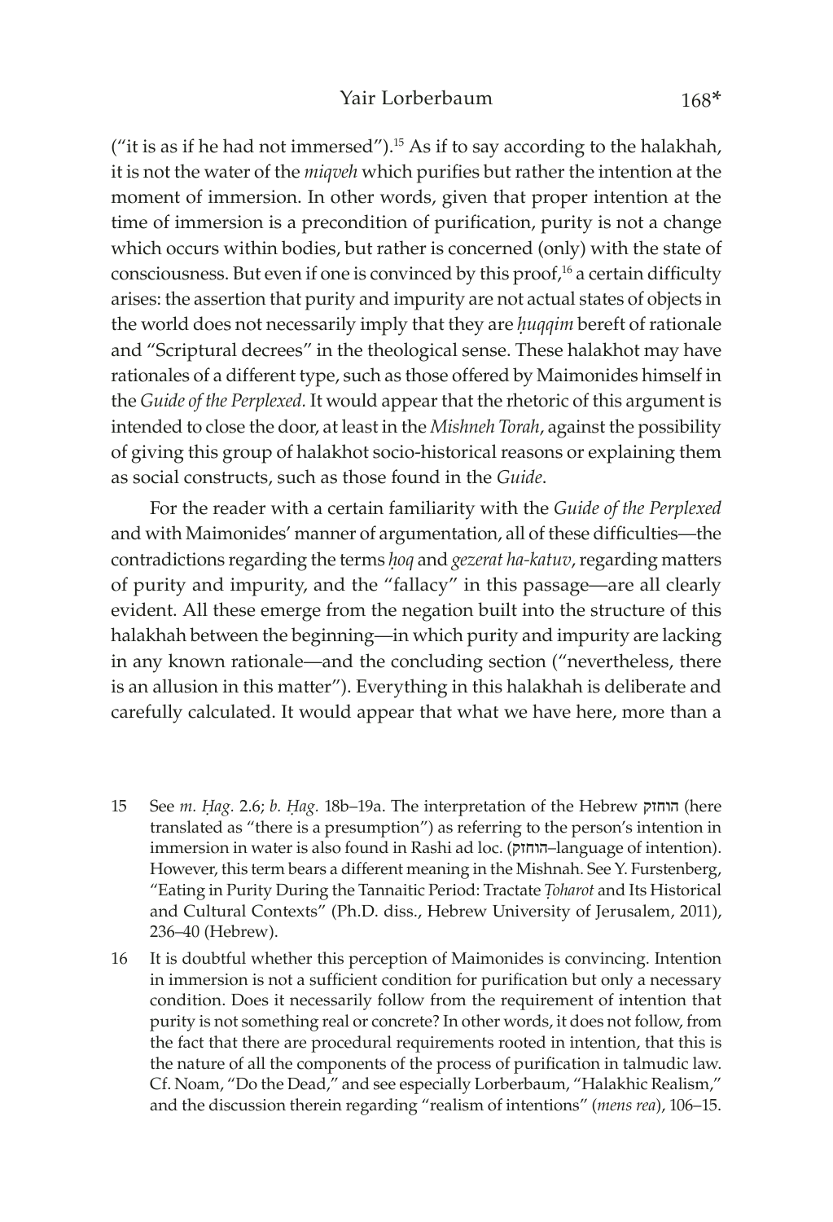("it is as if he had not immersed").[15] As if to say according to the halakhah, it is not the water of the *miqveh* which purifies but rather the intention at the moment of immersion. In other words, given that proper intention at the time of immersion is a precondition of purification, purity is not a change which occurs within bodies, but rather is concerned (only) with the state of consciousness. But even if one is convinced by this proof,[16] a certain difficulty arises: the assertion that purity and impurity are not actual states of objects in the world does not necessarily imply that they are *ḥuqqim* bereft of rationale and "Scriptural decrees" in the theological sense. These halakhot may have rationales of a different type, such as those offered by Maimonides himself in the *Guide of the Perplexed.* It would appear that the rhetoric of this argument is intended to close the door, at least in the *Mishneh Torah*, against the possibility of giving this group of halakhot socio-historical reasons or explaining them as social constructs, such as those found in the *Guide*.

For the reader with a certain familiarity with the *Guide of the Perplexed* and with Maimonides' manner of argumentation, all of these difficulties—the contradictions regarding the terms *ḥoq* and *gezerat ha-katuv*, regarding matters of purity and impurity, and the "fallacy" in this passage—are all clearly evident. All these emerge from the negation built into the structure of this halakhah between the beginning—in which purity and impurity are lacking in any known rationale—and the concluding section ("nevertheless, there is an allusion in this matter"). Everything in this halakhah is deliberate and carefully calculated. It would appear that what we have here, more than a

15 See *m. Ḥag.* 2.6; *b. Ḥag.* 18b–19a. The interpretation of the Hebrew הוחזק (here translated as "there is a presumption") as referring to the person's intention in immersion in water is also found in Rashi ad loc. (הוחזק–language of intention). However, this term bears a different meaning in the Mishnah. See Y. Furstenberg, "Eating in Purity During the Tannaitic Period: Tractate *Ṭoharot* and Its Historical and Cultural Contexts" (Ph.D. diss., Hebrew University of Jerusalem, 2011), 236–40 (Hebrew).

16 It is doubtful whether this perception of Maimonides is convincing. Intention in immersion is not a sufficient condition for purification but only a necessary condition. Does it necessarily follow from the requirement of intention that purity is not something real or concrete? In other words, it does not follow, from the fact that there are procedural requirements rooted in intention, that this is the nature of all the components of the process of purification in talmudic law. Cf. Noam, "Do the Dead," and see especially Lorberbaum, "Halakhic Realism," and the discussion therein regarding "realism of intentions" (*mens rea*), 106–15.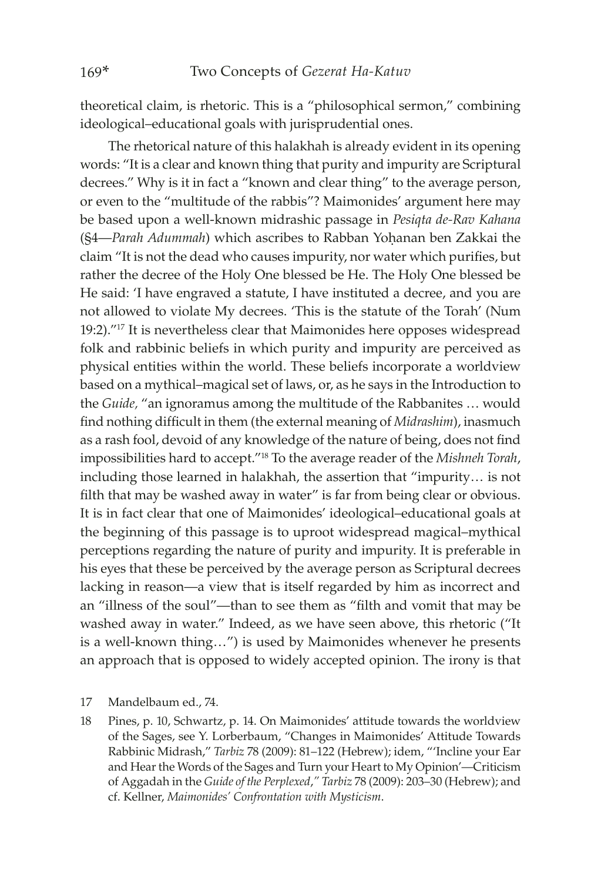theoretical claim, is rhetoric. This is a "philosophical sermon," combining ideological–educational goals with jurisprudential ones.

The rhetorical nature of this halakhah is already evident in its opening words: "It is a clear and known thing that purity and impurity are Scriptural decrees." Why is it in fact a "known and clear thing" to the average person, or even to the "multitude of the rabbis"? Maimonides' argument here may be based upon a well-known midrashic passage in *Pesiqta de-Rav Kahana* (§4—*Parah Adummah*) which ascribes to Rabban Yoḥanan ben Zakkai the claim "It is not the dead who causes impurity, nor water which purifies, but rather the decree of the Holy One blessed be He. The Holy One blessed be He said: 'I have engraved a statute, I have instituted a decree, and you are not allowed to violate My decrees. 'This is the statute of the Torah' (Num 19:2)."[17] It is nevertheless clear that Maimonides here opposes widespread folk and rabbinic beliefs in which purity and impurity are perceived as physical entities within the world. These beliefs incorporate a worldview based on a mythical–magical set of laws, or, as he says in the Introduction to the *Guide,* "an ignoramus among the multitude of the Rabbanites … would find nothing difficult in them (the external meaning of *Midrashim*), inasmuch as a rash fool, devoid of any knowledge of the nature of being, does not find impossibilities hard to accept."[18] To the average reader of the *Mishneh Torah*, including those learned in halakhah, the assertion that "impurity… is not filth that may be washed away in water" is far from being clear or obvious. It is in fact clear that one of Maimonides' ideological–educational goals at the beginning of this passage is to uproot widespread magical–mythical perceptions regarding the nature of purity and impurity. It is preferable in his eyes that these be perceived by the average person as Scriptural decrees lacking in reason—a view that is itself regarded by him as incorrect and an "illness of the soul"—than to see them as "filth and vomit that may be washed away in water." Indeed, as we have seen above, this rhetoric ("It is a well-known thing…") is used by Maimonides whenever he presents an approach that is opposed to widely accepted opinion. The irony is that

17 Mandelbaum ed., 74.

18 Pines, p. 10, Schwartz, p. 14. On Maimonides' attitude towards the worldview of the Sages, see Y. Lorberbaum, "Changes in Maimonides' Attitude Towards Rabbinic Midrash," *Tarbiz* 78 (2009): 81–122 (Hebrew); idem, "'Incline your Ear and Hear the Words of the Sages and Turn your Heart to My Opinion'—Criticism of Aggadah in the *Guide of the Perplexed*," *Tarbiz* 78 (2009): 203–30 (Hebrew); and cf. Kellner, *Maimonides' Confrontation with Mysticism*.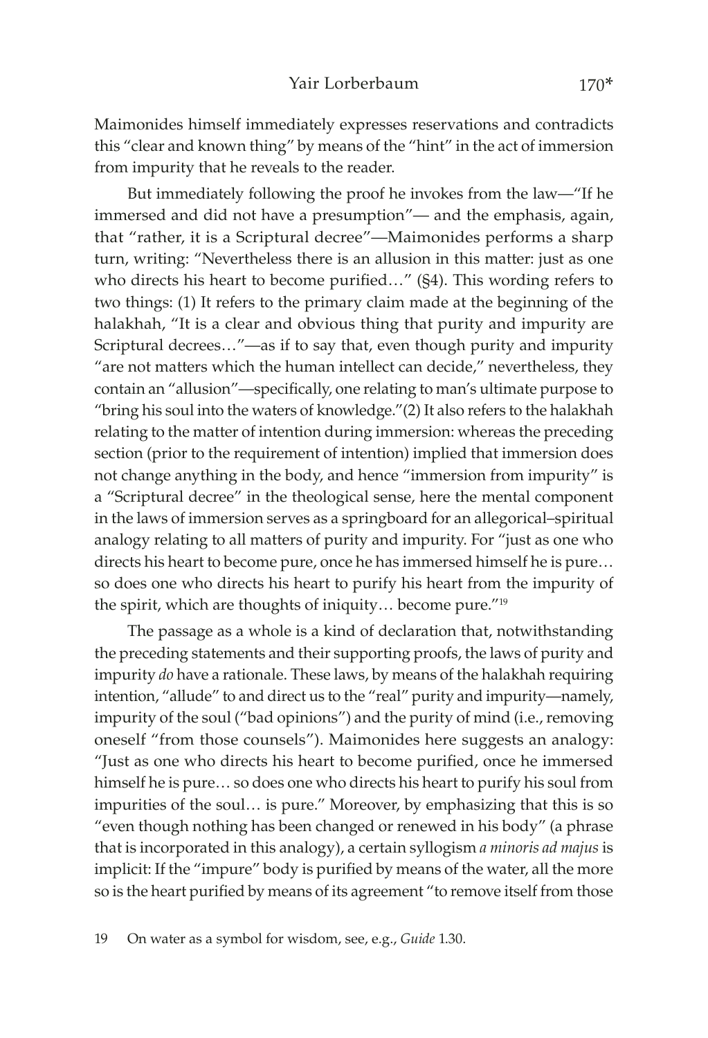Maimonides himself immediately expresses reservations and contradicts this "clear and known thing" by means of the "hint" in the act of immersion from impurity that he reveals to the reader.

But immediately following the proof he invokes from the law—"If he immersed and did not have a presumption"— and the emphasis, again, that "rather, it is a Scriptural decree"—Maimonides performs a sharp turn, writing: "Nevertheless there is an allusion in this matter: just as one who directs his heart to become purified…" (§4). This wording refers to two things: (1) It refers to the primary claim made at the beginning of the halakhah, "It is a clear and obvious thing that purity and impurity are Scriptural decrees…"—as if to say that, even though purity and impurity "are not matters which the human intellect can decide," nevertheless, they contain an "allusion"—specifically, one relating to man's ultimate purpose to "bring his soul into the waters of knowledge."(2) It also refers to the halakhah relating to the matter of intention during immersion: whereas the preceding section (prior to the requirement of intention) implied that immersion does not change anything in the body, and hence "immersion from impurity" is a "Scriptural decree" in the theological sense, here the mental component in the laws of immersion serves as a springboard for an allegorical–spiritual analogy relating to all matters of purity and impurity. For "just as one who directs his heart to become pure, once he has immersed himself he is pure… so does one who directs his heart to purify his heart from the impurity of the spirit, which are thoughts of iniquity… become pure."[19]

The passage as a whole is a kind of declaration that, notwithstanding the preceding statements and their supporting proofs, the laws of purity and impurity *do* have a rationale. These laws, by means of the halakhah requiring intention, "allude" to and direct us to the "real" purity and impurity—namely, impurity of the soul ("bad opinions") and the purity of mind (i.e., removing oneself "from those counsels"). Maimonides here suggests an analogy: "Just as one who directs his heart to become purified, once he immersed himself he is pure… so does one who directs his heart to purify his soul from impurities of the soul… is pure." Moreover, by emphasizing that this is so "even though nothing has been changed or renewed in his body" (a phrase that is incorporated in this analogy), a certain syllogism *a minoris ad majus* is implicit: If the "impure" body is purified by means of the water, all the more so is the heart purified by means of its agreement "to remove itself from those

19 On water as a symbol for wisdom, see, e.g., *Guide* 1.30.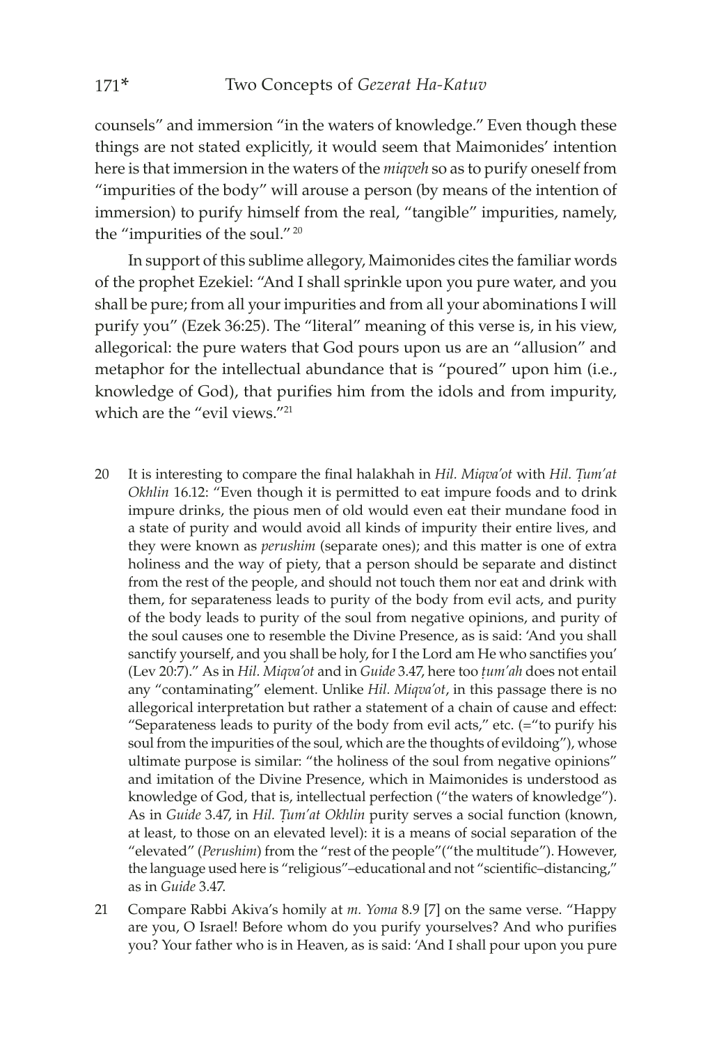counsels" and immersion "in the waters of knowledge." Even though these things are not stated explicitly, it would seem that Maimonides' intention here is that immersion in the waters of the *miqveh* so as to purify oneself from "impurities of the body" will arouse a person (by means of the intention of immersion) to purify himself from the real, "tangible" impurities, namely, the "impurities of the soul." [20]

In support of this sublime allegory, Maimonides cites the familiar words of the prophet Ezekiel: "And I shall sprinkle upon you pure water, and you shall be pure; from all your impurities and from all your abominations I will purify you" (Ezek 36:25). The "literal" meaning of this verse is, in his view, allegorical: the pure waters that God pours upon us are an "allusion" and metaphor for the intellectual abundance that is "poured" upon him (i.e., knowledge of God), that purifies him from the idols and from impurity, which are the "evil views."[21]

20 It is interesting to compare the final halakhah in *Hil. Miqva'ot* with *Hil. Ṭum'at Okhlin* 16.12: "Even though it is permitted to eat impure foods and to drink impure drinks, the pious men of old would even eat their mundane food in a state of purity and would avoid all kinds of impurity their entire lives, and they were known as *perushim* (separate ones); and this matter is one of extra holiness and the way of piety, that a person should be separate and distinct from the rest of the people, and should not touch them nor eat and drink with them, for separateness leads to purity of the body from evil acts, and purity of the body leads to purity of the soul from negative opinions, and purity of the soul causes one to resemble the Divine Presence, as is said: 'And you shall sanctify yourself, and you shall be holy, for I the Lord am He who sanctifies you' (Lev 20:7)." As in *Hil. Miqva'ot* and in *Guide* 3.47, here too *ṭum'ah* does not entail any "contaminating" element. Unlike *Hil. Miqva'ot*, in this passage there is no allegorical interpretation but rather a statement of a chain of cause and effect: "Separateness leads to purity of the body from evil acts," etc. (="to purify his soul from the impurities of the soul, which are the thoughts of evildoing"), whose ultimate purpose is similar: "the holiness of the soul from negative opinions" and imitation of the Divine Presence, which in Maimonides is understood as knowledge of God, that is, intellectual perfection ("the waters of knowledge"). As in *Guide* 3.47, in *Hil. Ṭum'at Okhlin* purity serves a social function (known, at least, to those on an elevated level): it is a means of social separation of the "elevated" (*Perushim*) from the "rest of the people"("the multitude"). However, the language used here is "religious"–educational and not "scientific–distancing," as in *Guide* 3.47.

21 Compare Rabbi Akiva's homily at *m. Yoma* 8.9 [7] on the same verse. "Happy are you, O Israel! Before whom do you purify yourselves? And who purifies you? Your father who is in Heaven, as is said: 'And I shall pour upon you pure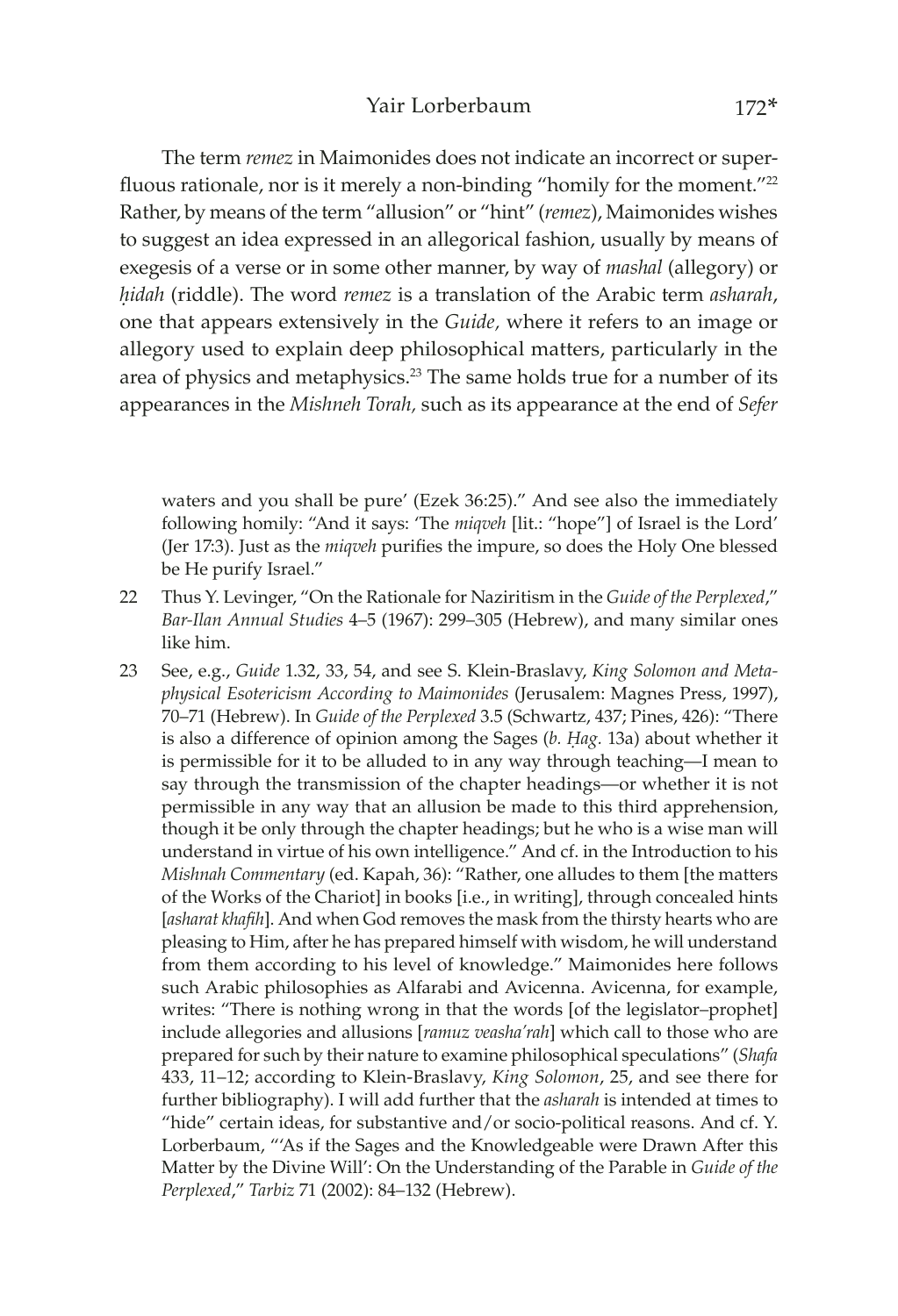The term *remez* in Maimonides does not indicate an incorrect or superfluous rationale, nor is it merely a non-binding "homily for the moment."[22] Rather, by means of the term "allusion" or "hint" (*remez*), Maimonides wishes to suggest an idea expressed in an allegorical fashion, usually by means of exegesis of a verse or in some other manner, by way of *mashal* (allegory) or *ḥidah* (riddle). The word *remez* is a translation of the Arabic term *asharah*, one that appears extensively in the *Guide,* where it refers to an image or allegory used to explain deep philosophical matters, particularly in the area of physics and metaphysics.[23] The same holds true for a number of its appearances in the *Mishneh Torah,* such as its appearance at the end of *Sefer*

waters and you shall be pure' (Ezek 36:25)." And see also the immediately following homily: "And it says: 'The *miqveh* [lit.: "hope"] of Israel is the Lord' (Jer 17:3). Just as the *miqveh* purifies the impure, so does the Holy One blessed be He purify Israel."

22 Thus Y. Levinger, "On the Rationale for Naziritism in the *Guide of the Perplexed*," *Bar-Ilan Annual Studies* 4–5 (1967): 299–305 (Hebrew), and many similar ones like him.

23 See, e.g., *Guide* 1.32, 33, 54, and see S. Klein-Braslavy, *King Solomon and Metaphysical Esotericism According to Maimonides* (Jerusalem: Magnes Press, 1997), 70–71 (Hebrew). In *Guide of the Perplexed* 3.5 (Schwartz, 437; Pines, 426): "There is also a difference of opinion among the Sages (*b. Ḥag.* 13a) about whether it is permissible for it to be alluded to in any way through teaching—I mean to say through the transmission of the chapter headings—or whether it is not permissible in any way that an allusion be made to this third apprehension, though it be only through the chapter headings; but he who is a wise man will understand in virtue of his own intelligence." And cf. in the Introduction to his *Mishnah Commentary* (ed. Kapah, 36): "Rather, one alludes to them [the matters of the Works of the Chariot] in books [i.e., in writing], through concealed hints [*asharat khafih*]. And when God removes the mask from the thirsty hearts who are pleasing to Him, after he has prepared himself with wisdom, he will understand from them according to his level of knowledge." Maimonides here follows such Arabic philosophies as Alfarabi and Avicenna. Avicenna, for example, writes: "There is nothing wrong in that the words [of the legislator–prophet] include allegories and allusions [*ramuz veasha'rah*] which call to those who are prepared for such by their nature to examine philosophical speculations" (*Shafa* 433, 11–12; according to Klein-Braslavy, *King Solomon*, 25, and see there for further bibliography). I will add further that the *asharah* is intended at times to "hide" certain ideas, for substantive and/or socio-political reasons. And cf. Y. Lorberbaum, "'As if the Sages and the Knowledgeable were Drawn After this Matter by the Divine Will': On the Understanding of the Parable in *Guide of the Perplexed*," *Tarbiz* 71 (2002): 84–132 (Hebrew).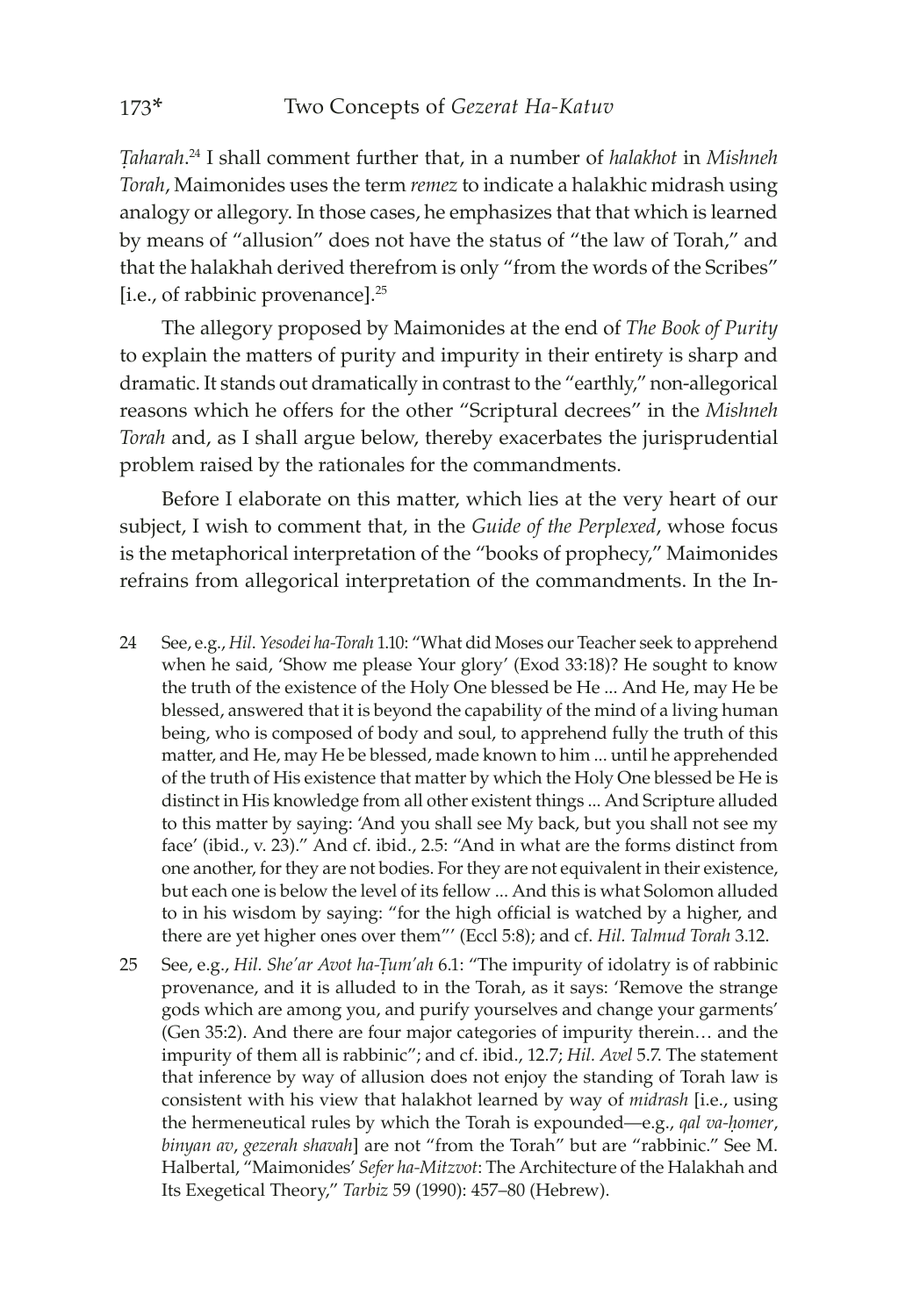*Ṭaharah*.[24] I shall comment further that, in a number of *halakhot* in *Mishneh Torah*, Maimonides uses the term *remez* to indicate a halakhic midrash using analogy or allegory. In those cases, he emphasizes that that which is learned by means of "allusion" does not have the status of "the law of Torah," and that the halakhah derived therefrom is only "from the words of the Scribes" [i.e., of rabbinic provenance].[25]

The allegory proposed by Maimonides at the end of *The Book of Purity* to explain the matters of purity and impurity in their entirety is sharp and dramatic. It stands out dramatically in contrast to the "earthly," non-allegorical reasons which he offers for the other "Scriptural decrees" in the *Mishneh Torah* and, as I shall argue below, thereby exacerbates the jurisprudential problem raised by the rationales for the commandments.

Before I elaborate on this matter, which lies at the very heart of our subject, I wish to comment that, in the *Guide of the Perplexed*, whose focus is the metaphorical interpretation of the "books of prophecy," Maimonides refrains from allegorical interpretation of the commandments. In the In-

24 See, e.g., *Hil. Yesodei ha-Torah* 1.10: "What did Moses our Teacher seek to apprehend when he said, 'Show me please Your glory' (Exod 33:18)? He sought to know the truth of the existence of the Holy One blessed be He ... And He, may He be blessed, answered that it is beyond the capability of the mind of a living human being, who is composed of body and soul, to apprehend fully the truth of this matter, and He, may He be blessed, made known to him ... until he apprehended of the truth of His existence that matter by which the Holy One blessed be He is distinct in His knowledge from all other existent things ... And Scripture alluded to this matter by saying: 'And you shall see My back, but you shall not see my face' (ibid., v. 23)." And cf. ibid., 2.5: "And in what are the forms distinct from one another, for they are not bodies. For they are not equivalent in their existence, but each one is below the level of its fellow ... And this is what Solomon alluded to in his wisdom by saying: "for the high official is watched by a higher, and there are yet higher ones over them"' (Eccl 5:8); and cf. *Hil. Talmud Torah* 3.12.

25 See, e.g., *Hil. She'ar Avot ha-Ṭum'ah* 6.1: "The impurity of idolatry is of rabbinic provenance, and it is alluded to in the Torah, as it says: 'Remove the strange gods which are among you, and purify yourselves and change your garments' (Gen 35:2). And there are four major categories of impurity therein… and the impurity of them all is rabbinic"; and cf. ibid., 12.7; *Hil. Avel* 5.7. The statement that inference by way of allusion does not enjoy the standing of Torah law is consistent with his view that halakhot learned by way of *midrash* [i.e., using the hermeneutical rules by which the Torah is expounded—e.g., *qal va-ḥomer*, *binyan av*, *gezerah shavah*] are not "from the Torah" but are "rabbinic." See M. Halbertal, "Maimonides' *Sefer ha-Mitzvot*: The Architecture of the Halakhah and Its Exegetical Theory," *Tarbiz* 59 (1990): 457–80 (Hebrew).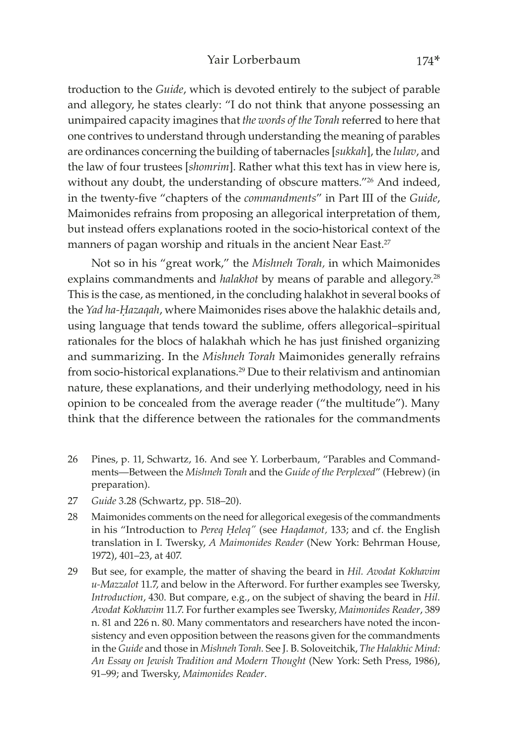troduction to the *Guide*, which is devoted entirely to the subject of parable and allegory, he states clearly: "I do not think that anyone possessing an unimpaired capacity imagines that *the words of the Torah* referred to here that one contrives to understand through understanding the meaning of parables are ordinances concerning the building of tabernacles [*sukkah*], the *lulav*, and the law of four trustees [*shomrim*]. Rather what this text has in view here is, without any doubt, the understanding of obscure matters."[26] And indeed, in the twenty-five "chapters of the *commandments*" in Part III of the *Guide*, Maimonides refrains from proposing an allegorical interpretation of them, but instead offers explanations rooted in the socio-historical context of the manners of pagan worship and rituals in the ancient Near East.[27]

Not so in his "great work," the *Mishneh Torah,* in which Maimonides explains commandments and *halakhot* by means of parable and allegory.[28] This is the case, as mentioned, in the concluding halakhot in several books of the *Yad ha-Ḥazaqah*, where Maimonides rises above the halakhic details and, using language that tends toward the sublime, offers allegorical–spiritual rationales for the blocs of halakhah which he has just finished organizing and summarizing. In the *Mishneh Torah* Maimonides generally refrains from socio-historical explanations.[29] Due to their relativism and antinomian nature, these explanations, and their underlying methodology, need in his opinion to be concealed from the average reader ("the multitude"). Many think that the difference between the rationales for the commandments

26 Pines, p. 11, Schwartz, 16. And see Y. Lorberbaum, "Parables and Commandments—Between the *Mishneh Torah* and the *Guide of the Perplexed*" (Hebrew) (in preparation).

27 *Guide* 3.28 (Schwartz, pp. 518–20).

28 Maimonides comments on the need for allegorical exegesis of the commandments in his "Introduction to *Pereq Ḥeleq"* (see *Haqdamot,* 133; and cf. the English translation in I. Twersky, *A Maimonides Reader* (New York: Behrman House, 1972), 401–23, at 407.

29 But see, for example, the matter of shaving the beard in *Hil. Avodat Kokhavim u-Mazzalot* 11.7, and below in the Afterword. For further examples see Twersky, *Introduction*, 430. But compare, e.g., on the subject of shaving the beard in *Hil. Avodat Kokhavim* 11.7. For further examples see Twersky, *Maimonides Reader*, 389 n. 81 and 226 n. 80. Many commentators and researchers have noted the inconsistency and even opposition between the reasons given for the commandments in the *Guide* and those in *Mishneh Torah.* See J. B. Soloveitchik, *The Halakhic Mind: An Essay on Jewish Tradition and Modern Thought* (New York: Seth Press, 1986), 91–99; and Twersky, *Maimonides Reader*.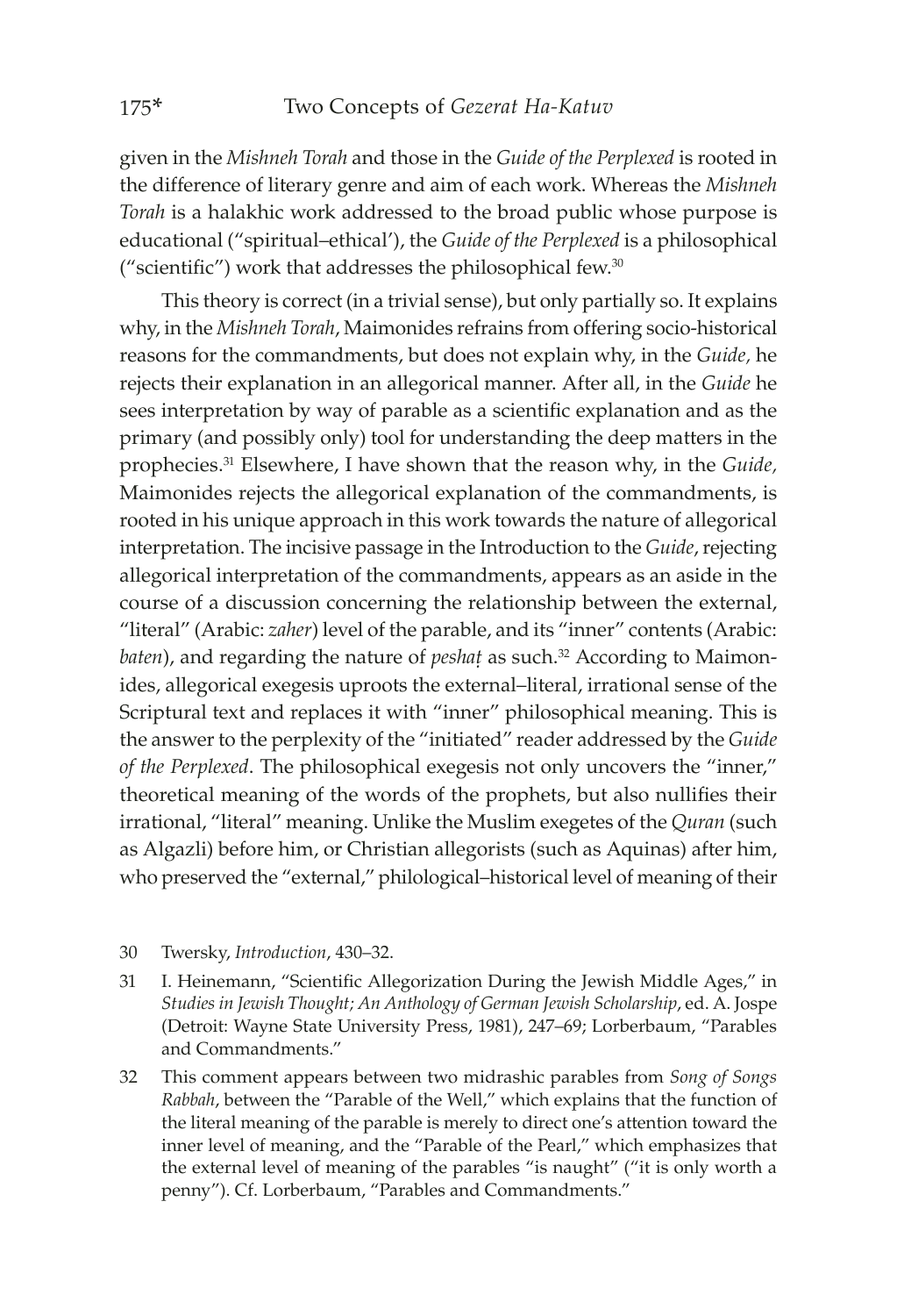given in the *Mishneh Torah* and those in the *Guide of the Perplexed* is rooted in the difference of literary genre and aim of each work. Whereas the *Mishneh Torah* is a halakhic work addressed to the broad public whose purpose is educational ("spiritual–ethical'), the *Guide of the Perplexed* is a philosophical ("scientific") work that addresses the philosophical few.[30]

This theory is correct (in a trivial sense), but only partially so. It explains why, in the *Mishneh Torah*, Maimonides refrains from offering socio-historical reasons for the commandments, but does not explain why, in the *Guide,* he rejects their explanation in an allegorical manner. After all, in the *Guide* he sees interpretation by way of parable as a scientific explanation and as the primary (and possibly only) tool for understanding the deep matters in the prophecies.[31] Elsewhere, I have shown that the reason why, in the *Guide,* Maimonides rejects the allegorical explanation of the commandments, is rooted in his unique approach in this work towards the nature of allegorical interpretation. The incisive passage in the Introduction to the *Guide*, rejecting allegorical interpretation of the commandments, appears as an aside in the course of a discussion concerning the relationship between the external, "literal" (Arabic: *zaher*) level of the parable, and its "inner" contents (Arabic: *baten*), and regarding the nature of *peshaṭ* as such.[32] According to Maimonides, allegorical exegesis uproots the external–literal, irrational sense of the Scriptural text and replaces it with "inner" philosophical meaning. This is the answer to the perplexity of the "initiated" reader addressed by the *Guide of the Perplexed*. The philosophical exegesis not only uncovers the "inner," theoretical meaning of the words of the prophets, but also nullifies their irrational, "literal" meaning. Unlike the Muslim exegetes of the *Quran* (such as Algazli) before him, or Christian allegorists (such as Aquinas) after him, who preserved the "external," philological–historical level of meaning of their

30 Twersky, *Introduction*, 430–32.

31 I. Heinemann, "Scientific Allegorization During the Jewish Middle Ages," in *Studies in Jewish Thought; An Anthology of German Jewish Scholarship*, ed. A. Jospe (Detroit: Wayne State University Press, 1981), 247–69; Lorberbaum, "Parables and Commandments."

32 This comment appears between two midrashic parables from *Song of Songs Rabbah*, between the "Parable of the Well," which explains that the function of the literal meaning of the parable is merely to direct one's attention toward the inner level of meaning, and the "Parable of the Pearl," which emphasizes that the external level of meaning of the parables "is naught" ("it is only worth a penny"). Cf. Lorberbaum, "Parables and Commandments."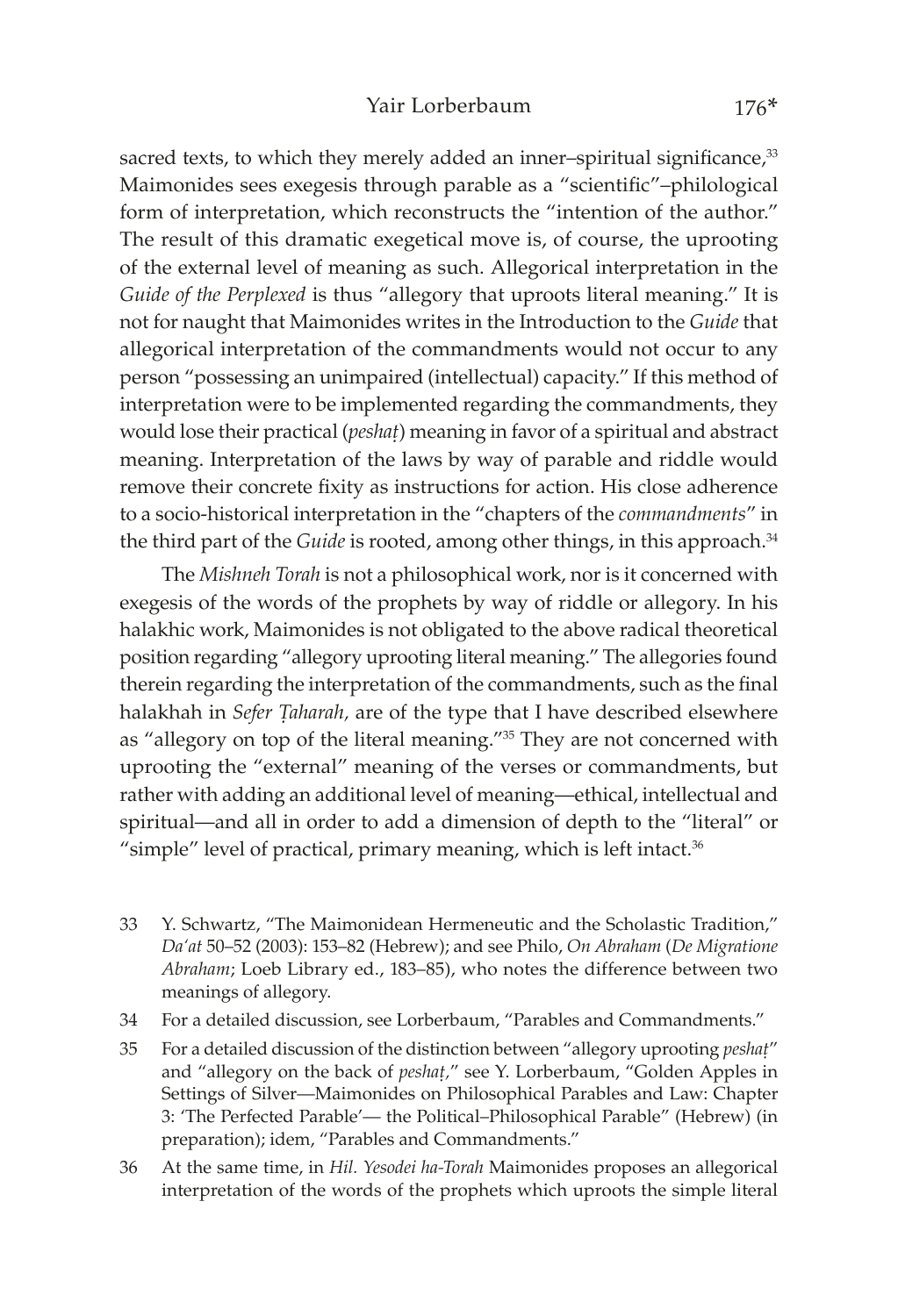sacred texts, to which they merely added an inner–spiritual significance,[33] Maimonides sees exegesis through parable as a "scientific"–philological form of interpretation, which reconstructs the "intention of the author." The result of this dramatic exegetical move is, of course, the uprooting of the external level of meaning as such. Allegorical interpretation in the *Guide of the Perplexed* is thus "allegory that uproots literal meaning." It is not for naught that Maimonides writes in the Introduction to the *Guide* that allegorical interpretation of the commandments would not occur to any person "possessing an unimpaired (intellectual) capacity." If this method of interpretation were to be implemented regarding the commandments, they would lose their practical (*peshaṭ*) meaning in favor of a spiritual and abstract meaning. Interpretation of the laws by way of parable and riddle would remove their concrete fixity as instructions for action. His close adherence to a socio-historical interpretation in the "chapters of the *commandments*" in the third part of the *Guide* is rooted, among other things, in this approach.[34]

The *Mishneh Torah* is not a philosophical work, nor is it concerned with exegesis of the words of the prophets by way of riddle or allegory. In his halakhic work, Maimonides is not obligated to the above radical theoretical position regarding "allegory uprooting literal meaning." The allegories found therein regarding the interpretation of the commandments, such as the final halakhah in *Sefer Ṭaharah,* are of the type that I have described elsewhere as "allegory on top of the literal meaning."[35] They are not concerned with uprooting the "external" meaning of the verses or commandments, but rather with adding an additional level of meaning—ethical, intellectual and spiritual—and all in order to add a dimension of depth to the "literal" or "simple" level of practical, primary meaning, which is left intact.[36]

33 Y. Schwartz, "The Maimonidean Hermeneutic and the Scholastic Tradition," *Da'at* 50–52 (2003): 153–82 (Hebrew); and see Philo, *On Abraham* (*De Migratione Abraham*; Loeb Library ed., 183–85), who notes the difference between two meanings of allegory.

34 For a detailed discussion, see Lorberbaum, "Parables and Commandments."

35 For a detailed discussion of the distinction between "allegory uprooting *peshaṭ*" and "allegory on the back of *peshaṭ*," see Y. Lorberbaum, "Golden Apples in Settings of Silver—Maimonides on Philosophical Parables and Law: Chapter 3: 'The Perfected Parable'— the Political–Philosophical Parable" (Hebrew) (in preparation); idem, "Parables and Commandments."

36 At the same time, in *Hil. Yesodei ha-Torah* Maimonides proposes an allegorical interpretation of the words of the prophets which uproots the simple literal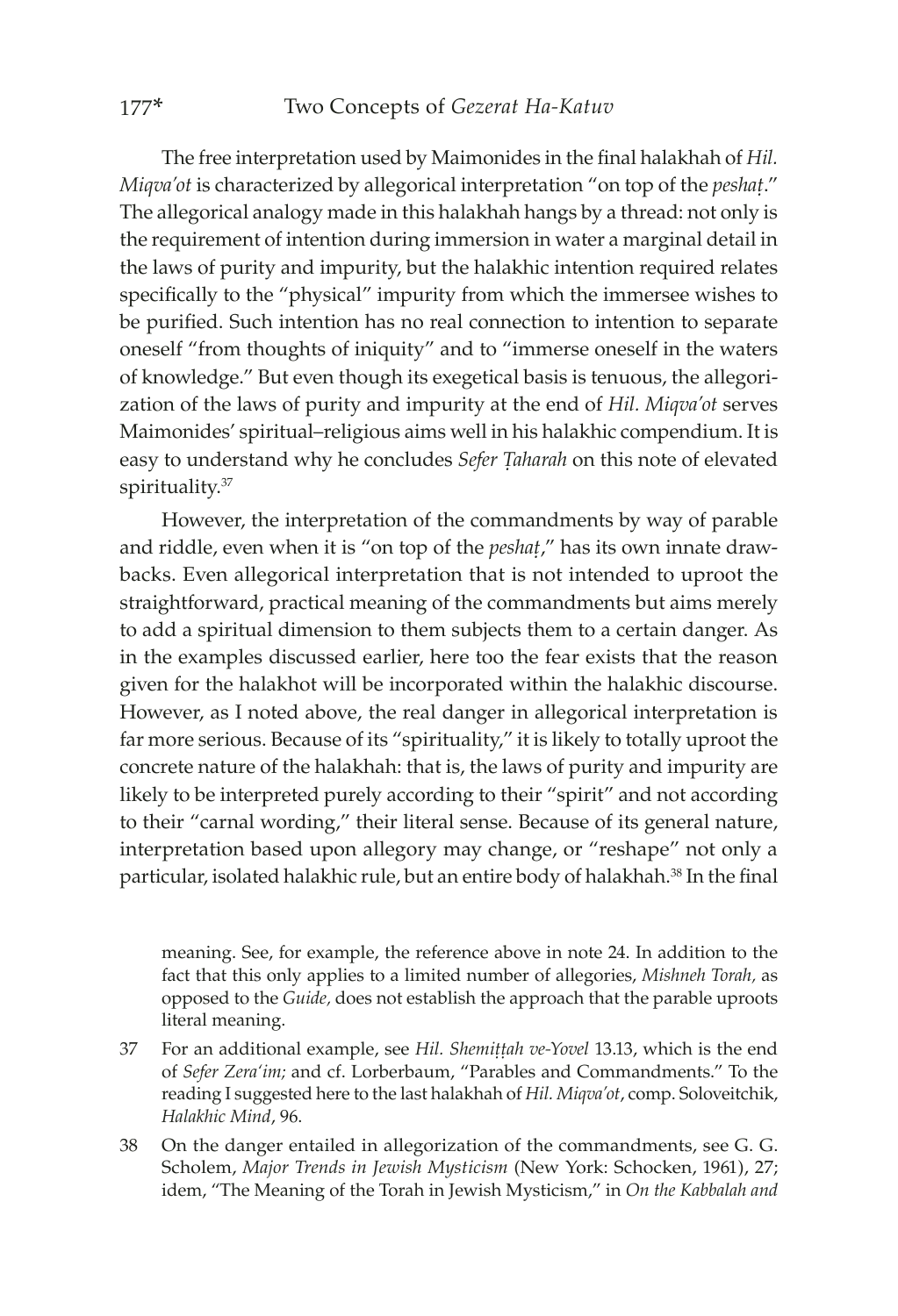The free interpretation used by Maimonides in the final halakhah of *Hil. Miqva'ot* is characterized by allegorical interpretation "on top of the *peshaṭ*." The allegorical analogy made in this halakhah hangs by a thread: not only is the requirement of intention during immersion in water a marginal detail in the laws of purity and impurity, but the halakhic intention required relates specifically to the "physical" impurity from which the immersee wishes to be purified. Such intention has no real connection to intention to separate oneself "from thoughts of iniquity" and to "immerse oneself in the waters of knowledge." But even though its exegetical basis is tenuous, the allegorization of the laws of purity and impurity at the end of *Hil. Miqva'ot* serves Maimonides' spiritual–religious aims well in his halakhic compendium. It is easy to understand why he concludes *Sefer Ṭaharah* on this note of elevated spirituality.[37]

However, the interpretation of the commandments by way of parable and riddle, even when it is "on top of the *peshaṭ*," has its own innate drawbacks. Even allegorical interpretation that is not intended to uproot the straightforward, practical meaning of the commandments but aims merely to add a spiritual dimension to them subjects them to a certain danger. As in the examples discussed earlier, here too the fear exists that the reason given for the halakhot will be incorporated within the halakhic discourse. However, as I noted above, the real danger in allegorical interpretation is far more serious. Because of its "spirituality," it is likely to totally uproot the concrete nature of the halakhah: that is, the laws of purity and impurity are likely to be interpreted purely according to their "spirit" and not according to their "carnal wording," their literal sense. Because of its general nature, interpretation based upon allegory may change, or "reshape" not only a particular, isolated halakhic rule, but an entire body of halakhah.[38] In the final

---

meaning. See, for example, the reference above in note 24. In addition to the fact that this only applies to a limited number of allegories, *Mishneh Torah*, as opposed to the *Guide*, does not establish the approach that the parable uproots literal meaning.

37 For an additional example, see *Hil. Shemiṭṭah ve-Yovel* 13.13, which is the end of *Sefer Zera'im;* and cf. Lorberbaum, "Parables and Commandments." To the reading I suggested here to the last halakhah of *Hil. Miqva'ot*, comp. Soloveitchik, *Halakhic Mind*, 96.

38 On the danger entailed in allegorization of the commandments, see G. G. Scholem, *Major Trends in Jewish Mysticism* (New York: Schocken, 1961), 27; idem, "The Meaning of the Torah in Jewish Mysticism," in *On the Kabbalah and*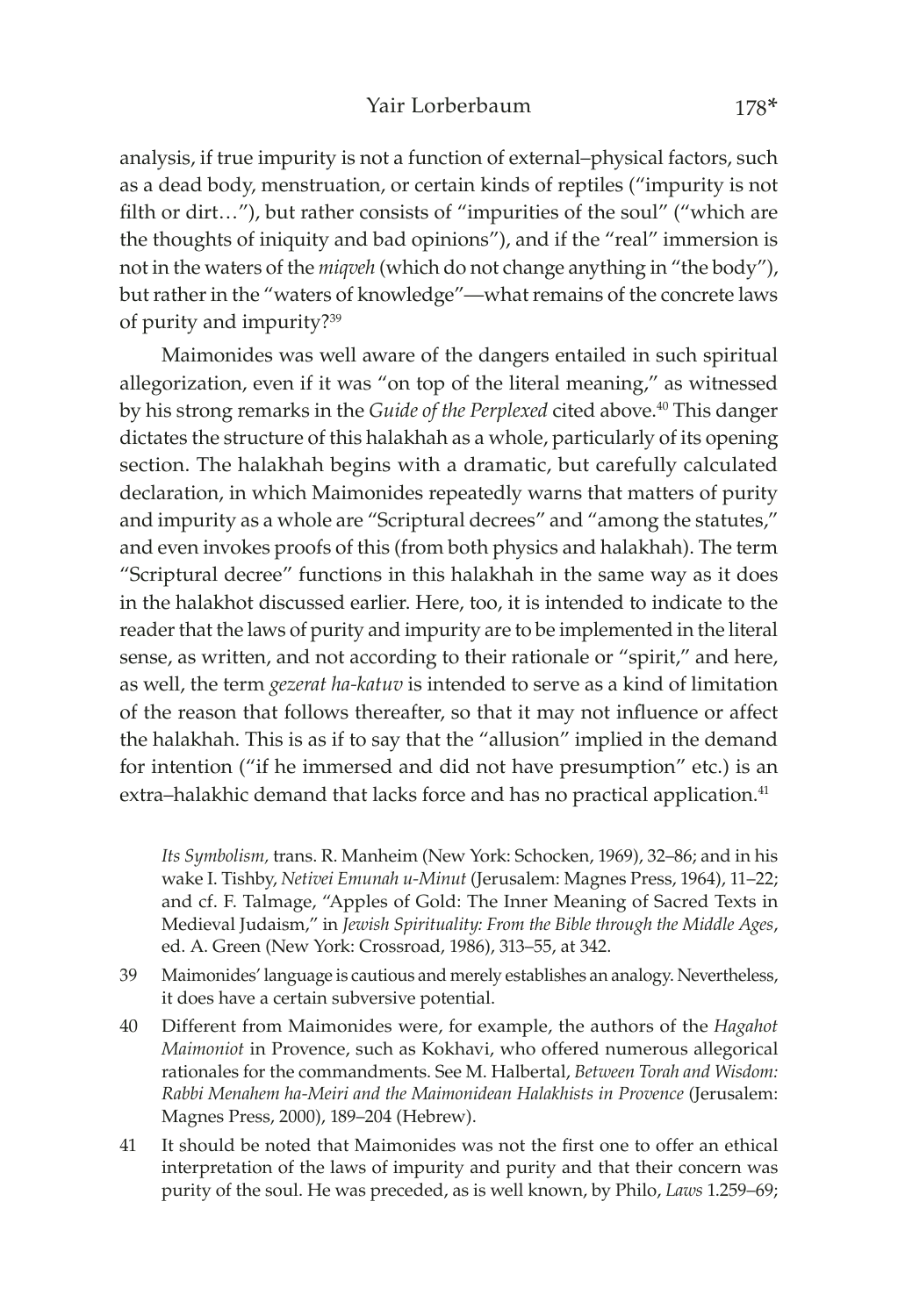analysis, if true impurity is not a function of external–physical factors, such as a dead body, menstruation, or certain kinds of reptiles ("impurity is not filth or dirt…"), but rather consists of "impurities of the soul" ("which are the thoughts of iniquity and bad opinions"), and if the "real" immersion is not in the waters of the *miqveh* (which do not change anything in "the body"), but rather in the "waters of knowledge"—what remains of the concrete laws of purity and impurity?[39]

Maimonides was well aware of the dangers entailed in such spiritual allegorization, even if it was "on top of the literal meaning," as witnessed by his strong remarks in the *Guide of the Perplexed* cited above.[40] This danger dictates the structure of this halakhah as a whole, particularly of its opening section. The halakhah begins with a dramatic, but carefully calculated declaration, in which Maimonides repeatedly warns that matters of purity and impurity as a whole are "Scriptural decrees" and "among the statutes," and even invokes proofs of this (from both physics and halakhah). The term "Scriptural decree" functions in this halakhah in the same way as it does in the halakhot discussed earlier. Here, too, it is intended to indicate to the reader that the laws of purity and impurity are to be implemented in the literal sense, as written, and not according to their rationale or "spirit," and here, as well, the term *gezerat ha-katuv* is intended to serve as a kind of limitation of the reason that follows thereafter, so that it may not influence or affect the halakhah. This is as if to say that the "allusion" implied in the demand for intention ("if he immersed and did not have presumption" etc.) is an extra–halakhic demand that lacks force and has no practical application.[41]

*Its Symbolism*, trans. R. Manheim (New York: Schocken, 1969), 32–86; and in his wake I. Tishby, *Netivei Emunah u-Minut* (Jerusalem: Magnes Press, 1964), 11–22; and cf. F. Talmage, "Apples of Gold: The Inner Meaning of Sacred Texts in Medieval Judaism," in *Jewish Spirituality: From the Bible through the Middle Ages*, ed. A. Green (New York: Crossroad, 1986), 313–55, at 342.

39 Maimonides' language is cautious and merely establishes an analogy. Nevertheless, it does have a certain subversive potential.

40 Different from Maimonides were, for example, the authors of the *Hagahot Maimoniot* in Provence, such as Kokhavi, who offered numerous allegorical rationales for the commandments. See M. Halbertal, *Between Torah and Wisdom: Rabbi Menahem ha-Meiri and the Maimonidean Halakhists in Provence* (Jerusalem: Magnes Press, 2000), 189–204 (Hebrew).

41 It should be noted that Maimonides was not the first one to offer an ethical interpretation of the laws of impurity and purity and that their concern was purity of the soul. He was preceded, as is well known, by Philo, *Laws* 1.259–69;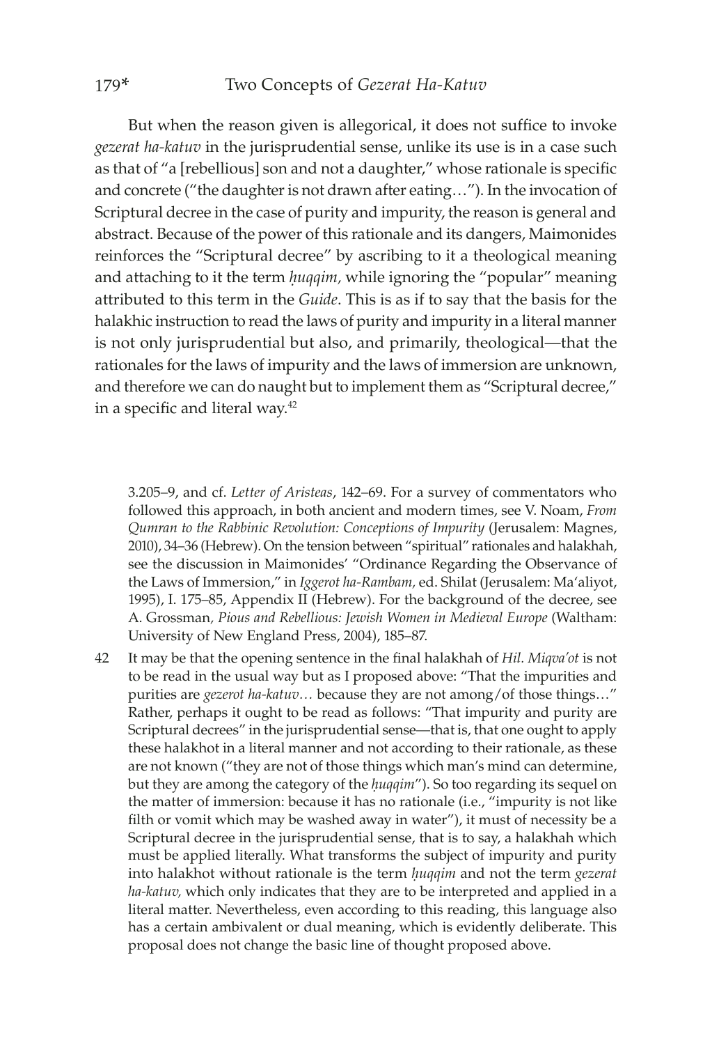But when the reason given is allegorical, it does not suffice to invoke *gezerat ha-katuv* in the jurisprudential sense, unlike its use is in a case such as that of "a [rebellious] son and not a daughter," whose rationale is specific and concrete ("the daughter is not drawn after eating…"). In the invocation of Scriptural decree in the case of purity and impurity, the reason is general and abstract. Because of the power of this rationale and its dangers, Maimonides reinforces the "Scriptural decree" by ascribing to it a theological meaning and attaching to it the term *ḥuqqim,* while ignoring the "popular" meaning attributed to this term in the *Guide*. This is as if to say that the basis for the halakhic instruction to read the laws of purity and impurity in a literal manner is not only jurisprudential but also, and primarily, theological—that the rationales for the laws of impurity and the laws of immersion are unknown, and therefore we can do naught but to implement them as "Scriptural decree," in a specific and literal way.[42]

---

3.205–9, and cf. *Letter of Aristeas*, 142–69. For a survey of commentators who followed this approach, in both ancient and modern times, see V. Noam, *From Qumran to the Rabbinic Revolution: Conceptions of Impurity* (Jerusalem: Magnes, 2010), 34–36 (Hebrew). On the tension between "spiritual" rationales and halakhah, see the discussion in Maimonides' "Ordinance Regarding the Observance of the Laws of Immersion," in *Iggerot ha-Rambam,* ed. Shilat (Jerusalem: Ma'aliyot, 1995), I. 175–85, Appendix II (Hebrew). For the background of the decree, see A. Grossman, *Pious and Rebellious: Jewish Women in Medieval Europe* (Waltham: University of New England Press, 2004), 185–87.

42 It may be that the opening sentence in the final halakhah of *Hil. Miqva'ot* is not to be read in the usual way but as I proposed above: "That the impurities and purities are *gezerot ha-katuv…* because they are not among/of those things…" Rather, perhaps it ought to be read as follows: "That impurity and purity are Scriptural decrees" in the jurisprudential sense—that is, that one ought to apply these halakhot in a literal manner and not according to their rationale, as these are not known ("they are not of those things which man's mind can determine, but they are among the category of the *ḥuqqim*"). So too regarding its sequel on the matter of immersion: because it has no rationale (i.e., "impurity is not like filth or vomit which may be washed away in water"), it must of necessity be a Scriptural decree in the jurisprudential sense, that is to say, a halakhah which must be applied literally. What transforms the subject of impurity and purity into halakhot without rationale is the term *ḥuqqim* and not the term *gezerat ha-katuv,* which only indicates that they are to be interpreted and applied in a literal matter. Nevertheless, even according to this reading, this language also has a certain ambivalent or dual meaning, which is evidently deliberate. This proposal does not change the basic line of thought proposed above.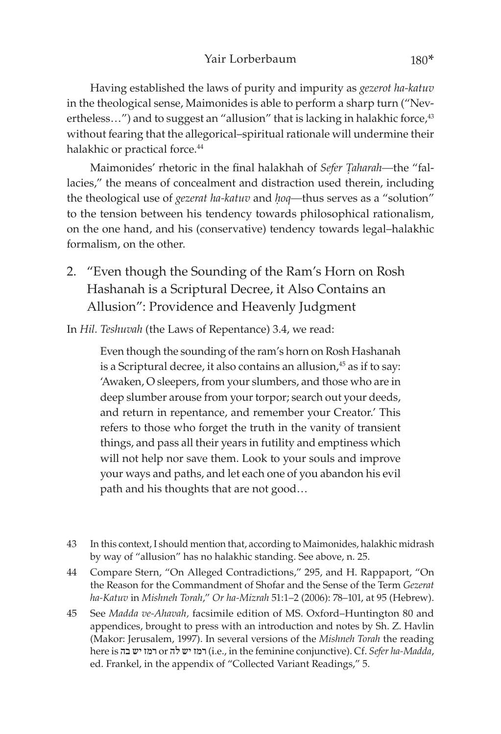Having established the laws of purity and impurity as *gezerot ha-katuv* in the theological sense, Maimonides is able to perform a sharp turn ("Nevertheless…") and to suggest an "allusion" that is lacking in halakhic force,[43] without fearing that the allegorical–spiritual rationale will undermine their halakhic or practical force.[44]

Maimonides' rhetoric in the final halakhah of *Sefer Ṭaharah*—the "fallacies," the means of concealment and distraction used therein, including the theological use of *gezerat ha-katuv* and *ḥoq*—thus serves as a "solution" to the tension between his tendency towards philosophical rationalism, on the one hand, and his (conservative) tendency towards legal–halakhic formalism, on the other.

## 2. "Even though the Sounding of the Ram's Horn on Rosh Hashanah is a Scriptural Decree, it Also Contains an Allusion": Providence and Heavenly Judgment

In *Hil. Teshuvah* (the Laws of Repentance) 3.4, we read:

> Even though the sounding of the ram's horn on Rosh Hashanah is a Scriptural decree, it also contains an allusion,[45] as if to say: 'Awaken, O sleepers, from your slumbers, and those who are in deep slumber arouse from your torpor; search out your deeds, and return in repentance, and remember your Creator.' This refers to those who forget the truth in the vanity of transient things, and pass all their years in futility and emptiness which will not help nor save them. Look to your souls and improve your ways and paths, and let each one of you abandon his evil path and his thoughts that are not good…

43 In this context, I should mention that, according to Maimonides, halakhic midrash by way of "allusion" has no halakhic standing. See above, n. 25.

44 Compare Stern, "On Alleged Contradictions," 295, and H. Rappaport, "On the Reason for the Commandment of Shofar and the Sense of the Term *Gezerat ha-Katuv* in *Mishneh Torah*," *Or ha-Mizrah* 51:1–2 (2006): 78–101, at 95 (Hebrew).

45 See *Madda ve-Ahavah,* facsimile edition of MS. Oxford–Huntington 80 and appendices, brought to press with an introduction and notes by Sh. Z. Havlin (Makor: Jerusalem, 1997). In several versions of the *Mishneh Torah* the reading here is רמז יש בה or רמז יש לה (i.e., in the feminine conjunctive). Cf. *Sefer ha-Madda*, ed. Frankel, in the appendix of "Collected Variant Readings," 5.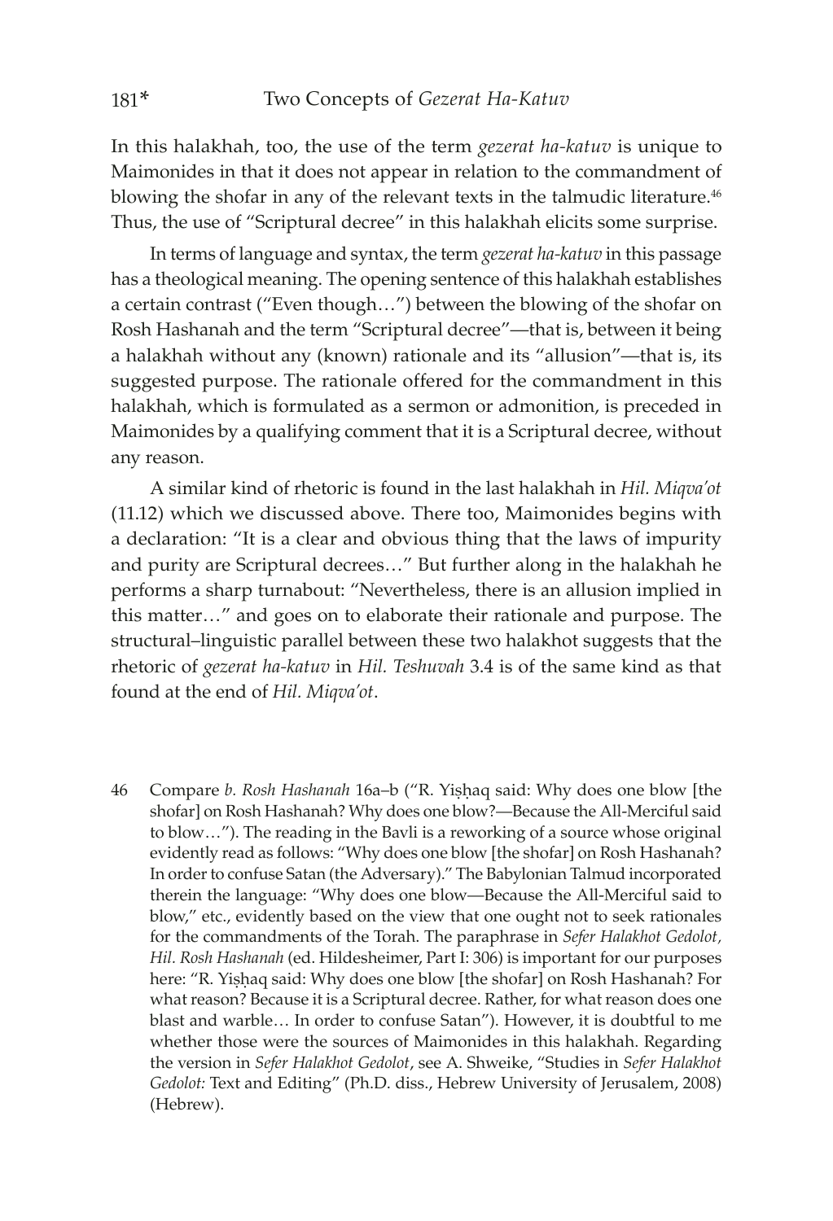In this halakhah, too, the use of the term *gezerat ha-katuv* is unique to Maimonides in that it does not appear in relation to the commandment of blowing the shofar in any of the relevant texts in the talmudic literature.[46] Thus, the use of "Scriptural decree" in this halakhah elicits some surprise.

In terms of language and syntax, the term *gezerat ha-katuv* in this passage has a theological meaning. The opening sentence of this halakhah establishes a certain contrast ("Even though…") between the blowing of the shofar on Rosh Hashanah and the term "Scriptural decree"—that is, between it being a halakhah without any (known) rationale and its "allusion"—that is, its suggested purpose. The rationale offered for the commandment in this halakhah, which is formulated as a sermon or admonition, is preceded in Maimonides by a qualifying comment that it is a Scriptural decree, without any reason.

A similar kind of rhetoric is found in the last halakhah in *Hil. Miqva'ot* (11.12) which we discussed above. There too, Maimonides begins with a declaration: "It is a clear and obvious thing that the laws of impurity and purity are Scriptural decrees…" But further along in the halakhah he performs a sharp turnabout: "Nevertheless, there is an allusion implied in this matter…" and goes on to elaborate their rationale and purpose. The structural–linguistic parallel between these two halakhot suggests that the rhetoric of *gezerat ha-katuv* in *Hil. Teshuvah* 3.4 is of the same kind as that found at the end of *Hil. Miqva'ot*.

---

46 Compare *b. Rosh Hashanah* 16a–b ("R. Yiṣḥaq said: Why does one blow [the shofar] on Rosh Hashanah? Why does one blow?—Because the All-Merciful said to blow…"). The reading in the Bavli is a reworking of a source whose original evidently read as follows: "Why does one blow [the shofar] on Rosh Hashanah? In order to confuse Satan (the Adversary)." The Babylonian Talmud incorporated therein the language: "Why does one blow—Because the All-Merciful said to blow," etc., evidently based on the view that one ought not to seek rationales for the commandments of the Torah. The paraphrase in *Sefer Halakhot Gedolot, Hil. Rosh Hashanah* (ed. Hildesheimer, Part I: 306) is important for our purposes here: "R. Yiṣḥaq said: Why does one blow [the shofar] on Rosh Hashanah? For what reason? Because it is a Scriptural decree. Rather, for what reason does one blast and warble… In order to confuse Satan"). However, it is doubtful to me whether those were the sources of Maimonides in this halakhah. Regarding the version in *Sefer Halakhot Gedolot*, see A. Shweike, "Studies in *Sefer Halakhot Gedolot:* Text and Editing" (Ph.D. diss., Hebrew University of Jerusalem, 2008) (Hebrew).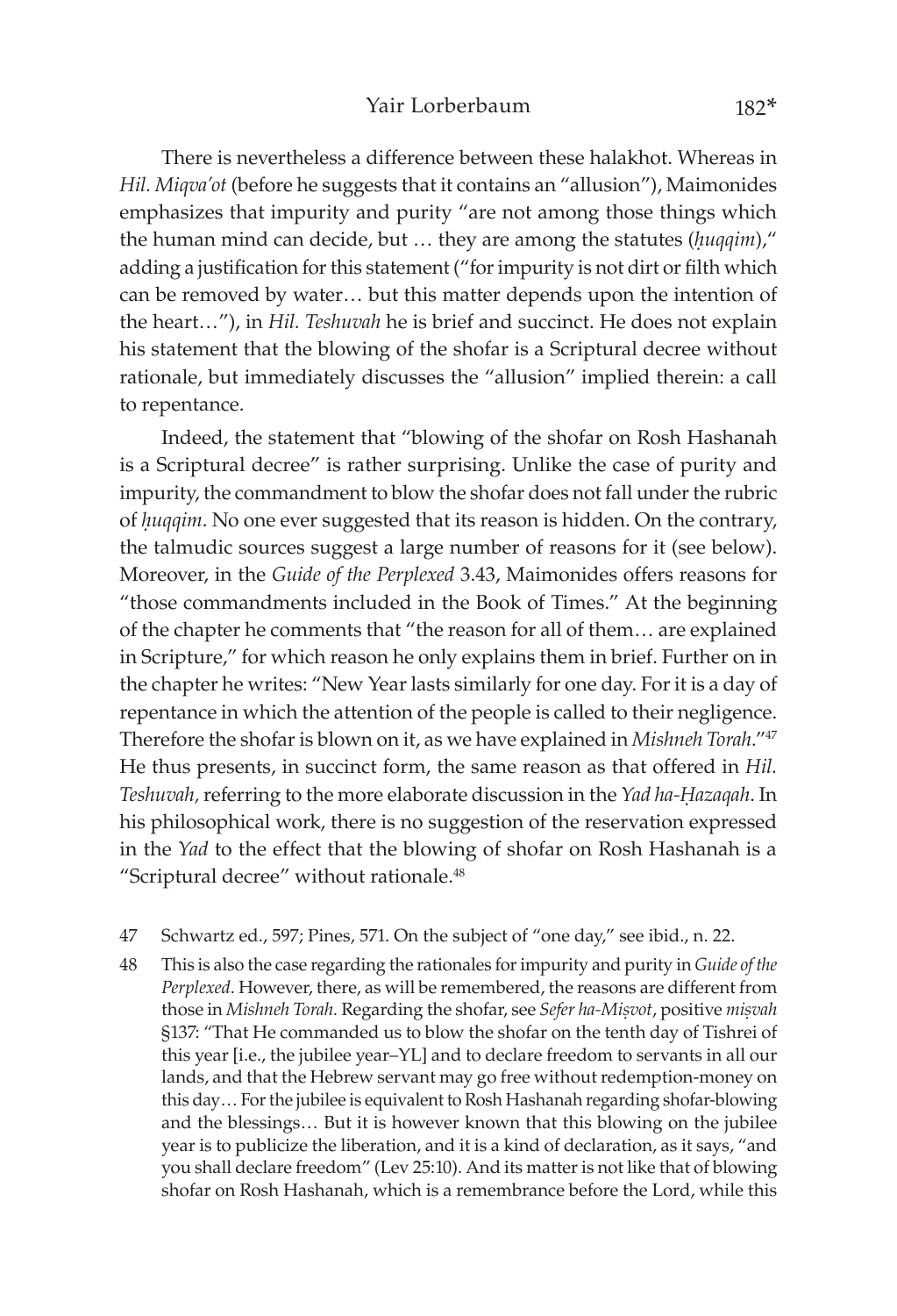There is nevertheless a difference between these halakhot. Whereas in *Hil. Miqva'ot* (before he suggests that it contains an "allusion"), Maimonides emphasizes that impurity and purity "are not among those things which the human mind can decide, but … they are among the statutes (*ḥuqqim*)," adding a justification for this statement ("for impurity is not dirt or filth which can be removed by water… but this matter depends upon the intention of the heart…"), in *Hil. Teshuvah* he is brief and succinct. He does not explain his statement that the blowing of the shofar is a Scriptural decree without rationale, but immediately discusses the "allusion" implied therein: a call to repentance.

Indeed, the statement that "blowing of the shofar on Rosh Hashanah is a Scriptural decree" is rather surprising. Unlike the case of purity and impurity, the commandment to blow the shofar does not fall under the rubric of *ḥuqqim*. No one ever suggested that its reason is hidden. On the contrary, the talmudic sources suggest a large number of reasons for it (see below). Moreover, in the *Guide of the Perplexed* 3.43, Maimonides offers reasons for "those commandments included in the Book of Times." At the beginning of the chapter he comments that "the reason for all of them… are explained in Scripture," for which reason he only explains them in brief. Further on in the chapter he writes: "New Year lasts similarly for one day. For it is a day of repentance in which the attention of the people is called to their negligence. Therefore the shofar is blown on it, as we have explained in *Mishneh Torah*."[47] He thus presents, in succinct form, the same reason as that offered in *Hil. Teshuvah,* referring to the more elaborate discussion in the *Yad ha-Ḥazaqah*. In his philosophical work, there is no suggestion of the reservation expressed in the *Yad* to the effect that the blowing of shofar on Rosh Hashanah is a "Scriptural decree" without rationale.[48]

47 Schwartz ed., 597; Pines, 571. On the subject of "one day," see ibid., n. 22.

48 This is also the case regarding the rationales for impurity and purity in *Guide of the Perplexed*. However, there, as will be remembered, the reasons are different from those in *Mishneh Torah.* Regarding the shofar, see *Sefer ha-Miṣvot*, positive *miṣvah* §137: "That He commanded us to blow the shofar on the tenth day of Tishrei of this year [i.e., the jubilee year–YL] and to declare freedom to servants in all our lands, and that the Hebrew servant may go free without redemption-money on this day… For the jubilee is equivalent to Rosh Hashanah regarding shofar-blowing and the blessings… But it is however known that this blowing on the jubilee year is to publicize the liberation, and it is a kind of declaration, as it says, "and you shall declare freedom" (Lev 25:10). And its matter is not like that of blowing shofar on Rosh Hashanah, which is a remembrance before the Lord, while this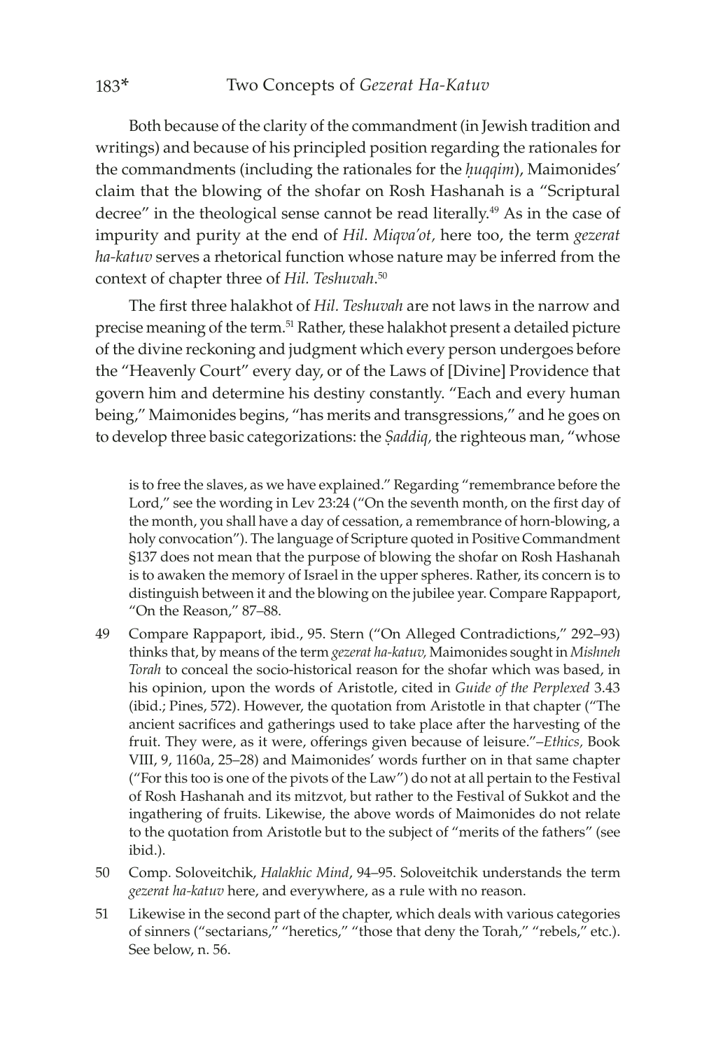Both because of the clarity of the commandment (in Jewish tradition and writings) and because of his principled position regarding the rationales for the commandments (including the rationales for the *ḥuqqim*), Maimonides' claim that the blowing of the shofar on Rosh Hashanah is a "Scriptural decree" in the theological sense cannot be read literally.[49] As in the case of impurity and purity at the end of *Hil. Miqva'ot,* here too, the term *gezerat ha-katuv* serves a rhetorical function whose nature may be inferred from the context of chapter three of *Hil. Teshuvah*.[50]

The first three halakhot of *Hil. Teshuvah* are not laws in the narrow and precise meaning of the term.[51] Rather, these halakhot present a detailed picture of the divine reckoning and judgment which every person undergoes before the "Heavenly Court" every day, or of the Laws of [Divine] Providence that govern him and determine his destiny constantly. "Each and every human being," Maimonides begins, "has merits and transgressions," and he goes on to develop three basic categorizations: the *Ṣaddiq,* the righteous man, "whose

is to free the slaves, as we have explained." Regarding "remembrance before the Lord," see the wording in Lev 23:24 ("On the seventh month, on the first day of the month, you shall have a day of cessation, a remembrance of horn-blowing, a holy convocation"). The language of Scripture quoted in Positive Commandment §137 does not mean that the purpose of blowing the shofar on Rosh Hashanah is to awaken the memory of Israel in the upper spheres. Rather, its concern is to distinguish between it and the blowing on the jubilee year. Compare Rappaport, "On the Reason," 87–88.

49 Compare Rappaport, ibid., 95. Stern ("On Alleged Contradictions," 292–93) thinks that, by means of the term *gezerat ha-katuv,* Maimonides sought in *Mishneh Torah* to conceal the socio-historical reason for the shofar which was based, in his opinion, upon the words of Aristotle, cited in *Guide of the Perplexed* 3.43 (ibid.; Pines, 572). However, the quotation from Aristotle in that chapter ("The ancient sacrifices and gatherings used to take place after the harvesting of the fruit. They were, as it were, offerings given because of leisure."–*Ethics,* Book VIII, 9, 1160a, 25–28) and Maimonides' words further on in that same chapter ("For this too is one of the pivots of the Law") do not at all pertain to the Festival of Rosh Hashanah and its mitzvot, but rather to the Festival of Sukkot and the ingathering of fruits. Likewise, the above words of Maimonides do not relate to the quotation from Aristotle but to the subject of "merits of the fathers" (see ibid.).

50 Comp. Soloveitchik, *Halakhic Mind*, 94–95. Soloveitchik understands the term *gezerat ha-katuv* here, and everywhere, as a rule with no reason.

51 Likewise in the second part of the chapter, which deals with various categories of sinners ("sectarians," "heretics," "those that deny the Torah," "rebels," etc.). See below, n. 56.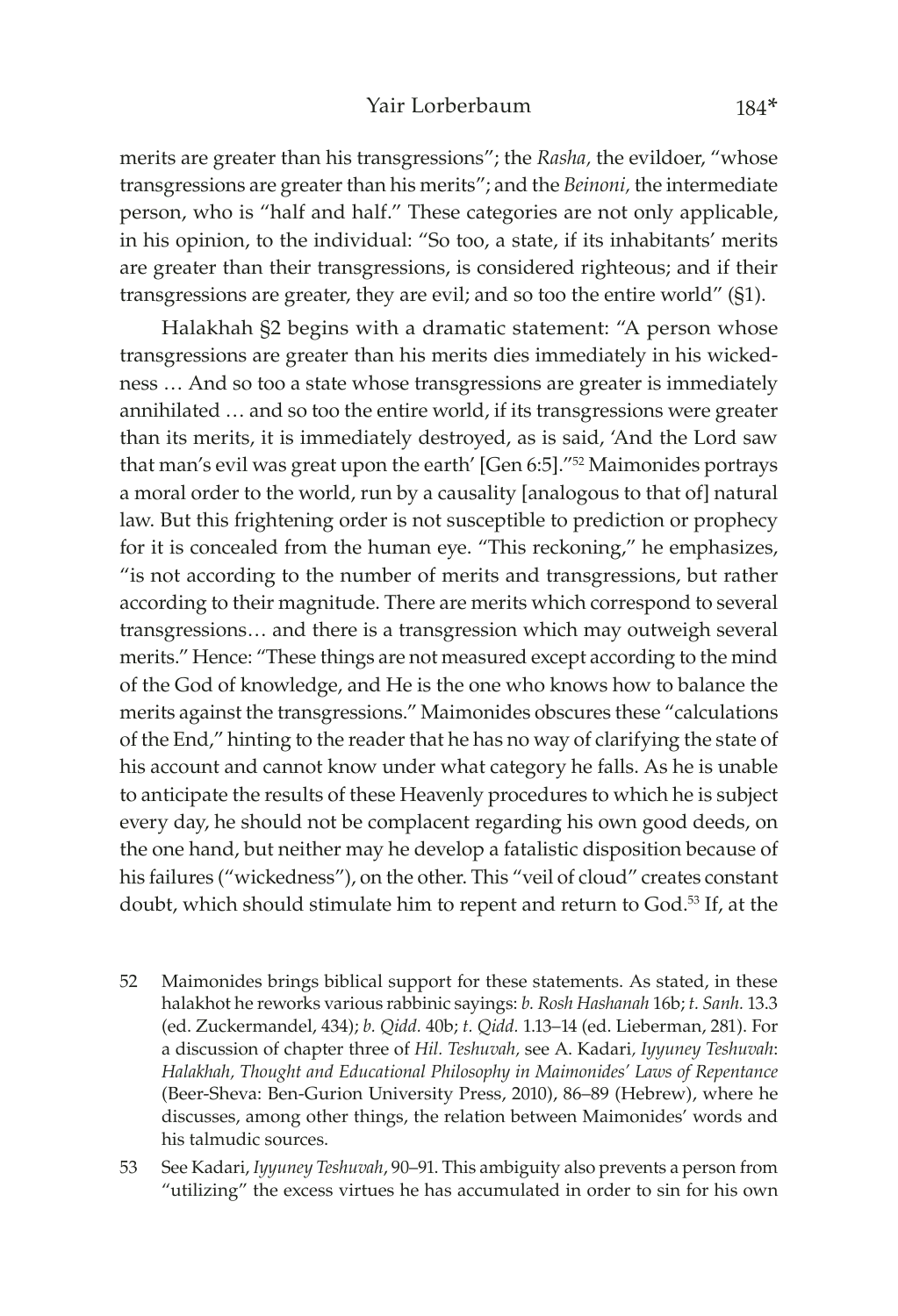merits are greater than his transgressions"; the *Rasha,* the evildoer, "whose transgressions are greater than his merits"; and the *Beinoni,* the intermediate person, who is "half and half." These categories are not only applicable, in his opinion, to the individual: "So too, a state, if its inhabitants' merits are greater than their transgressions, is considered righteous; and if their transgressions are greater, they are evil; and so too the entire world" (§1).

Halakhah §2 begins with a dramatic statement: "A person whose transgressions are greater than his merits dies immediately in his wickedness … And so too a state whose transgressions are greater is immediately annihilated … and so too the entire world, if its transgressions were greater than its merits, it is immediately destroyed, as is said, 'And the Lord saw that man's evil was great upon the earth' [Gen 6:5]."[52] Maimonides portrays a moral order to the world, run by a causality [analogous to that of] natural law. But this frightening order is not susceptible to prediction or prophecy for it is concealed from the human eye. "This reckoning," he emphasizes, "is not according to the number of merits and transgressions, but rather according to their magnitude. There are merits which correspond to several transgressions… and there is a transgression which may outweigh several merits." Hence: "These things are not measured except according to the mind of the God of knowledge, and He is the one who knows how to balance the merits against the transgressions." Maimonides obscures these "calculations of the End," hinting to the reader that he has no way of clarifying the state of his account and cannot know under what category he falls. As he is unable to anticipate the results of these Heavenly procedures to which he is subject every day, he should not be complacent regarding his own good deeds, on the one hand, but neither may he develop a fatalistic disposition because of his failures ("wickedness"), on the other. This "veil of cloud" creates constant doubt, which should stimulate him to repent and return to God.[53] If, at the

52 Maimonides brings biblical support for these statements. As stated, in these halakhot he reworks various rabbinic sayings: *b. Rosh Hashanah* 16b; *t. Sanh.* 13.3 (ed. Zuckermandel, 434); *b. Qidd.* 40b; *t. Qidd.* 1.13–14 (ed. Lieberman, 281). For a discussion of chapter three of *Hil. Teshuvah,* see A. Kadari, *Iyyuney Teshuvah*: *Halakhah, Thought and Educational Philosophy in Maimonides' Laws of Repentance* (Beer-Sheva: Ben-Gurion University Press, 2010), 86–89 (Hebrew), where he discusses, among other things, the relation between Maimonides' words and his talmudic sources.

53 See Kadari, *Iyyuney Teshuvah*, 90–91. This ambiguity also prevents a person from "utilizing" the excess virtues he has accumulated in order to sin for his own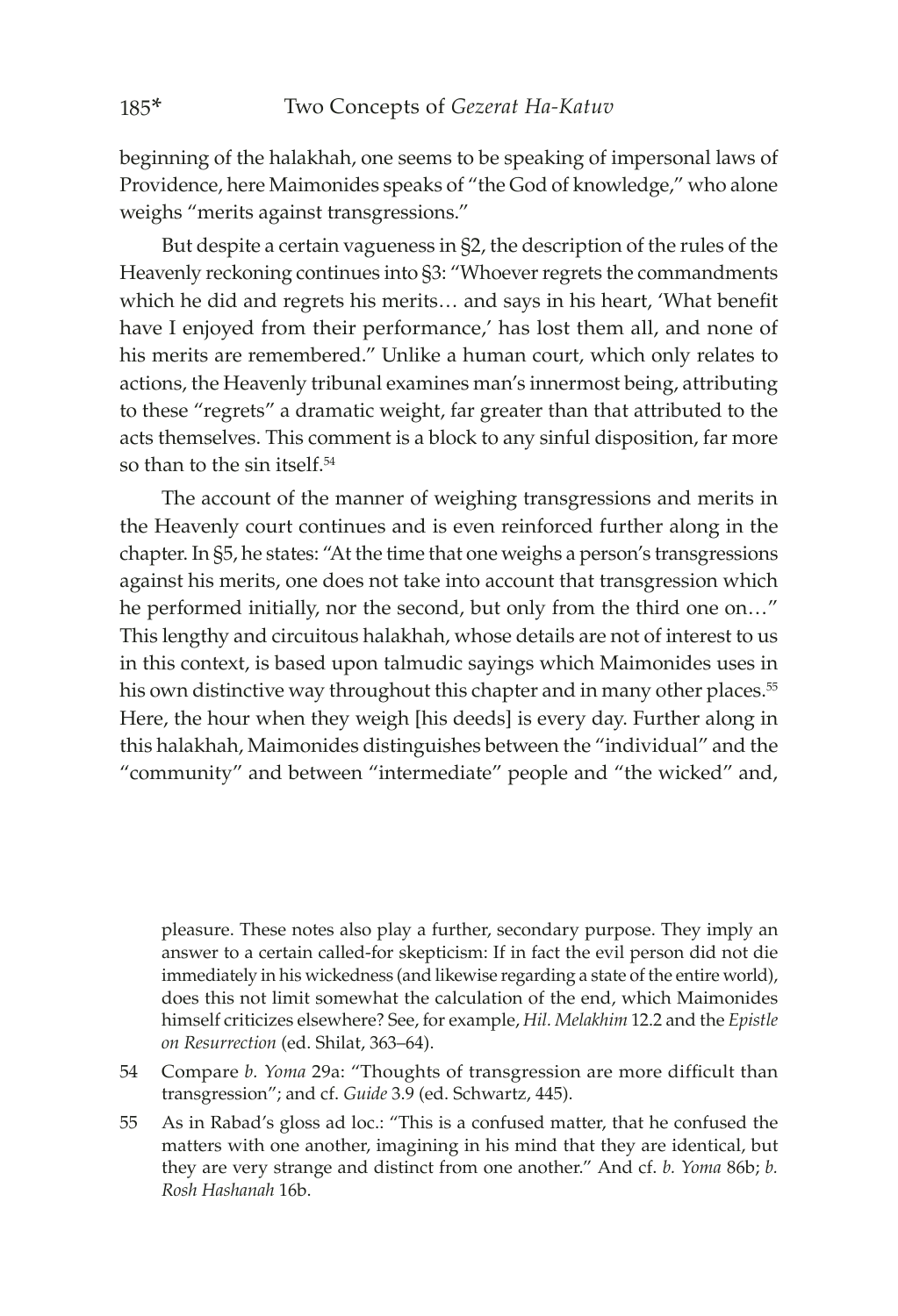beginning of the halakhah, one seems to be speaking of impersonal laws of Providence, here Maimonides speaks of "the God of knowledge," who alone weighs "merits against transgressions."

But despite a certain vagueness in §2, the description of the rules of the Heavenly reckoning continues into §3: "Whoever regrets the commandments which he did and regrets his merits… and says in his heart, 'What benefit have I enjoyed from their performance,' has lost them all, and none of his merits are remembered." Unlike a human court, which only relates to actions, the Heavenly tribunal examines man's innermost being, attributing to these "regrets" a dramatic weight, far greater than that attributed to the acts themselves. This comment is a block to any sinful disposition, far more so than to the sin itself.[54]

The account of the manner of weighing transgressions and merits in the Heavenly court continues and is even reinforced further along in the chapter. In §5, he states: "At the time that one weighs a person's transgressions against his merits, one does not take into account that transgression which he performed initially, nor the second, but only from the third one on…" This lengthy and circuitous halakhah, whose details are not of interest to us in this context, is based upon talmudic sayings which Maimonides uses in his own distinctive way throughout this chapter and in many other places.[55] Here, the hour when they weigh [his deeds] is every day. Further along in this halakhah, Maimonides distinguishes between the "individual" and the "community" and between "intermediate" people and "the wicked" and,

pleasure. These notes also play a further, secondary purpose. They imply an answer to a certain called-for skepticism: If in fact the evil person did not die immediately in his wickedness (and likewise regarding a state of the entire world), does this not limit somewhat the calculation of the end, which Maimonides himself criticizes elsewhere? See, for example, *Hil. Melakhim* 12.2 and the *Epistle on Resurrection* (ed. Shilat, 363–64).

54 Compare *b. Yoma* 29a: "Thoughts of transgression are more difficult than transgression"; and cf. *Guide* 3.9 (ed. Schwartz, 445).

55 As in Rabad's gloss ad loc.: "This is a confused matter, that he confused the matters with one another, imagining in his mind that they are identical, but they are very strange and distinct from one another." And cf. *b. Yoma* 86b; *b. Rosh Hashanah* 16b.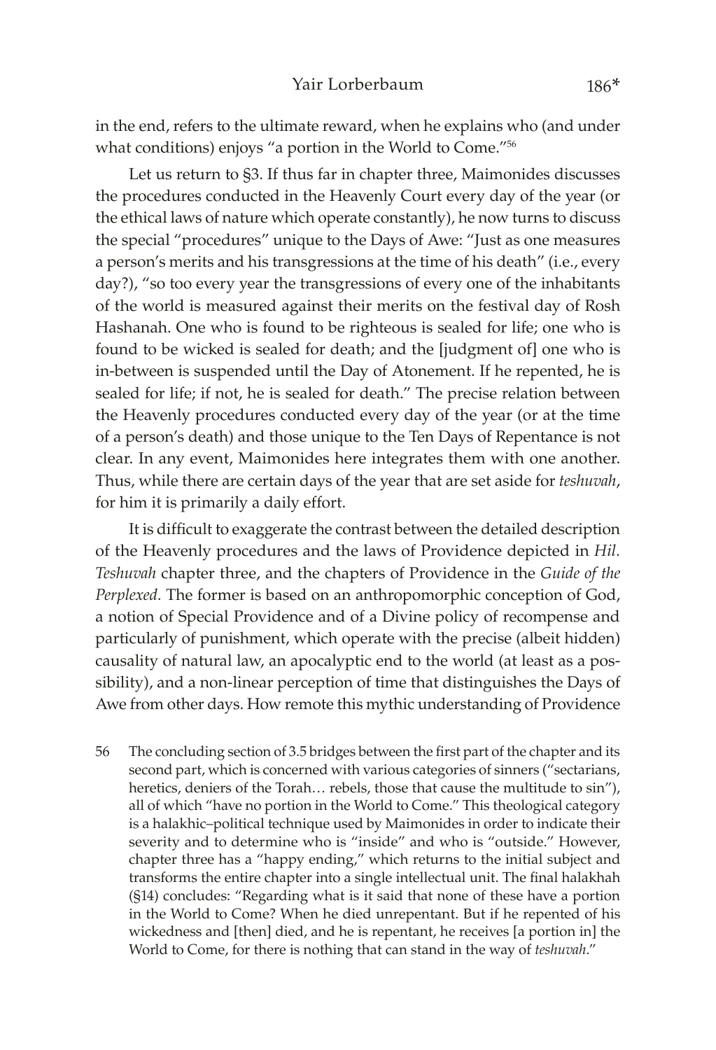in the end, refers to the ultimate reward, when he explains who (and under what conditions) enjoys "a portion in the World to Come."[56]

Let us return to §3. If thus far in chapter three, Maimonides discusses the procedures conducted in the Heavenly Court every day of the year (or the ethical laws of nature which operate constantly), he now turns to discuss the special "procedures" unique to the Days of Awe: "Just as one measures a person's merits and his transgressions at the time of his death" (i.e., every day?), "so too every year the transgressions of every one of the inhabitants of the world is measured against their merits on the festival day of Rosh Hashanah. One who is found to be righteous is sealed for life; one who is found to be wicked is sealed for death; and the [judgment of] one who is in-between is suspended until the Day of Atonement. If he repented, he is sealed for life; if not, he is sealed for death." The precise relation between the Heavenly procedures conducted every day of the year (or at the time of a person's death) and those unique to the Ten Days of Repentance is not clear. In any event, Maimonides here integrates them with one another. Thus, while there are certain days of the year that are set aside for *teshuvah*, for him it is primarily a daily effort.

It is difficult to exaggerate the contrast between the detailed description of the Heavenly procedures and the laws of Providence depicted in *Hil. Teshuvah* chapter three, and the chapters of Providence in the *Guide of the Perplexed.* The former is based on an anthropomorphic conception of God, a notion of Special Providence and of a Divine policy of recompense and particularly of punishment, which operate with the precise (albeit hidden) causality of natural law, an apocalyptic end to the world (at least as a possibility), and a non-linear perception of time that distinguishes the Days of Awe from other days. How remote this mythic understanding of Providence

56 The concluding section of 3.5 bridges between the first part of the chapter and its second part, which is concerned with various categories of sinners ("sectarians, heretics, deniers of the Torah… rebels, those that cause the multitude to sin"), all of which "have no portion in the World to Come." This theological category is a halakhic–political technique used by Maimonides in order to indicate their severity and to determine who is "inside" and who is "outside." However, chapter three has a "happy ending," which returns to the initial subject and transforms the entire chapter into a single intellectual unit. The final halakhah (§14) concludes: "Regarding what is it said that none of these have a portion in the World to Come? When he died unrepentant. But if he repented of his wickedness and [then] died, and he is repentant, he receives [a portion in] the World to Come, for there is nothing that can stand in the way of *teshuvah*."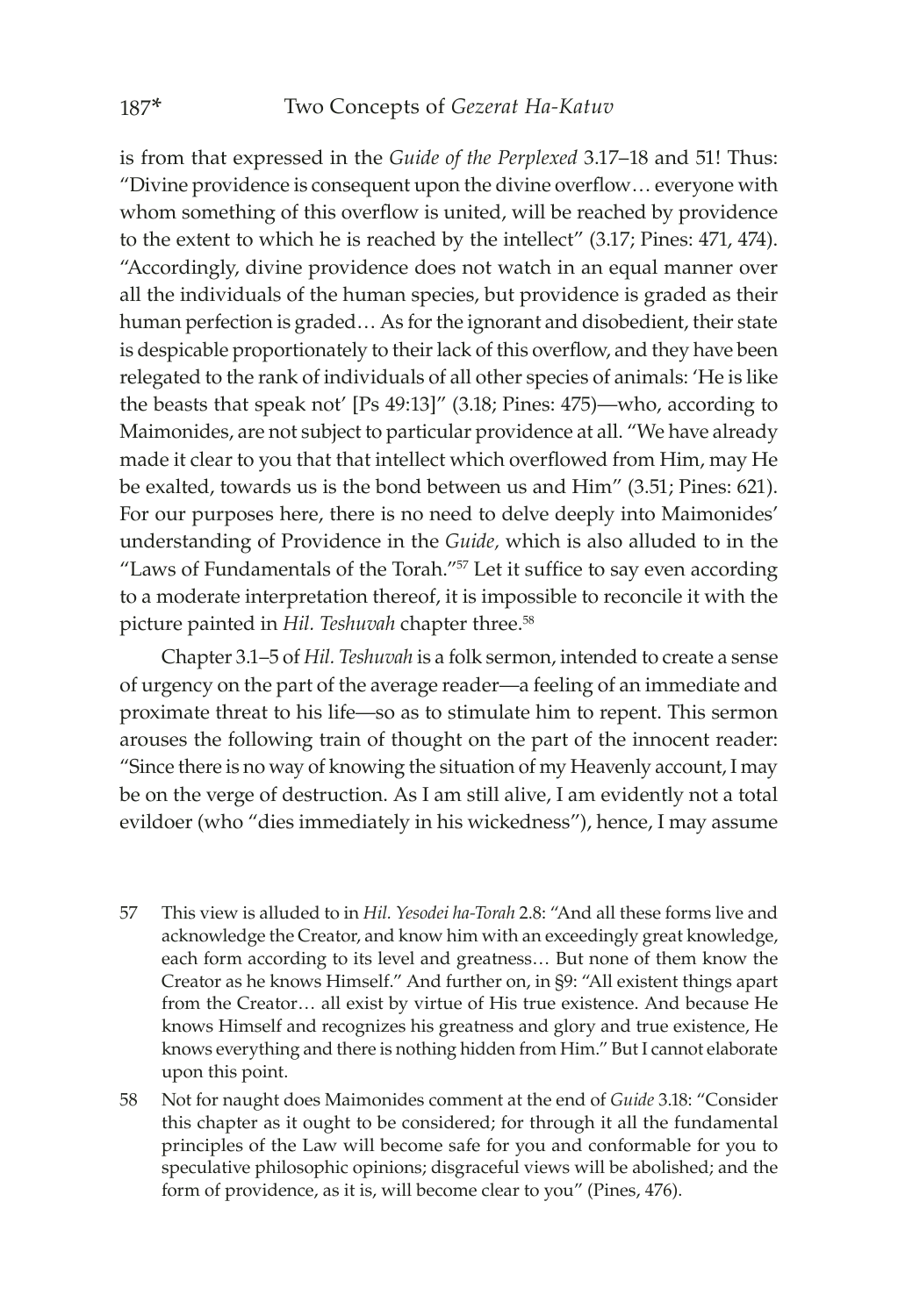is from that expressed in the *Guide of the Perplexed* 3.17–18 and 51! Thus: "Divine providence is consequent upon the divine overflow… everyone with whom something of this overflow is united, will be reached by providence to the extent to which he is reached by the intellect" (3.17; Pines: 471, 474). "Accordingly, divine providence does not watch in an equal manner over all the individuals of the human species, but providence is graded as their human perfection is graded… As for the ignorant and disobedient, their state is despicable proportionately to their lack of this overflow, and they have been relegated to the rank of individuals of all other species of animals: 'He is like the beasts that speak not' [Ps 49:13]" (3.18; Pines: 475)—who, according to Maimonides, are not subject to particular providence at all. "We have already made it clear to you that that intellect which overflowed from Him, may He be exalted, towards us is the bond between us and Him" (3.51; Pines: 621). For our purposes here, there is no need to delve deeply into Maimonides' understanding of Providence in the *Guide,* which is also alluded to in the "Laws of Fundamentals of the Torah."[57] Let it suffice to say even according to a moderate interpretation thereof, it is impossible to reconcile it with the picture painted in *Hil. Teshuvah* chapter three.[58]

Chapter 3.1–5 of *Hil. Teshuvah* is a folk sermon, intended to create a sense of urgency on the part of the average reader—a feeling of an immediate and proximate threat to his life—so as to stimulate him to repent. This sermon arouses the following train of thought on the part of the innocent reader: "Since there is no way of knowing the situation of my Heavenly account, I may be on the verge of destruction. As I am still alive, I am evidently not a total evildoer (who "dies immediately in his wickedness"), hence, I may assume

57 This view is alluded to in *Hil. Yesodei ha-Torah* 2.8: "And all these forms live and acknowledge the Creator, and know him with an exceedingly great knowledge, each form according to its level and greatness… But none of them know the Creator as he knows Himself." And further on, in §9: "All existent things apart from the Creator… all exist by virtue of His true existence. And because He knows Himself and recognizes his greatness and glory and true existence, He knows everything and there is nothing hidden from Him." But I cannot elaborate upon this point.

58 Not for naught does Maimonides comment at the end of *Guide* 3.18: "Consider this chapter as it ought to be considered; for through it all the fundamental principles of the Law will become safe for you and conformable for you to speculative philosophic opinions; disgraceful views will be abolished; and the form of providence, as it is, will become clear to you" (Pines, 476).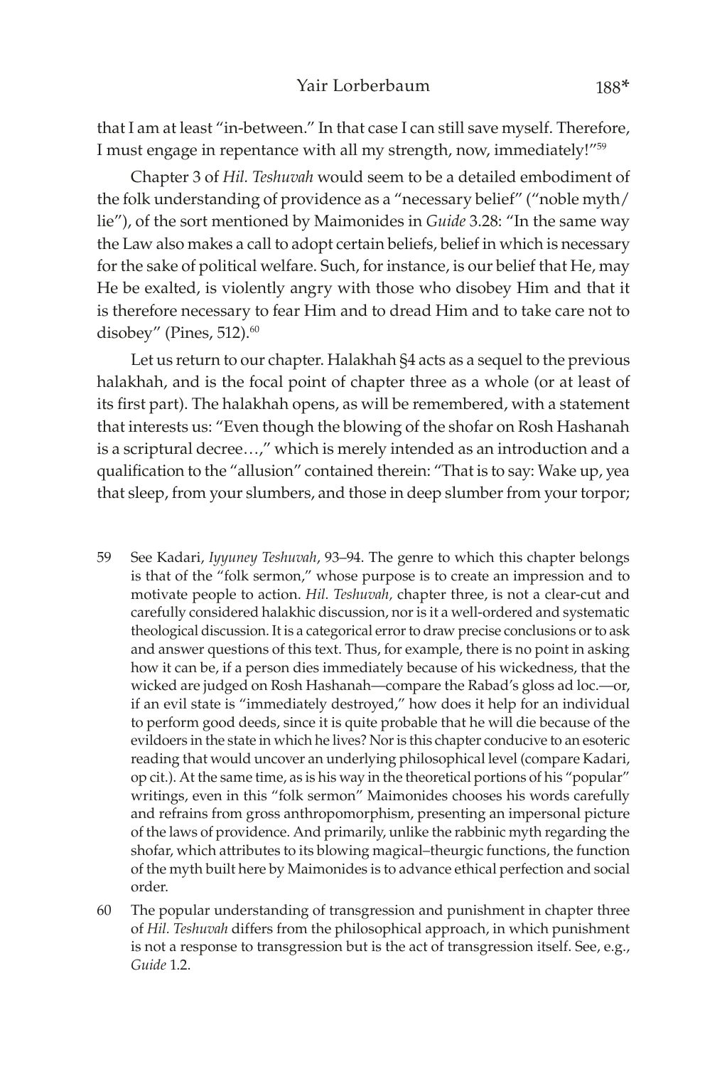that I am at least "in-between." In that case I can still save myself. Therefore, I must engage in repentance with all my strength, now, immediately!"[59]

Chapter 3 of *Hil. Teshuvah* would seem to be a detailed embodiment of the folk understanding of providence as a "necessary belief" ("noble myth/lie"), of the sort mentioned by Maimonides in *Guide* 3.28: "In the same way the Law also makes a call to adopt certain beliefs, belief in which is necessary for the sake of political welfare. Such, for instance, is our belief that He, may He be exalted, is violently angry with those who disobey Him and that it is therefore necessary to fear Him and to dread Him and to take care not to disobey" (Pines, 512).[60]

Let us return to our chapter. Halakhah §4 acts as a sequel to the previous halakhah, and is the focal point of chapter three as a whole (or at least of its first part). The halakhah opens, as will be remembered, with a statement that interests us: "Even though the blowing of the shofar on Rosh Hashanah is a scriptural decree…," which is merely intended as an introduction and a qualification to the "allusion" contained therein: "That is to say: Wake up, yea that sleep, from your slumbers, and those in deep slumber from your torpor;

59 See Kadari, *Iyyuney Teshuvah*, 93–94. The genre to which this chapter belongs is that of the "folk sermon," whose purpose is to create an impression and to motivate people to action. *Hil. Teshuvah,* chapter three, is not a clear-cut and carefully considered halakhic discussion, nor is it a well-ordered and systematic theological discussion. It is a categorical error to draw precise conclusions or to ask and answer questions of this text. Thus, for example, there is no point in asking how it can be, if a person dies immediately because of his wickedness, that the wicked are judged on Rosh Hashanah—compare the Rabad's gloss ad loc.—or, if an evil state is "immediately destroyed," how does it help for an individual to perform good deeds, since it is quite probable that he will die because of the evildoers in the state in which he lives? Nor is this chapter conducive to an esoteric reading that would uncover an underlying philosophical level (compare Kadari, op cit.). At the same time, as is his way in the theoretical portions of his "popular" writings, even in this "folk sermon" Maimonides chooses his words carefully and refrains from gross anthropomorphism, presenting an impersonal picture of the laws of providence. And primarily, unlike the rabbinic myth regarding the shofar, which attributes to its blowing magical–theurgic functions, the function of the myth built here by Maimonides is to advance ethical perfection and social order.

60 The popular understanding of transgression and punishment in chapter three of *Hil. Teshuvah* differs from the philosophical approach, in which punishment is not a response to transgression but is the act of transgression itself. See, e.g., *Guide* 1.2.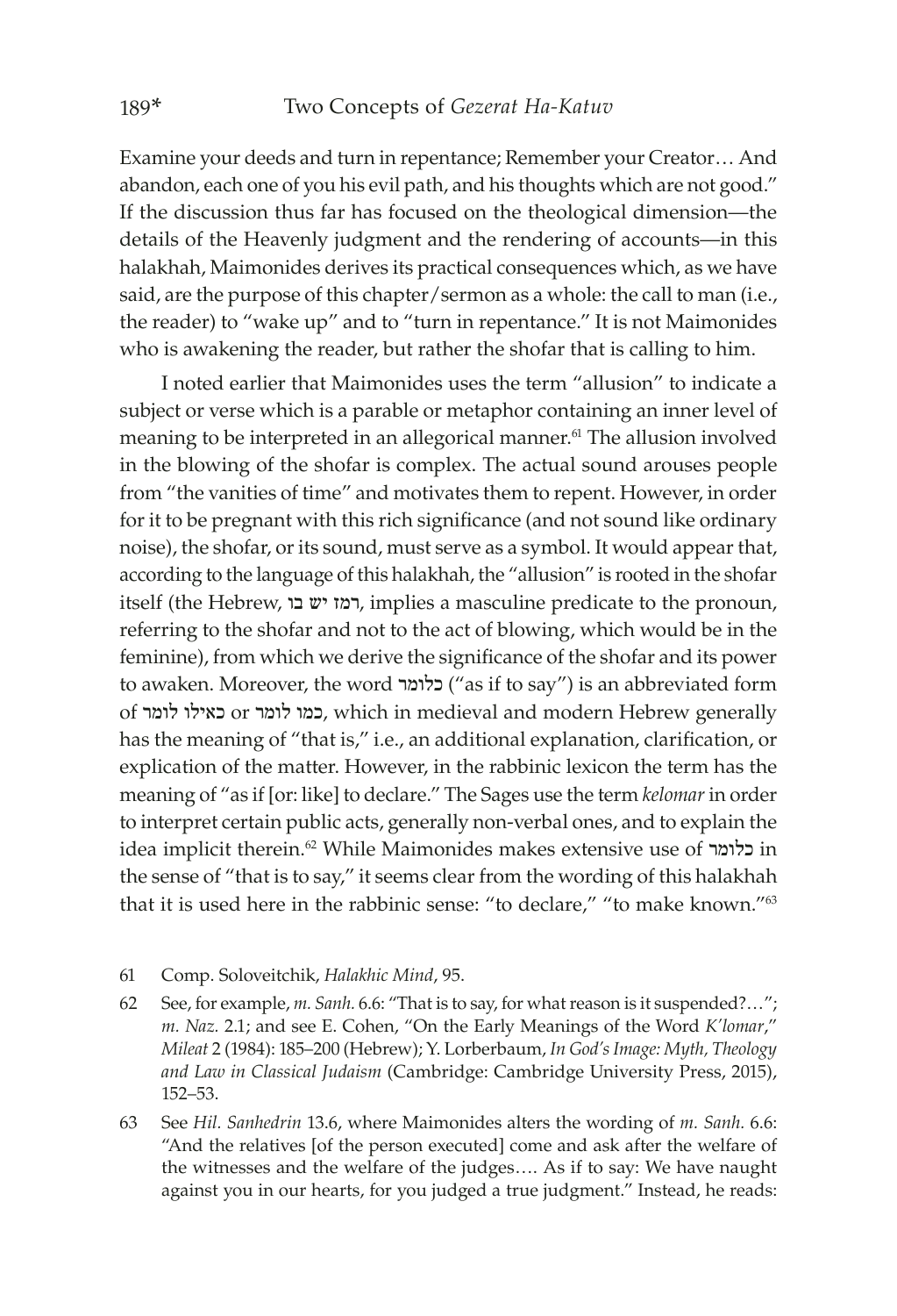Examine your deeds and turn in repentance; Remember your Creator… And abandon, each one of you his evil path, and his thoughts which are not good." If the discussion thus far has focused on the theological dimension—the details of the Heavenly judgment and the rendering of accounts—in this halakhah, Maimonides derives its practical consequences which, as we have said, are the purpose of this chapter/sermon as a whole: the call to man (i.e., the reader) to "wake up" and to "turn in repentance." It is not Maimonides who is awakening the reader, but rather the shofar that is calling to him.

I noted earlier that Maimonides uses the term "allusion" to indicate a subject or verse which is a parable or metaphor containing an inner level of meaning to be interpreted in an allegorical manner.[61] The allusion involved in the blowing of the shofar is complex. The actual sound arouses people from "the vanities of time" and motivates them to repent. However, in order for it to be pregnant with this rich significance (and not sound like ordinary noise), the shofar, or its sound, must serve as a symbol. It would appear that, according to the language of this halakhah, the "allusion" is rooted in the shofar itself (the Hebrew, רמז יש בו, implies a masculine predicate to the pronoun, referring to the shofar and not to the act of blowing, which would be in the feminine), from which we derive the significance of the shofar and its power to awaken. Moreover, the word כלומר ("as if to say") is an abbreviated form of כאילו לומר or כמו לומר, which in medieval and modern Hebrew generally has the meaning of "that is," i.e., an additional explanation, clarification, or explication of the matter. However, in the rabbinic lexicon the term has the meaning of "as if [or: like] to declare." The Sages use the term *kelomar* in order to interpret certain public acts, generally non-verbal ones, and to explain the idea implicit therein.[62] While Maimonides makes extensive use of כלומר in the sense of "that is to say," it seems clear from the wording of this halakhah that it is used here in the rabbinic sense: "to declare," "to make known."[63]

61 Comp. Soloveitchik, *Halakhic Mind*, 95.

62 See, for example, *m. Sanh.* 6.6: "That is to say, for what reason is it suspended?…"; *m. Naz.* 2.1; and see E. Cohen, "On the Early Meanings of the Word *K'lomar*," *Mileat* 2 (1984): 185–200 (Hebrew); Y. Lorberbaum, *In God's Image: Myth, Theology and Law in Classical Judaism* (Cambridge: Cambridge University Press, 2015), 152–53.

63 See *Hil. Sanhedrin* 13.6, where Maimonides alters the wording of *m. Sanh.* 6.6: "And the relatives [of the person executed] come and ask after the welfare of the witnesses and the welfare of the judges…. As if to say: We have naught against you in our hearts, for you judged a true judgment." Instead, he reads: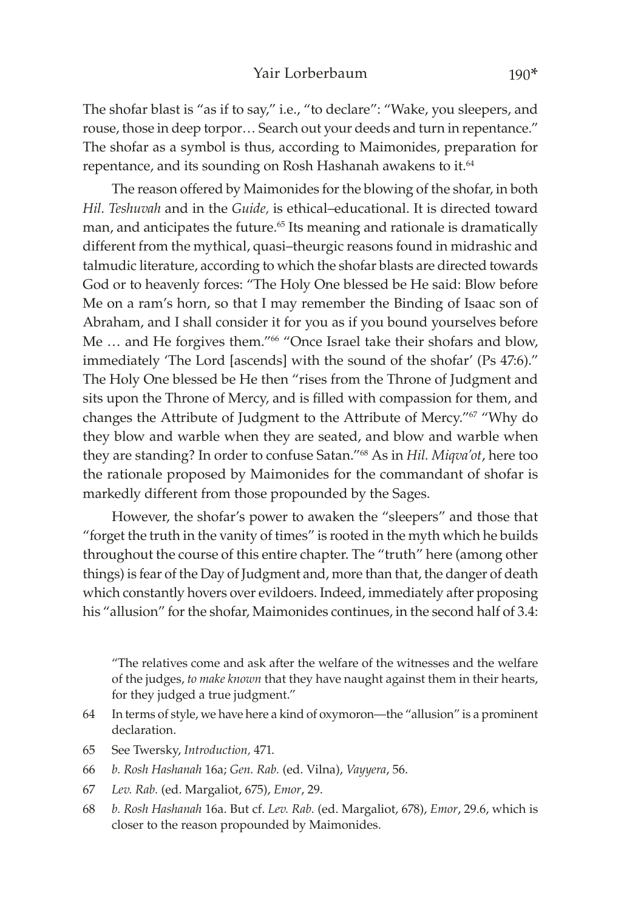The shofar blast is "as if to say," i.e., "to declare": "Wake, you sleepers, and rouse, those in deep torpor… Search out your deeds and turn in repentance." The shofar as a symbol is thus, according to Maimonides, preparation for repentance, and its sounding on Rosh Hashanah awakens to it.[64]

The reason offered by Maimonides for the blowing of the shofar, in both *Hil. Teshuvah* and in the *Guide,* is ethical–educational. It is directed toward man, and anticipates the future.[65] Its meaning and rationale is dramatically different from the mythical, quasi–theurgic reasons found in midrashic and talmudic literature, according to which the shofar blasts are directed towards God or to heavenly forces: "The Holy One blessed be He said: Blow before Me on a ram's horn, so that I may remember the Binding of Isaac son of Abraham, and I shall consider it for you as if you bound yourselves before Me … and He forgives them."[66] "Once Israel take their shofars and blow, immediately 'The Lord [ascends] with the sound of the shofar' (Ps 47:6)." The Holy One blessed be He then "rises from the Throne of Judgment and sits upon the Throne of Mercy, and is filled with compassion for them, and changes the Attribute of Judgment to the Attribute of Mercy."[67] "Why do they blow and warble when they are seated, and blow and warble when they are standing? In order to confuse Satan."[68] As in *Hil. Miqva'ot*, here too the rationale proposed by Maimonides for the commandant of shofar is markedly different from those propounded by the Sages.

However, the shofar's power to awaken the "sleepers" and those that "forget the truth in the vanity of times" is rooted in the myth which he builds throughout the course of this entire chapter. The "truth" here (among other things) is fear of the Day of Judgment and, more than that, the danger of death which constantly hovers over evildoers. Indeed, immediately after proposing his "allusion" for the shofar, Maimonides continues, in the second half of 3.4:

> "The relatives come and ask after the welfare of the witnesses and the welfare of the judges, *to make known* that they have naught against them in their hearts, for they judged a true judgment."

64 In terms of style, we have here a kind of oxymoron—the "allusion" is a prominent declaration.

65 See Twersky, *Introduction*, 471.

66 *b. Rosh Hashanah* 16a; *Gen. Rab.* (ed. Vilna), *Vayyera*, 56.

67 *Lev. Rab.* (ed. Margaliot, 675), *Emor*, 29.

68 *b. Rosh Hashanah* 16a. But cf. *Lev. Rab.* (ed. Margaliot, 678), *Emor*, 29.6, which is closer to the reason propounded by Maimonides.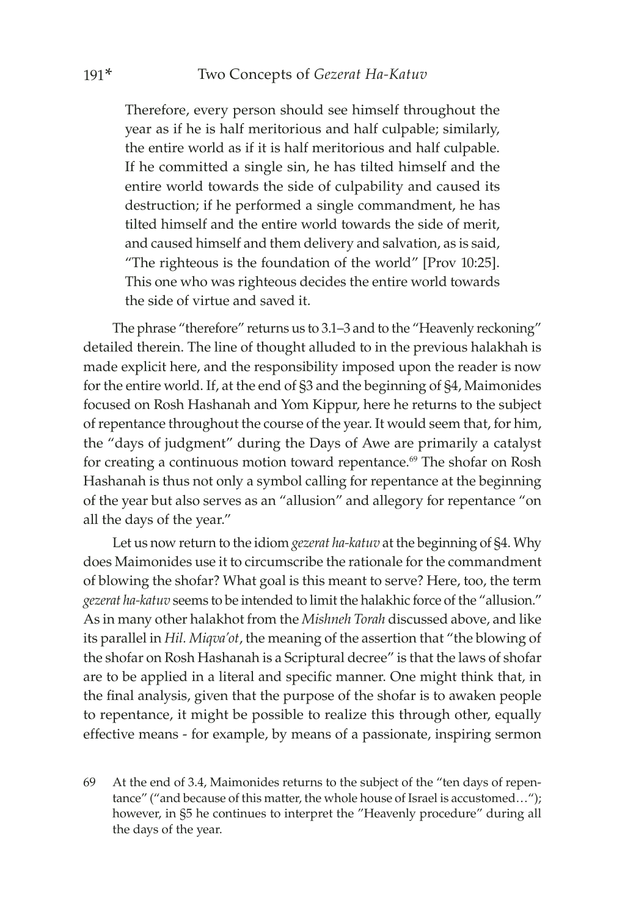> Therefore, every person should see himself throughout the year as if he is half meritorious and half culpable; similarly, the entire world as if it is half meritorious and half culpable. If he committed a single sin, he has tilted himself and the entire world towards the side of culpability and caused its destruction; if he performed a single commandment, he has tilted himself and the entire world towards the side of merit, and caused himself and them delivery and salvation, as is said, "The righteous is the foundation of the world" [Prov 10:25]. This one who was righteous decides the entire world towards the side of virtue and saved it.

The phrase "therefore" returns us to 3.1–3 and to the "Heavenly reckoning" detailed therein. The line of thought alluded to in the previous halakhah is made explicit here, and the responsibility imposed upon the reader is now for the entire world. If, at the end of §3 and the beginning of §4, Maimonides focused on Rosh Hashanah and Yom Kippur, here he returns to the subject of repentance throughout the course of the year. It would seem that, for him, the "days of judgment" during the Days of Awe are primarily a catalyst for creating a continuous motion toward repentance.[69] The shofar on Rosh Hashanah is thus not only a symbol calling for repentance at the beginning of the year but also serves as an "allusion" and allegory for repentance "on all the days of the year."

Let us now return to the idiom *gezerat ha-katuv* at the beginning of §4. Why does Maimonides use it to circumscribe the rationale for the commandment of blowing the shofar? What goal is this meant to serve? Here, too, the term *gezerat ha-katuv* seems to be intended to limit the halakhic force of the "allusion." As in many other halakhot from the *Mishneh Torah* discussed above, and like its parallel in *Hil. Miqva'ot*, the meaning of the assertion that "the blowing of the shofar on Rosh Hashanah is a Scriptural decree" is that the laws of shofar are to be applied in a literal and specific manner. One might think that, in the final analysis, given that the purpose of the shofar is to awaken people to repentance, it might be possible to realize this through other, equally effective means - for example, by means of a passionate, inspiring sermon

69 At the end of 3.4, Maimonides returns to the subject of the "ten days of repentance" ("and because of this matter, the whole house of Israel is accustomed…"); however, in §5 he continues to interpret the "Heavenly procedure" during all the days of the year.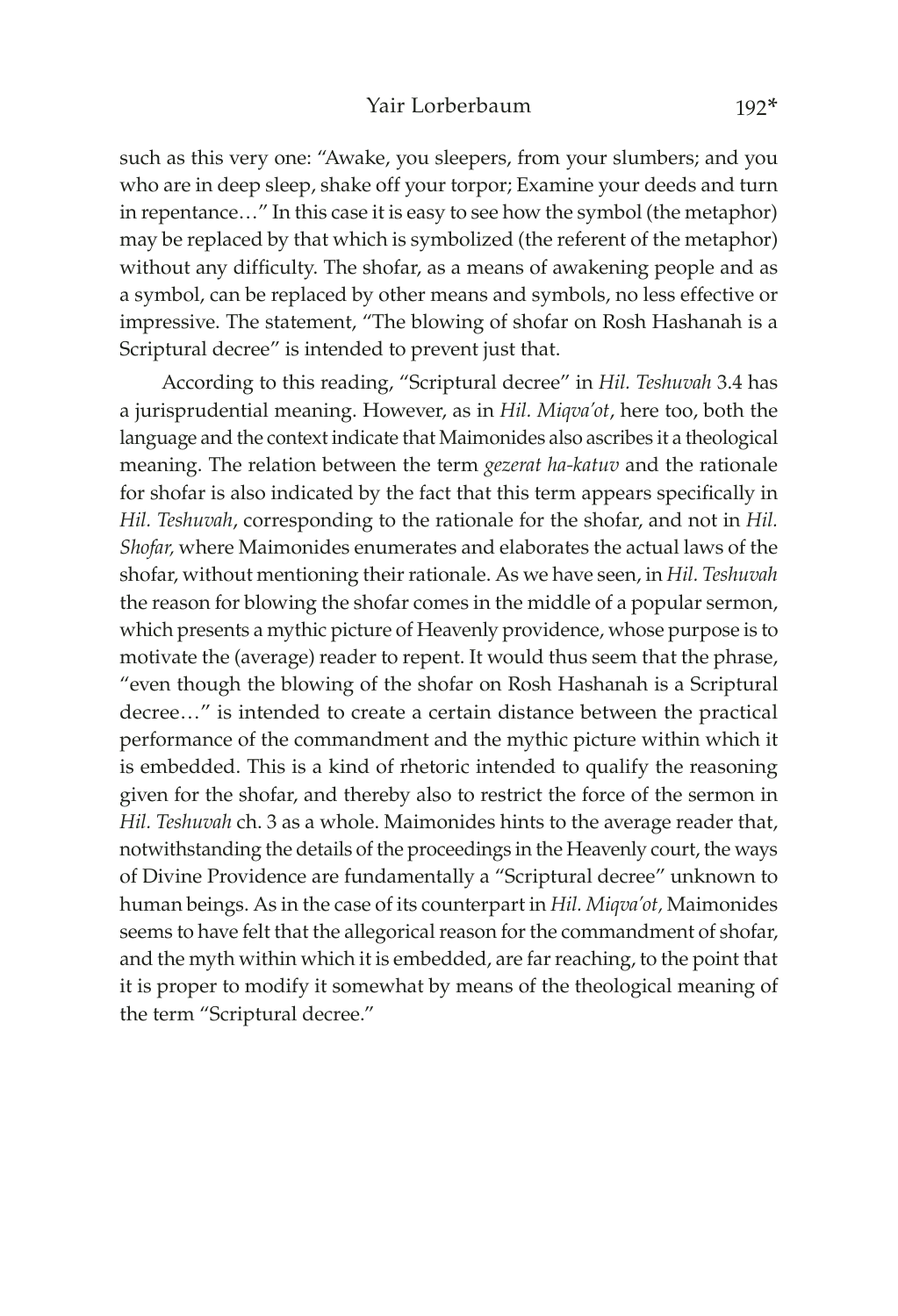such as this very one: "Awake, you sleepers, from your slumbers; and you who are in deep sleep, shake off your torpor; Examine your deeds and turn in repentance…" In this case it is easy to see how the symbol (the metaphor) may be replaced by that which is symbolized (the referent of the metaphor) without any difficulty. The shofar, as a means of awakening people and as a symbol, can be replaced by other means and symbols, no less effective or impressive. The statement, "The blowing of shofar on Rosh Hashanah is a Scriptural decree" is intended to prevent just that.

According to this reading, "Scriptural decree" in *Hil. Teshuvah* 3.4 has a jurisprudential meaning. However, as in *Hil. Miqva'ot*, here too, both the language and the context indicate that Maimonides also ascribes it a theological meaning. The relation between the term *gezerat ha-katuv* and the rationale for shofar is also indicated by the fact that this term appears specifically in *Hil. Teshuvah*, corresponding to the rationale for the shofar, and not in *Hil. Shofar,* where Maimonides enumerates and elaborates the actual laws of the shofar, without mentioning their rationale. As we have seen, in *Hil. Teshuvah* the reason for blowing the shofar comes in the middle of a popular sermon, which presents a mythic picture of Heavenly providence, whose purpose is to motivate the (average) reader to repent. It would thus seem that the phrase, "even though the blowing of the shofar on Rosh Hashanah is a Scriptural decree…" is intended to create a certain distance between the practical performance of the commandment and the mythic picture within which it is embedded. This is a kind of rhetoric intended to qualify the reasoning given for the shofar, and thereby also to restrict the force of the sermon in *Hil. Teshuvah* ch. 3 as a whole. Maimonides hints to the average reader that, notwithstanding the details of the proceedings in the Heavenly court, the ways of Divine Providence are fundamentally a "Scriptural decree" unknown to human beings. As in the case of its counterpart in *Hil. Miqva'ot,* Maimonides seems to have felt that the allegorical reason for the commandment of shofar, and the myth within which it is embedded, are far reaching, to the point that it is proper to modify it somewhat by means of the theological meaning of the term "Scriptural decree."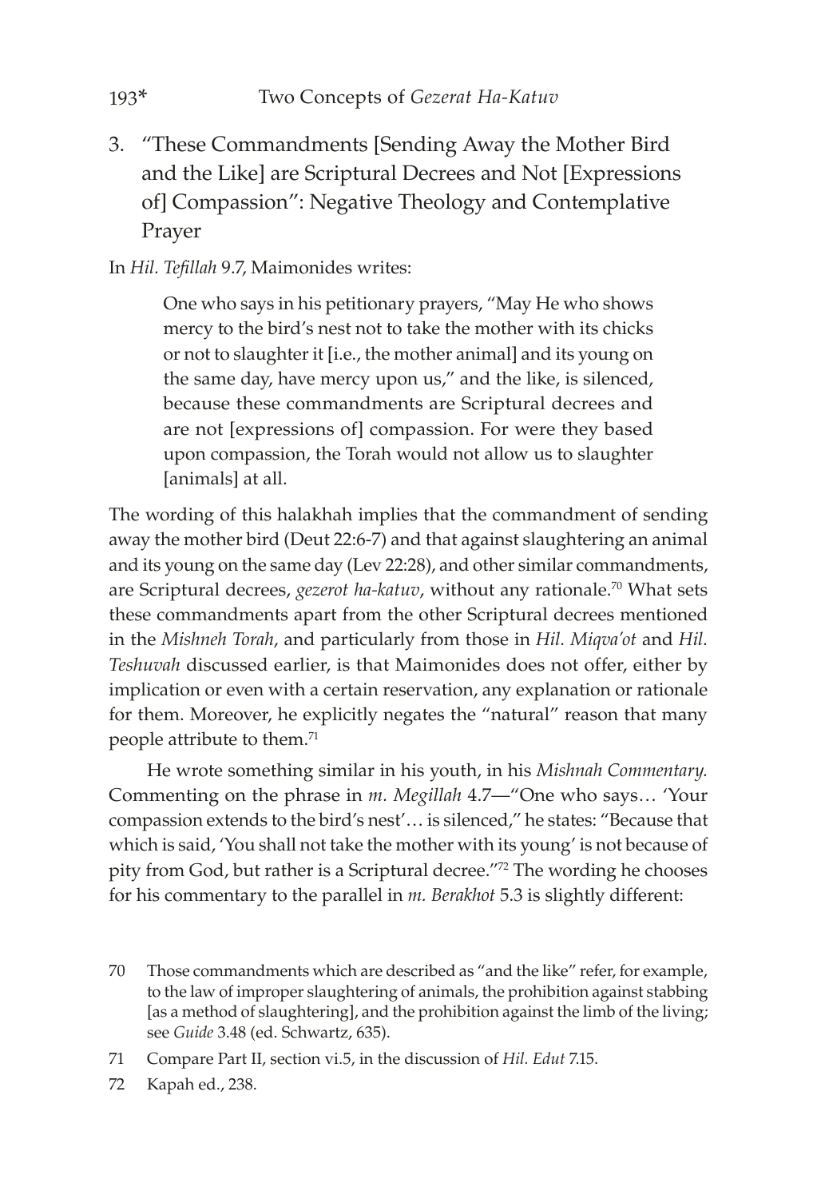### 3. "These Commandments [Sending Away the Mother Bird and the Like] are Scriptural Decrees and Not [Expressions of] Compassion": Negative Theology and Contemplative Prayer

In *Hil. Tefillah* 9.7, Maimonides writes:

> One who says in his petitionary prayers, "May He who shows mercy to the bird's nest not to take the mother with its chicks or not to slaughter it [i.e., the mother animal] and its young on the same day, have mercy upon us," and the like, is silenced, because these commandments are Scriptural decrees and are not [expressions of] compassion. For were they based upon compassion, the Torah would not allow us to slaughter [animals] at all.

The wording of this halakhah implies that the commandment of sending away the mother bird (Deut 22:6-7) and that against slaughtering an animal and its young on the same day (Lev 22:28), and other similar commandments, are Scriptural decrees, *gezerot ha-katuv*, without any rationale.[70] What sets these commandments apart from the other Scriptural decrees mentioned in the *Mishneh Torah*, and particularly from those in *Hil. Miqva'ot* and *Hil. Teshuvah* discussed earlier, is that Maimonides does not offer, either by implication or even with a certain reservation, any explanation or rationale for them. Moreover, he explicitly negates the "natural" reason that many people attribute to them.[71]

He wrote something similar in his youth, in his *Mishnah Commentary.* Commenting on the phrase in *m. Megillah* 4.7—"One who says… 'Your compassion extends to the bird's nest'… is silenced," he states: "Because that which is said, 'You shall not take the mother with its young' is not because of pity from God, but rather is a Scriptural decree."[72] The wording he chooses for his commentary to the parallel in *m. Berakhot* 5.3 is slightly different:

70 Those commandments which are described as "and the like" refer, for example, to the law of improper slaughtering of animals, the prohibition against stabbing [as a method of slaughtering], and the prohibition against the limb of the living; see *Guide* 3.48 (ed. Schwartz, 635).

71 Compare Part II, section vi.5, in the discussion of *Hil. Edut* 7.15.

72 Kapah ed., 238.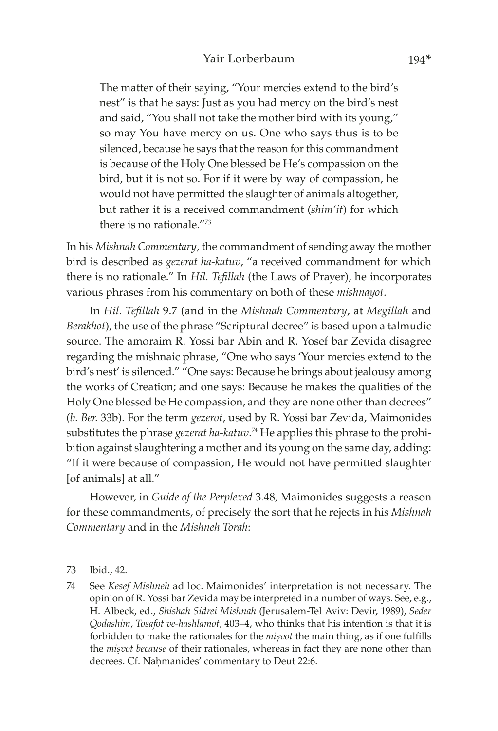> The matter of their saying, "Your mercies extend to the bird's nest" is that he says: Just as you had mercy on the bird's nest and said, "You shall not take the mother bird with its young," so may You have mercy on us. One who says thus is to be silenced, because he says that the reason for this commandment is because of the Holy One blessed be He's compassion on the bird, but it is not so. For if it were by way of compassion, he would not have permitted the slaughter of animals altogether, but rather it is a received commandment (*shim'it*) for which there is no rationale."[73]

In his *Mishnah Commentary*, the commandment of sending away the mother bird is described as *gezerat ha-katuv*, "a received commandment for which there is no rationale." In *Hil. Tefillah* (the Laws of Prayer), he incorporates various phrases from his commentary on both of these *mishnayot*.

In *Hil. Tefillah* 9.7 (and in the *Mishnah Commentary*, at *Megillah* and *Berakhot*), the use of the phrase "Scriptural decree" is based upon a talmudic source. The amoraim R. Yossi bar Abin and R. Yosef bar Zevida disagree regarding the mishnaic phrase, "One who says 'Your mercies extend to the bird's nest' is silenced." "One says: Because he brings about jealousy among the works of Creation; and one says: Because he makes the qualities of the Holy One blessed be He compassion, and they are none other than decrees" (*b. Ber.* 33b). For the term *gezerot*, used by R. Yossi bar Zevida, Maimonides substitutes the phrase *gezerat ha-katuv*.[74] He applies this phrase to the prohibition against slaughtering a mother and its young on the same day, adding: "If it were because of compassion, He would not have permitted slaughter [of animals] at all."

However, in *Guide of the Perplexed* 3.48, Maimonides suggests a reason for these commandments, of precisely the sort that he rejects in his *Mishnah Commentary* and in the *Mishneh Torah*:

---

73 Ibid., 42.

74 See *Kesef Mishneh* ad loc. Maimonides' interpretation is not necessary. The opinion of R. Yossi bar Zevida may be interpreted in a number of ways. See, e.g., H. Albeck, ed., *Shishah Sidrei Mishnah* (Jerusalem-Tel Aviv: Devir, 1989), *Seder Qodashim*, *Tosafot ve-hashlamot*, 403–4, who thinks that his intention is that it is forbidden to make the rationales for the *miṣvot* the main thing, as if one fulfills the *miṣvot because* of their rationales, whereas in fact they are none other than decrees. Cf. Naḥmanides' commentary to Deut 22:6.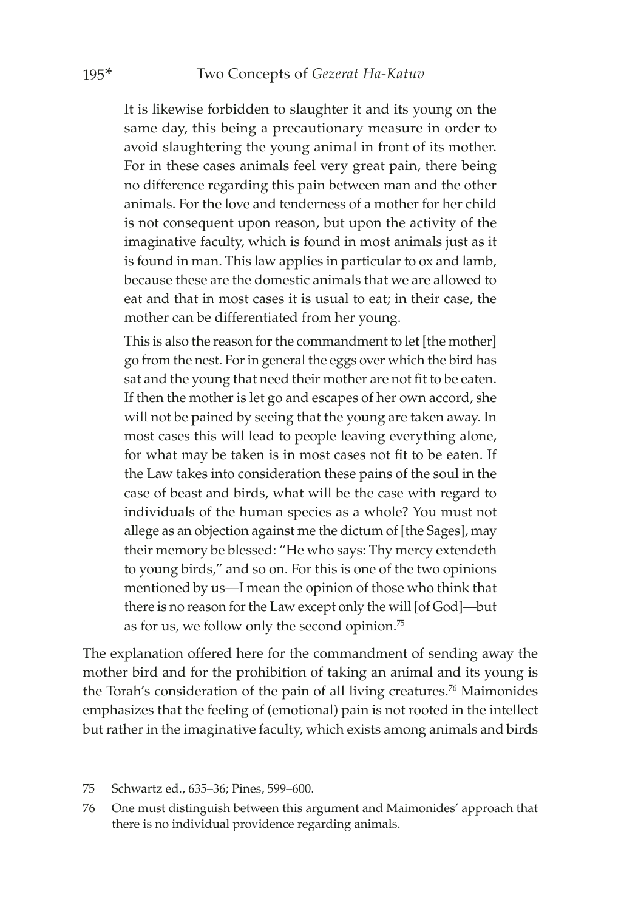> It is likewise forbidden to slaughter it and its young on the same day, this being a precautionary measure in order to avoid slaughtering the young animal in front of its mother. For in these cases animals feel very great pain, there being no difference regarding this pain between man and the other animals. For the love and tenderness of a mother for her child is not consequent upon reason, but upon the activity of the imaginative faculty, which is found in most animals just as it is found in man. This law applies in particular to ox and lamb, because these are the domestic animals that we are allowed to eat and that in most cases it is usual to eat; in their case, the mother can be differentiated from her young.
>
> This is also the reason for the commandment to let [the mother] go from the nest. For in general the eggs over which the bird has sat and the young that need their mother are not fit to be eaten. If then the mother is let go and escapes of her own accord, she will not be pained by seeing that the young are taken away. In most cases this will lead to people leaving everything alone, for what may be taken is in most cases not fit to be eaten. If the Law takes into consideration these pains of the soul in the case of beast and birds, what will be the case with regard to individuals of the human species as a whole? You must not allege as an objection against me the dictum of [the Sages], may their memory be blessed: "He who says: Thy mercy extendeth to young birds," and so on. For this is one of the two opinions mentioned by us—I mean the opinion of those who think that there is no reason for the Law except only the will [of God]—but as for us, we follow only the second opinion.[75]

The explanation offered here for the commandment of sending away the mother bird and for the prohibition of taking an animal and its young is the Torah's consideration of the pain of all living creatures.[76] Maimonides emphasizes that the feeling of (emotional) pain is not rooted in the intellect but rather in the imaginative faculty, which exists among animals and birds

75 Schwartz ed., 635–36; Pines, 599–600.

76 One must distinguish between this argument and Maimonides' approach that there is no individual providence regarding animals.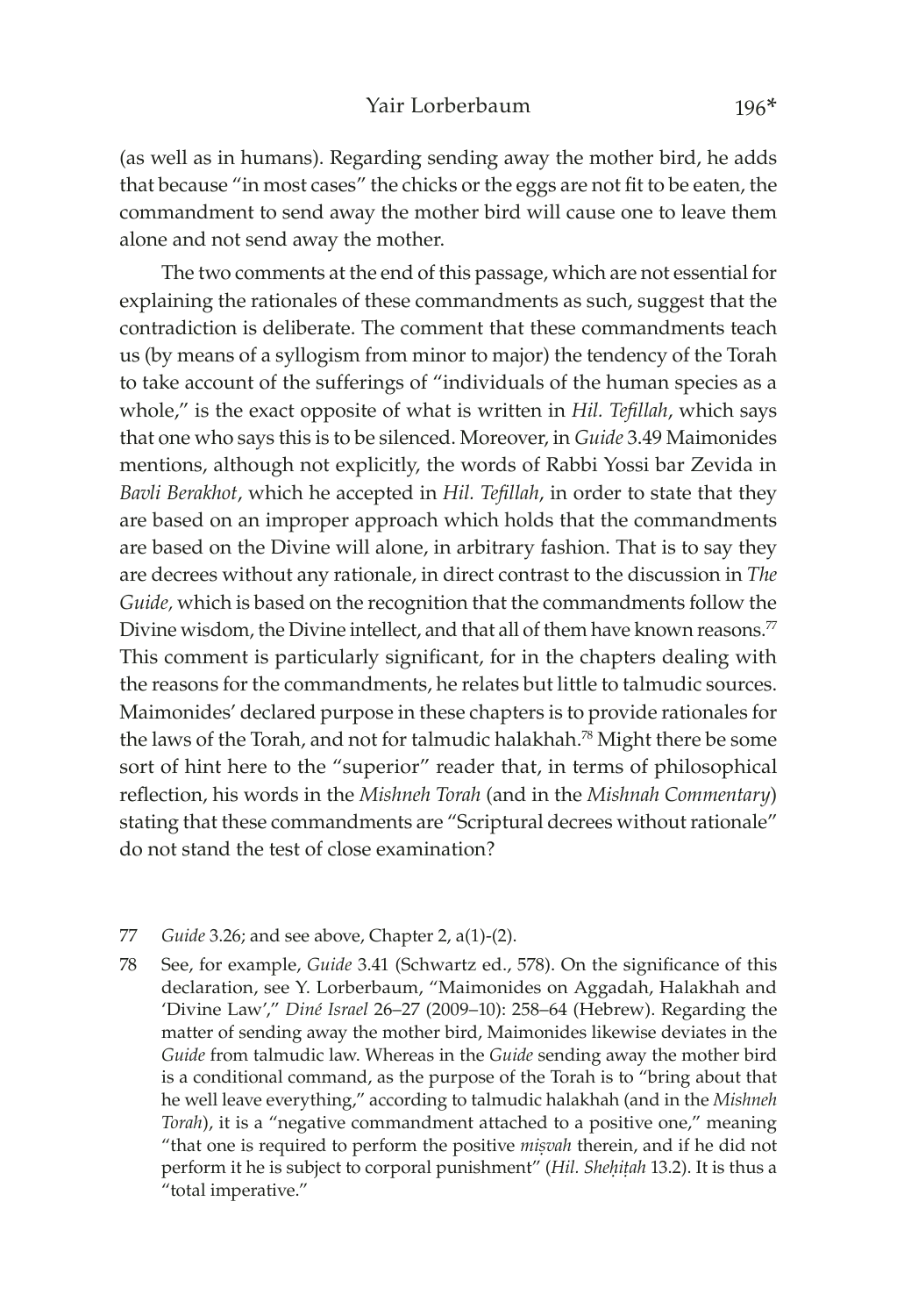(as well as in humans). Regarding sending away the mother bird, he adds that because "in most cases" the chicks or the eggs are not fit to be eaten, the commandment to send away the mother bird will cause one to leave them alone and not send away the mother.

The two comments at the end of this passage, which are not essential for explaining the rationales of these commandments as such, suggest that the contradiction is deliberate. The comment that these commandments teach us (by means of a syllogism from minor to major) the tendency of the Torah to take account of the sufferings of "individuals of the human species as a whole," is the exact opposite of what is written in *Hil. Tefillah*, which says that one who says this is to be silenced. Moreover, in *Guide* 3.49 Maimonides mentions, although not explicitly, the words of Rabbi Yossi bar Zevida in *Bavli Berakhot*, which he accepted in *Hil. Tefillah*, in order to state that they are based on an improper approach which holds that the commandments are based on the Divine will alone, in arbitrary fashion. That is to say they are decrees without any rationale, in direct contrast to the discussion in *The Guide*, which is based on the recognition that the commandments follow the Divine wisdom, the Divine intellect, and that all of them have known reasons.[77] This comment is particularly significant, for in the chapters dealing with the reasons for the commandments, he relates but little to talmudic sources. Maimonides' declared purpose in these chapters is to provide rationales for the laws of the Torah, and not for talmudic halakhah.[78] Might there be some sort of hint here to the "superior" reader that, in terms of philosophical reflection, his words in the *Mishneh Torah* (and in the *Mishnah Commentary*) stating that these commandments are "Scriptural decrees without rationale" do not stand the test of close examination?

77 *Guide* 3.26; and see above, Chapter 2, a(1)-(2).

78 See, for example, *Guide* 3.41 (Schwartz ed., 578). On the significance of this declaration, see Y. Lorberbaum, "Maimonides on Aggadah, Halakhah and 'Divine Law'," *Diné Israel* 26–27 (2009–10): 258–64 (Hebrew). Regarding the matter of sending away the mother bird, Maimonides likewise deviates in the *Guide* from talmudic law. Whereas in the *Guide* sending away the mother bird is a conditional command, as the purpose of the Torah is to "bring about that he well leave everything," according to talmudic halakhah (and in the *Mishneh Torah*), it is a "negative commandment attached to a positive one," meaning "that one is required to perform the positive *miṣvah* therein, and if he did not perform it he is subject to corporal punishment" (*Hil. Sheḥiṭah* 13.2). It is thus a "total imperative."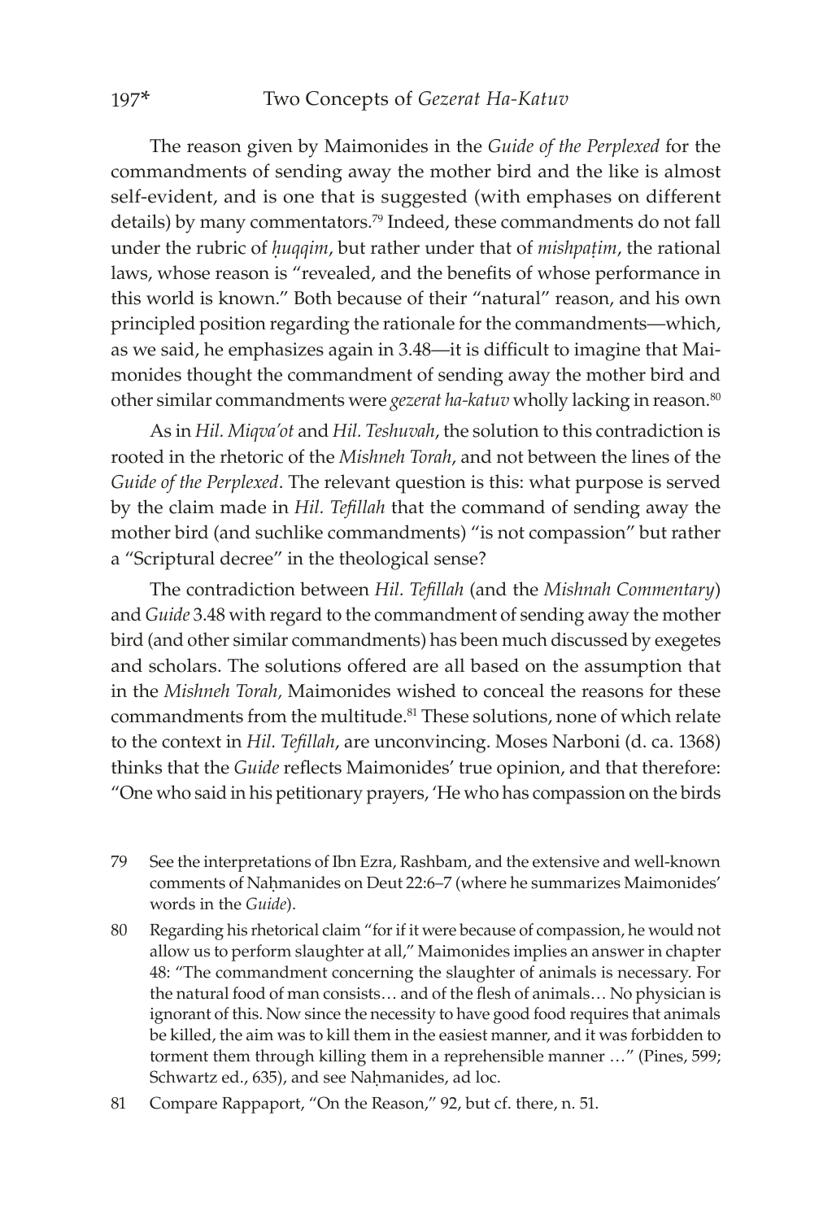The reason given by Maimonides in the *Guide of the Perplexed* for the commandments of sending away the mother bird and the like is almost self-evident, and is one that is suggested (with emphases on different details) by many commentators.[79] Indeed, these commandments do not fall under the rubric of *ḥuqqim*, but rather under that of *mishpaṭim*, the rational laws, whose reason is "revealed, and the benefits of whose performance in this world is known." Both because of their "natural" reason, and his own principled position regarding the rationale for the commandments—which, as we said, he emphasizes again in 3.48—it is difficult to imagine that Maimonides thought the commandment of sending away the mother bird and other similar commandments were *gezerat ha-katuv* wholly lacking in reason.[80]

As in *Hil. Miqva'ot* and *Hil. Teshuvah*, the solution to this contradiction is rooted in the rhetoric of the *Mishneh Torah*, and not between the lines of the *Guide of the Perplexed*. The relevant question is this: what purpose is served by the claim made in *Hil. Tefillah* that the command of sending away the mother bird (and suchlike commandments) "is not compassion" but rather a "Scriptural decree" in the theological sense?

The contradiction between *Hil. Tefillah* (and the *Mishnah Commentary*) and *Guide* 3.48 with regard to the commandment of sending away the mother bird (and other similar commandments) has been much discussed by exegetes and scholars. The solutions offered are all based on the assumption that in the *Mishneh Torah,* Maimonides wished to conceal the reasons for these commandments from the multitude.[81] These solutions, none of which relate to the context in *Hil. Tefillah*, are unconvincing. Moses Narboni (d. ca. 1368) thinks that the *Guide* reflects Maimonides' true opinion, and that therefore: "One who said in his petitionary prayers, 'He who has compassion on the birds

79 See the interpretations of Ibn Ezra, Rashbam, and the extensive and well-known comments of Naḥmanides on Deut 22:6–7 (where he summarizes Maimonides' words in the *Guide*).

80 Regarding his rhetorical claim "for if it were because of compassion, he would not allow us to perform slaughter at all," Maimonides implies an answer in chapter 48: "The commandment concerning the slaughter of animals is necessary. For the natural food of man consists… and of the flesh of animals… No physician is ignorant of this. Now since the necessity to have good food requires that animals be killed, the aim was to kill them in the easiest manner, and it was forbidden to torment them through killing them in a reprehensible manner …" (Pines, 599; Schwartz ed., 635), and see Naḥmanides, ad loc.

81 Compare Rappaport, "On the Reason," 92, but cf. there, n. 51.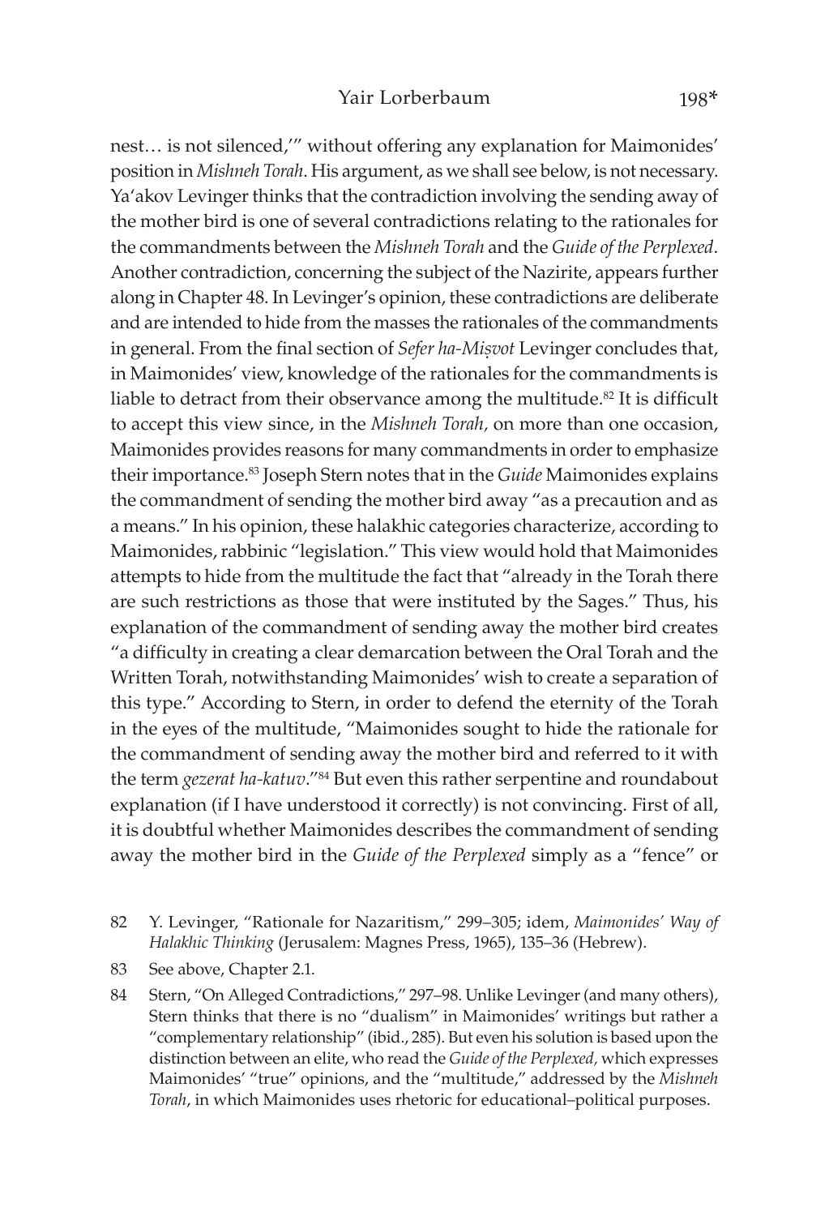nest… is not silenced,'" without offering any explanation for Maimonides' position in *Mishneh Torah*. His argument, as we shall see below, is not necessary. Ya'akov Levinger thinks that the contradiction involving the sending away of the mother bird is one of several contradictions relating to the rationales for the commandments between the *Mishneh Torah* and the *Guide of the Perplexed*. Another contradiction, concerning the subject of the Nazirite, appears further along in Chapter 48. In Levinger's opinion, these contradictions are deliberate and are intended to hide from the masses the rationales of the commandments in general. From the final section of *Sefer ha-Miṣvot* Levinger concludes that, in Maimonides' view, knowledge of the rationales for the commandments is liable to detract from their observance among the multitude.[82] It is difficult to accept this view since, in the *Mishneh Torah,* on more than one occasion, Maimonides provides reasons for many commandments in order to emphasize their importance.[83] Joseph Stern notes that in the *Guide* Maimonides explains the commandment of sending the mother bird away "as a precaution and as a means." In his opinion, these halakhic categories characterize, according to Maimonides, rabbinic "legislation." This view would hold that Maimonides attempts to hide from the multitude the fact that "already in the Torah there are such restrictions as those that were instituted by the Sages." Thus, his explanation of the commandment of sending away the mother bird creates "a difficulty in creating a clear demarcation between the Oral Torah and the Written Torah, notwithstanding Maimonides' wish to create a separation of this type." According to Stern, in order to defend the eternity of the Torah in the eyes of the multitude, "Maimonides sought to hide the rationale for the commandment of sending away the mother bird and referred to it with the term *gezerat ha-katuv*."[84] But even this rather serpentine and roundabout explanation (if I have understood it correctly) is not convincing. First of all, it is doubtful whether Maimonides describes the commandment of sending away the mother bird in the *Guide of the Perplexed* simply as a "fence" or

82 Y. Levinger, "Rationale for Nazaritism," 299–305; idem, *Maimonides' Way of Halakhic Thinking* (Jerusalem: Magnes Press, 1965), 135–36 (Hebrew).

83 See above, Chapter 2.1.

84 Stern, "On Alleged Contradictions," 297–98. Unlike Levinger (and many others), Stern thinks that there is no "dualism" in Maimonides' writings but rather a "complementary relationship" (ibid., 285). But even his solution is based upon the distinction between an elite, who read the *Guide of the Perplexed,* which expresses Maimonides' "true" opinions, and the "multitude," addressed by the *Mishneh Torah*, in which Maimonides uses rhetoric for educational–political purposes.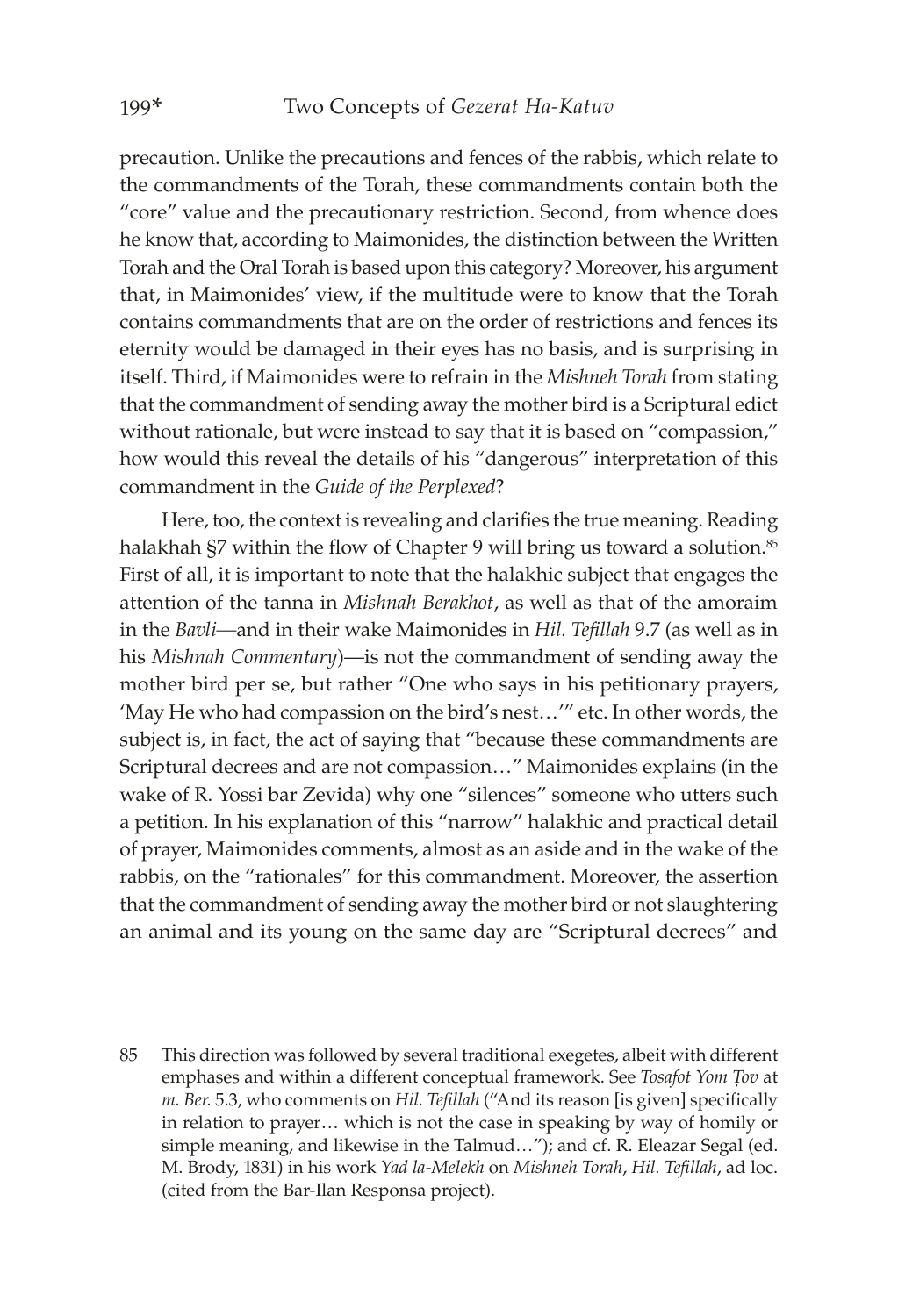precaution. Unlike the precautions and fences of the rabbis, which relate to the commandments of the Torah, these commandments contain both the "core" value and the precautionary restriction. Second, from whence does he know that, according to Maimonides, the distinction between the Written Torah and the Oral Torah is based upon this category? Moreover, his argument that, in Maimonides' view, if the multitude were to know that the Torah contains commandments that are on the order of restrictions and fences its eternity would be damaged in their eyes has no basis, and is surprising in itself. Third, if Maimonides were to refrain in the *Mishneh Torah* from stating that the commandment of sending away the mother bird is a Scriptural edict without rationale, but were instead to say that it is based on "compassion," how would this reveal the details of his "dangerous" interpretation of this commandment in the *Guide of the Perplexed*?

Here, too, the context is revealing and clarifies the true meaning. Reading halakhah §7 within the flow of Chapter 9 will bring us toward a solution.[85] First of all, it is important to note that the halakhic subject that engages the attention of the tanna in *Mishnah Berakhot*, as well as that of the amoraim in the *Bavli*—and in their wake Maimonides in *Hil. Tefillah* 9.7 (as well as in his *Mishnah Commentary*)—is not the commandment of sending away the mother bird per se, but rather "One who says in his petitionary prayers, 'May He who had compassion on the bird's nest…'" etc. In other words, the subject is, in fact, the act of saying that "because these commandments are Scriptural decrees and are not compassion…" Maimonides explains (in the wake of R. Yossi bar Zevida) why one "silences" someone who utters such a petition. In his explanation of this "narrow" halakhic and practical detail of prayer, Maimonides comments, almost as an aside and in the wake of the rabbis, on the "rationales" for this commandment. Moreover, the assertion that the commandment of sending away the mother bird or not slaughtering an animal and its young on the same day are "Scriptural decrees" and

85 This direction was followed by several traditional exegetes, albeit with different emphases and within a different conceptual framework. See *Tosafot Yom Ṭov* at *m. Ber.* 5.3, who comments on *Hil. Tefillah* ("And its reason [is given] specifically in relation to prayer… which is not the case in speaking by way of homily or simple meaning, and likewise in the Talmud…"); and cf. R. Eleazar Segal (ed. M. Brody, 1831) in his work *Yad la-Melekh* on *Mishneh Torah*, *Hil. Tefillah*, ad loc. (cited from the Bar-Ilan Responsa project).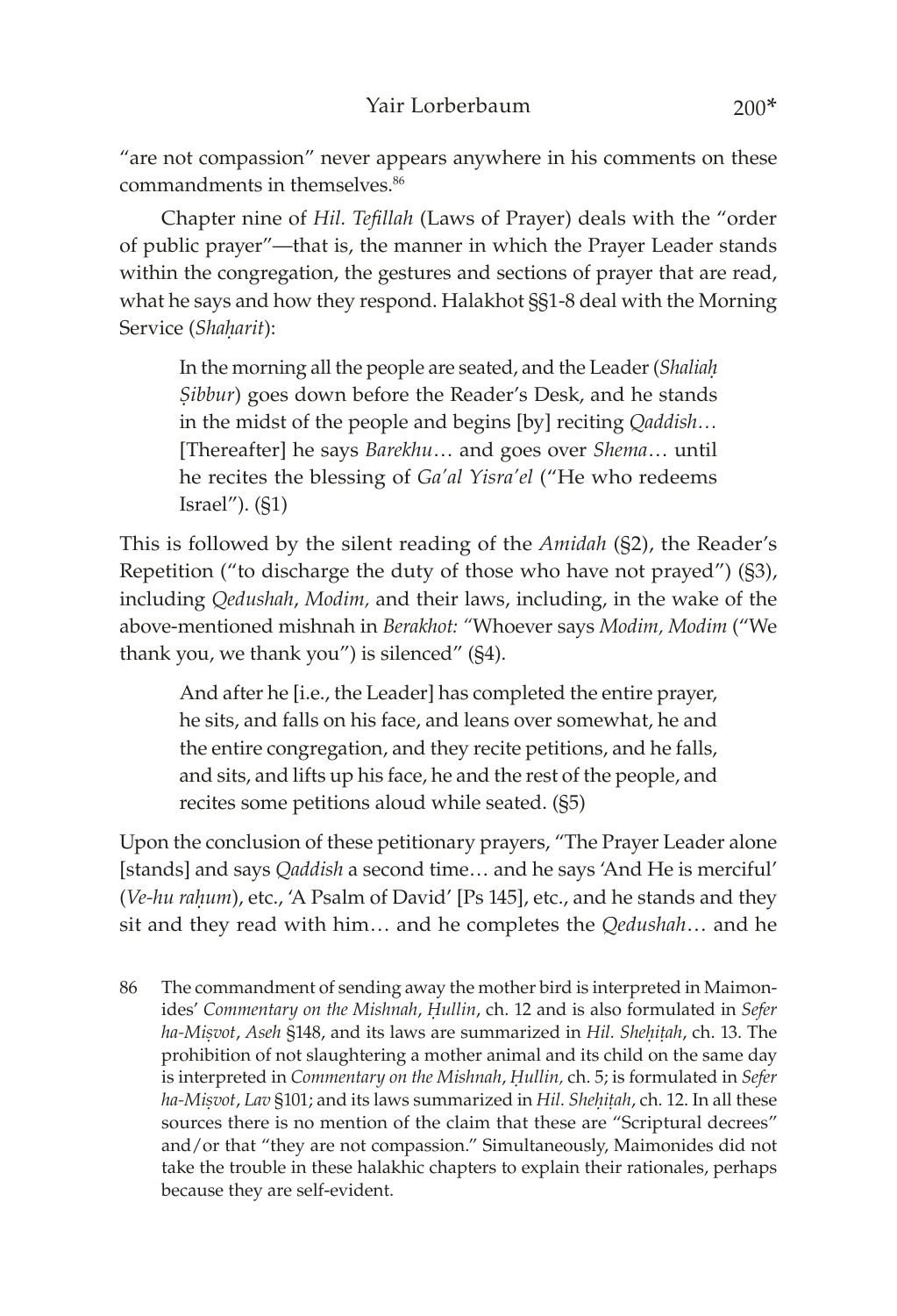"are not compassion" never appears anywhere in his comments on these commandments in themselves.[86]

Chapter nine of *Hil. Tefillah* (Laws of Prayer) deals with the "order of public prayer"—that is, the manner in which the Prayer Leader stands within the congregation, the gestures and sections of prayer that are read, what he says and how they respond. Halakhot §§1-8 deal with the Morning Service (*Shaḥarit*):

> In the morning all the people are seated, and the Leader (*Shaliaḥ Ṣibbur*) goes down before the Reader's Desk, and he stands in the midst of the people and begins [by] reciting *Qaddish…* [Thereafter] he says *Barekhu*… and goes over *Shema*… until he recites the blessing of *Ga'al Yisra'el* ("He who redeems Israel"). (§1)

This is followed by the silent reading of the *Amidah* (§2), the Reader's Repetition ("to discharge the duty of those who have not prayed") (§3), including *Qedushah*, *Modim,* and their laws, including, in the wake of the above-mentioned mishnah in *Berakhot: "*Whoever says *Modim, Modim* ("We thank you, we thank you") is silenced" (§4).

> And after he [i.e., the Leader] has completed the entire prayer, he sits, and falls on his face, and leans over somewhat, he and the entire congregation, and they recite petitions, and he falls, and sits, and lifts up his face, he and the rest of the people, and recites some petitions aloud while seated. (§5)

Upon the conclusion of these petitionary prayers, "The Prayer Leader alone [stands] and says *Qaddish* a second time… and he says 'And He is merciful' (*Ve-hu raḥum*), etc., 'A Psalm of David' [Ps 145], etc., and he stands and they sit and they read with him… and he completes the *Qedushah*… and he

86 The commandment of sending away the mother bird is interpreted in Maimonides' *Commentary on the Mishnah*, *Ḥullin*, ch. 12 and is also formulated in *Sefer ha-Miṣvot*, *Aseh* §148, and its laws are summarized in *Hil. Sheḥiṭah*, ch. 13. The prohibition of not slaughtering a mother animal and its child on the same day is interpreted in *Commentary on the Mishnah*, *Ḥullin,* ch. 5; is formulated in *Sefer ha-Miṣvot*, *Lav* §101; and its laws summarized in *Hil. Sheḥiṭah*, ch. 12. In all these sources there is no mention of the claim that these are "Scriptural decrees" and/or that "they are not compassion." Simultaneously, Maimonides did not take the trouble in these halakhic chapters to explain their rationales, perhaps because they are self-evident.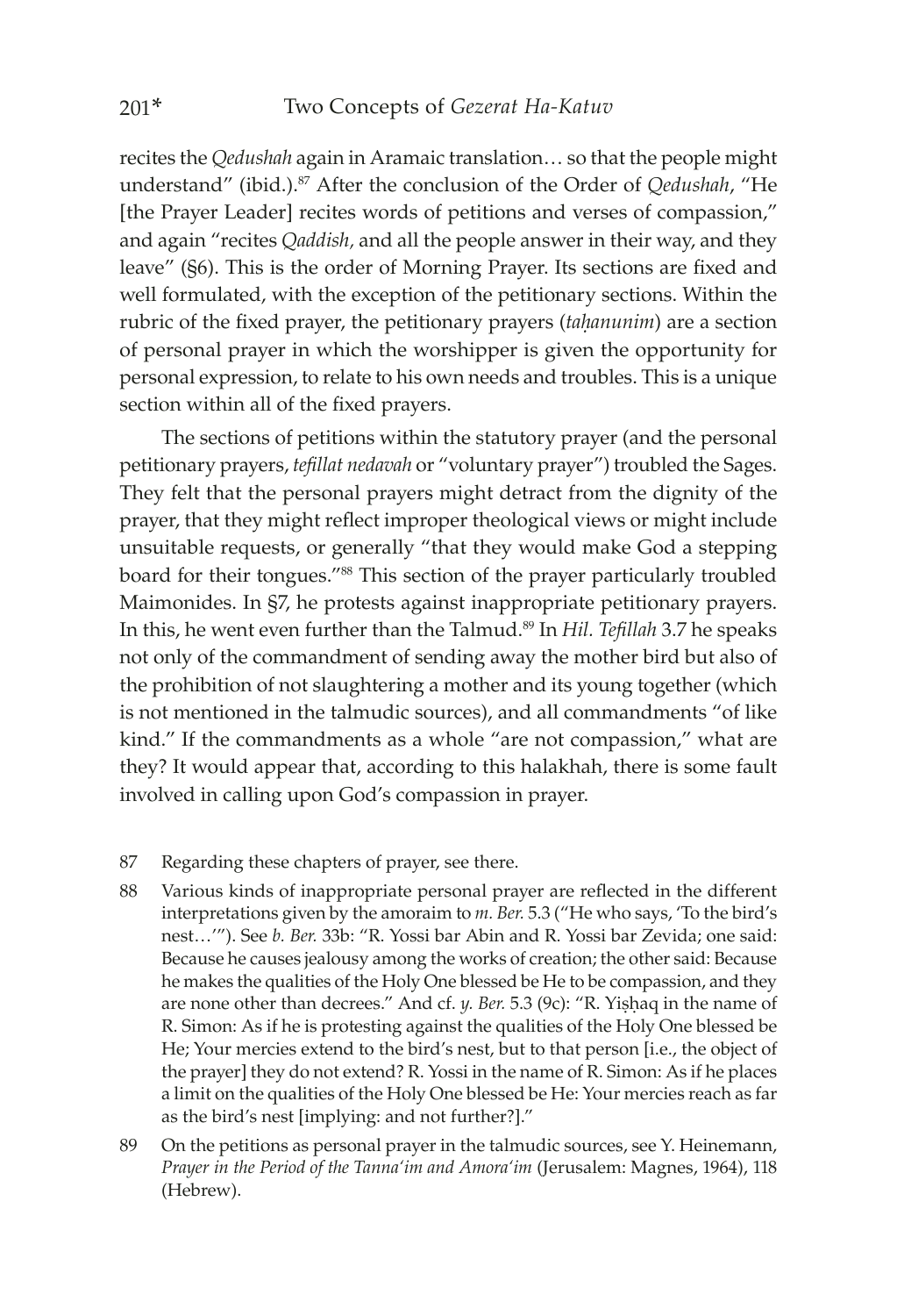recites the *Qedushah* again in Aramaic translation… so that the people might understand" (ibid.).[87] After the conclusion of the Order of *Qedushah*, "He [the Prayer Leader] recites words of petitions and verses of compassion," and again "recites *Qaddish*, and all the people answer in their way, and they leave" (§6). This is the order of Morning Prayer. Its sections are fixed and well formulated, with the exception of the petitionary sections. Within the rubric of the fixed prayer, the petitionary prayers (*taḥanunim*) are a section of personal prayer in which the worshipper is given the opportunity for personal expression, to relate to his own needs and troubles. This is a unique section within all of the fixed prayers.

The sections of petitions within the statutory prayer (and the personal petitionary prayers, *tefillat nedavah* or "voluntary prayer") troubled the Sages. They felt that the personal prayers might detract from the dignity of the prayer, that they might reflect improper theological views or might include unsuitable requests, or generally "that they would make God a stepping board for their tongues."[88] This section of the prayer particularly troubled Maimonides. In §7, he protests against inappropriate petitionary prayers. In this, he went even further than the Talmud.[89] In *Hil. Tefillah* 3.7 he speaks not only of the commandment of sending away the mother bird but also of the prohibition of not slaughtering a mother and its young together (which is not mentioned in the talmudic sources), and all commandments "of like kind." If the commandments as a whole "are not compassion," what are they? It would appear that, according to this halakhah, there is some fault involved in calling upon God's compassion in prayer.

87 Regarding these chapters of prayer, see there.

88 Various kinds of inappropriate personal prayer are reflected in the different interpretations given by the amoraim to *m. Ber.* 5.3 ("He who says, 'To the bird's nest…'"). See *b. Ber.* 33b: "R. Yossi bar Abin and R. Yossi bar Zevida; one said: Because he causes jealousy among the works of creation; the other said: Because he makes the qualities of the Holy One blessed be He to be compassion, and they are none other than decrees." And cf. *y. Ber.* 5.3 (9c): "R. Yiṣḥaq in the name of R. Simon: As if he is protesting against the qualities of the Holy One blessed be He; Your mercies extend to the bird's nest, but to that person [i.e., the object of the prayer] they do not extend? R. Yossi in the name of R. Simon: As if he places a limit on the qualities of the Holy One blessed be He: Your mercies reach as far as the bird's nest [implying: and not further?]."

89 On the petitions as personal prayer in the talmudic sources, see Y. Heinemann, *Prayer in the Period of the Tanna'im and Amora'im* (Jerusalem: Magnes, 1964), 118 (Hebrew).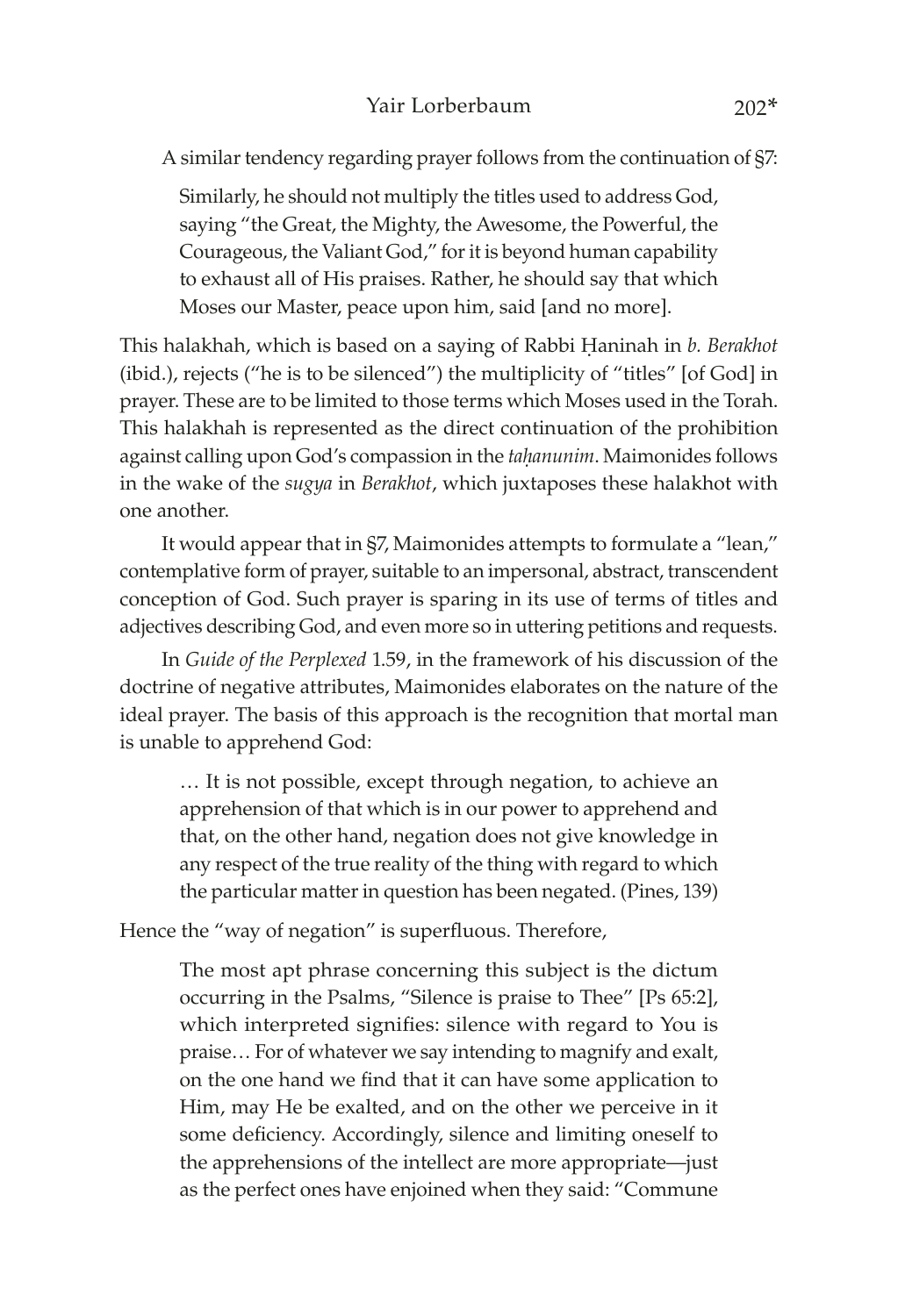A similar tendency regarding prayer follows from the continuation of §7:

> Similarly, he should not multiply the titles used to address God, saying "the Great, the Mighty, the Awesome, the Powerful, the Courageous, the Valiant God," for it is beyond human capability to exhaust all of His praises. Rather, he should say that which Moses our Master, peace upon him, said [and no more].

This halakhah, which is based on a saying of Rabbi Ḥaninah in *b. Berakhot* (ibid.), rejects ("he is to be silenced") the multiplicity of "titles" [of God] in prayer. These are to be limited to those terms which Moses used in the Torah. This halakhah is represented as the direct continuation of the prohibition against calling upon God's compassion in the *taḥanunim*. Maimonides follows in the wake of the *sugya* in *Berakhot*, which juxtaposes these halakhot with one another.

It would appear that in §7, Maimonides attempts to formulate a "lean," contemplative form of prayer, suitable to an impersonal, abstract, transcendent conception of God. Such prayer is sparing in its use of terms of titles and adjectives describing God, and even more so in uttering petitions and requests.

In *Guide of the Perplexed* 1.59, in the framework of his discussion of the doctrine of negative attributes, Maimonides elaborates on the nature of the ideal prayer. The basis of this approach is the recognition that mortal man is unable to apprehend God:

> … It is not possible, except through negation, to achieve an apprehension of that which is in our power to apprehend and that, on the other hand, negation does not give knowledge in any respect of the true reality of the thing with regard to which the particular matter in question has been negated. (Pines, 139)

Hence the "way of negation" is superfluous. Therefore,

> The most apt phrase concerning this subject is the dictum occurring in the Psalms, "Silence is praise to Thee" [Ps 65:2], which interpreted signifies: silence with regard to You is praise… For of whatever we say intending to magnify and exalt, on the one hand we find that it can have some application to Him, may He be exalted, and on the other we perceive in it some deficiency. Accordingly, silence and limiting oneself to the apprehensions of the intellect are more appropriate—just as the perfect ones have enjoined when they said: "Commune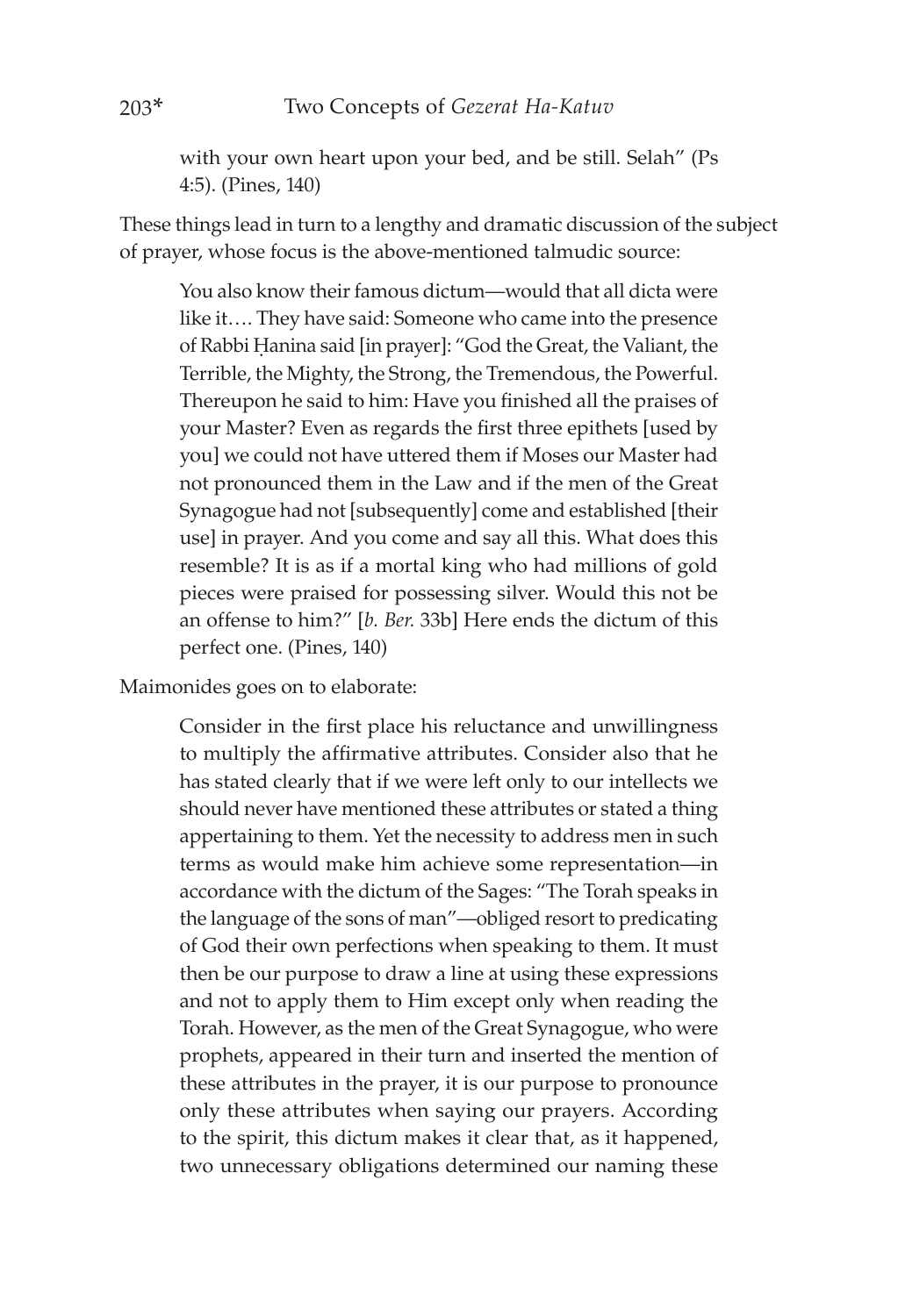> with your own heart upon your bed, and be still. Selah" (Ps 4:5). (Pines, 140)

These things lead in turn to a lengthy and dramatic discussion of the subject of prayer, whose focus is the above-mentioned talmudic source:

> You also know their famous dictum—would that all dicta were like it…. They have said: Someone who came into the presence of Rabbi Ḥanina said [in prayer]: "God the Great, the Valiant, the Terrible, the Mighty, the Strong, the Tremendous, the Powerful. Thereupon he said to him: Have you finished all the praises of your Master? Even as regards the first three epithets [used by you] we could not have uttered them if Moses our Master had not pronounced them in the Law and if the men of the Great Synagogue had not [subsequently] come and established [their use] in prayer. And you come and say all this. What does this resemble? It is as if a mortal king who had millions of gold pieces were praised for possessing silver. Would this not be an offense to him?" [*b. Ber.* 33b] Here ends the dictum of this perfect one. (Pines, 140)

Maimonides goes on to elaborate:

> Consider in the first place his reluctance and unwillingness to multiply the affirmative attributes. Consider also that he has stated clearly that if we were left only to our intellects we should never have mentioned these attributes or stated a thing appertaining to them. Yet the necessity to address men in such terms as would make him achieve some representation—in accordance with the dictum of the Sages: "The Torah speaks in the language of the sons of man"—obliged resort to predicating of God their own perfections when speaking to them. It must then be our purpose to draw a line at using these expressions and not to apply them to Him except only when reading the Torah. However, as the men of the Great Synagogue, who were prophets, appeared in their turn and inserted the mention of these attributes in the prayer, it is our purpose to pronounce only these attributes when saying our prayers. According to the spirit, this dictum makes it clear that, as it happened, two unnecessary obligations determined our naming these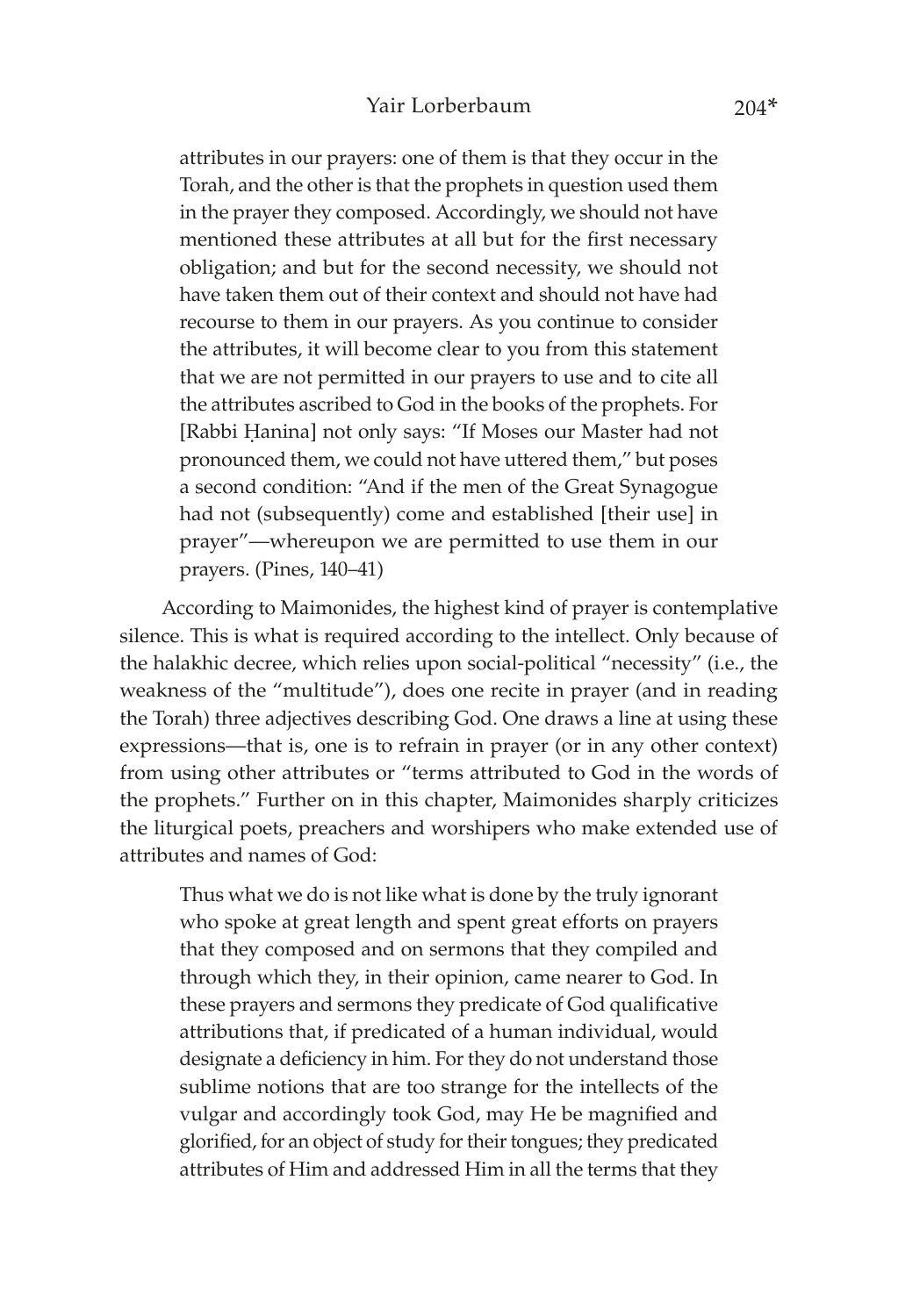> attributes in our prayers: one of them is that they occur in the Torah, and the other is that the prophets in question used them in the prayer they composed. Accordingly, we should not have mentioned these attributes at all but for the first necessary obligation; and but for the second necessity, we should not have taken them out of their context and should not have had recourse to them in our prayers. As you continue to consider the attributes, it will become clear to you from this statement that we are not permitted in our prayers to use and to cite all the attributes ascribed to God in the books of the prophets. For [Rabbi Ḥanina] not only says: "If Moses our Master had not pronounced them, we could not have uttered them," but poses a second condition: "And if the men of the Great Synagogue had not (subsequently) come and established [their use] in prayer"—whereupon we are permitted to use them in our prayers. (Pines, 140–41)

According to Maimonides, the highest kind of prayer is contemplative silence. This is what is required according to the intellect. Only because of the halakhic decree, which relies upon social-political "necessity" (i.e., the weakness of the "multitude"), does one recite in prayer (and in reading the Torah) three adjectives describing God. One draws a line at using these expressions—that is, one is to refrain in prayer (or in any other context) from using other attributes or "terms attributed to God in the words of the prophets." Further on in this chapter, Maimonides sharply criticizes the liturgical poets, preachers and worshipers who make extended use of attributes and names of God:

> Thus what we do is not like what is done by the truly ignorant who spoke at great length and spent great efforts on prayers that they composed and on sermons that they compiled and through which they, in their opinion, came nearer to God. In these prayers and sermons they predicate of God qualificative attributions that, if predicated of a human individual, would designate a deficiency in him. For they do not understand those sublime notions that are too strange for the intellects of the vulgar and accordingly took God, may He be magnified and glorified, for an object of study for their tongues; they predicated attributes of Him and addressed Him in all the terms that they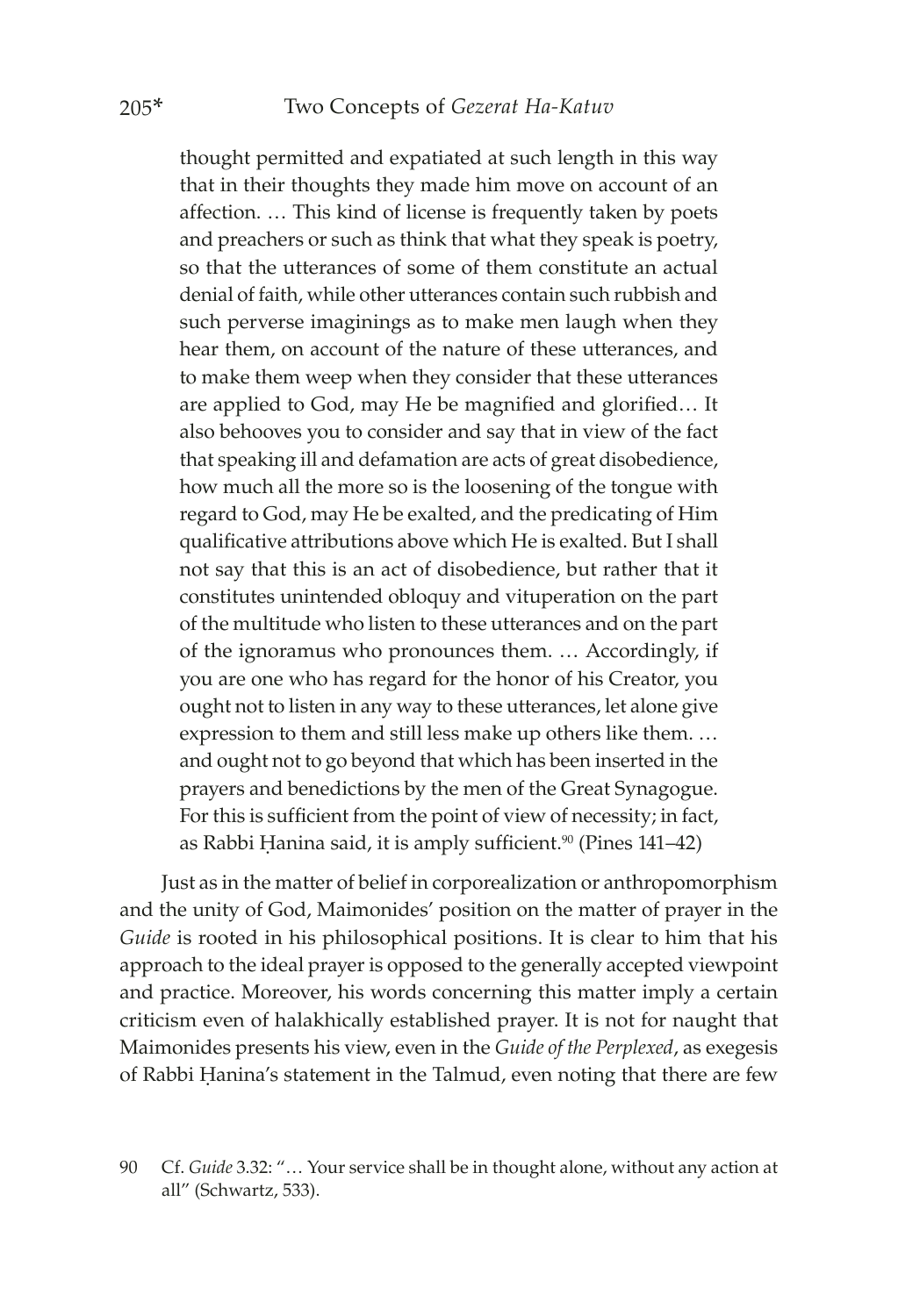> thought permitted and expatiated at such length in this way that in their thoughts they made him move on account of an affection. … This kind of license is frequently taken by poets and preachers or such as think that what they speak is poetry, so that the utterances of some of them constitute an actual denial of faith, while other utterances contain such rubbish and such perverse imaginings as to make men laugh when they hear them, on account of the nature of these utterances, and to make them weep when they consider that these utterances are applied to God, may He be magnified and glorified… It also behooves you to consider and say that in view of the fact that speaking ill and defamation are acts of great disobedience, how much all the more so is the loosening of the tongue with regard to God, may He be exalted, and the predicating of Him qualificative attributions above which He is exalted. But I shall not say that this is an act of disobedience, but rather that it constitutes unintended obloquy and vituperation on the part of the multitude who listen to these utterances and on the part of the ignoramus who pronounces them. … Accordingly, if you are one who has regard for the honor of his Creator, you ought not to listen in any way to these utterances, let alone give expression to them and still less make up others like them. … and ought not to go beyond that which has been inserted in the prayers and benedictions by the men of the Great Synagogue. For this is sufficient from the point of view of necessity; in fact, as Rabbi Ḥanina said, it is amply sufficient.[90] (Pines 141–42)

Just as in the matter of belief in corporealization or anthropomorphism and the unity of God, Maimonides' position on the matter of prayer in the *Guide* is rooted in his philosophical positions. It is clear to him that his approach to the ideal prayer is opposed to the generally accepted viewpoint and practice. Moreover, his words concerning this matter imply a certain criticism even of halakhically established prayer. It is not for naught that Maimonides presents his view, even in the *Guide of the Perplexed*, as exegesis of Rabbi Ḥanina's statement in the Talmud, even noting that there are few

90 Cf. *Guide* 3.32: "… Your service shall be in thought alone, without any action at all" (Schwartz, 533).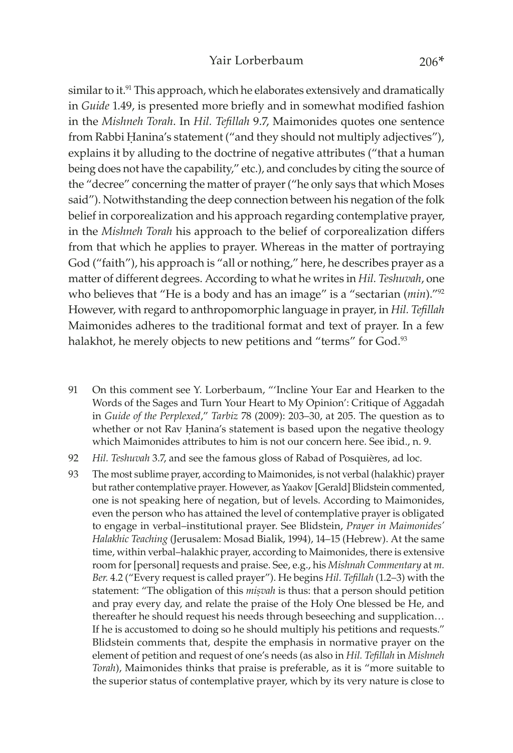similar to it.[91] This approach, which he elaborates extensively and dramatically in *Guide* 1.49, is presented more briefly and in somewhat modified fashion in the *Mishneh Torah*. In *Hil. Tefillah* 9.7, Maimonides quotes one sentence from Rabbi Ḥanina's statement ("and they should not multiply adjectives"), explains it by alluding to the doctrine of negative attributes ("that a human being does not have the capability," etc.), and concludes by citing the source of the "decree" concerning the matter of prayer ("he only says that which Moses said"). Notwithstanding the deep connection between his negation of the folk belief in corporealization and his approach regarding contemplative prayer, in the *Mishneh Torah* his approach to the belief of corporealization differs from that which he applies to prayer. Whereas in the matter of portraying God ("faith"), his approach is "all or nothing," here, he describes prayer as a matter of different degrees. According to what he writes in *Hil. Teshuvah*, one who believes that "He is a body and has an image" is a "sectarian (*min*)."[92] However, with regard to anthropomorphic language in prayer, in *Hil. Tefillah* Maimonides adheres to the traditional format and text of prayer. In a few halakhot, he merely objects to new petitions and "terms" for God.[93]

91 On this comment see Y. Lorberbaum, "'Incline Your Ear and Hearken to the Words of the Sages and Turn Your Heart to My Opinion': Critique of Aggadah in *Guide of the Perplexed*," *Tarbiz* 78 (2009): 203–30, at 205. The question as to whether or not Rav Ḥanina's statement is based upon the negative theology which Maimonides attributes to him is not our concern here. See ibid., n. 9.

92 *Hil. Teshuvah* 3.7, and see the famous gloss of Rabad of Posquières, ad loc.

93 The most sublime prayer, according to Maimonides, is not verbal (halakhic) prayer but rather contemplative prayer. However, as Yaakov [Gerald] Blidstein commented, one is not speaking here of negation, but of levels. According to Maimonides, even the person who has attained the level of contemplative prayer is obligated to engage in verbal–institutional prayer. See Blidstein, *Prayer in Maimonides' Halakhic Teaching* (Jerusalem: Mosad Bialik, 1994), 14–15 (Hebrew). At the same time, within verbal–halakhic prayer, according to Maimonides, there is extensive room for [personal] requests and praise. See, e.g., his *Mishnah Commentary* at *m. Ber.* 4.2 ("Every request is called prayer"). He begins *Hil. Tefillah* (1.2–3) with the statement: "The obligation of this *miṣvah* is thus: that a person should petition and pray every day, and relate the praise of the Holy One blessed be He, and thereafter he should request his needs through beseeching and supplication… If he is accustomed to doing so he should multiply his petitions and requests." Blidstein comments that, despite the emphasis in normative prayer on the element of petition and request of one's needs (as also in *Hil. Tefillah* in *Mishneh Torah*), Maimonides thinks that praise is preferable, as it is "more suitable to the superior status of contemplative prayer, which by its very nature is close to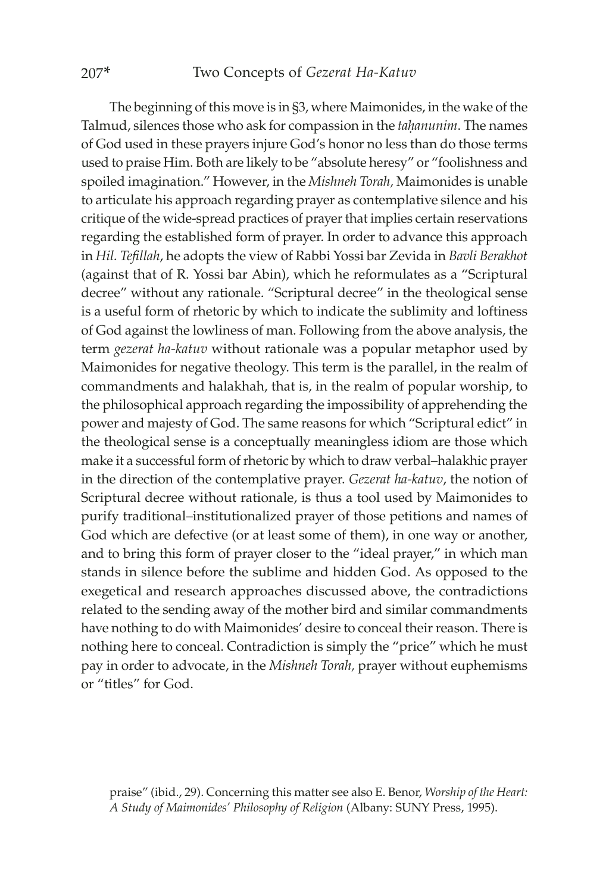The beginning of this move is in §3, where Maimonides, in the wake of the Talmud, silences those who ask for compassion in the *taḥanunim*. The names of God used in these prayers injure God's honor no less than do those terms used to praise Him. Both are likely to be "absolute heresy" or "foolishness and spoiled imagination." However, in the *Mishneh Torah,* Maimonides is unable to articulate his approach regarding prayer as contemplative silence and his critique of the wide-spread practices of prayer that implies certain reservations regarding the established form of prayer. In order to advance this approach in *Hil. Tefillah*, he adopts the view of Rabbi Yossi bar Zevida in *Bavli Berakhot* (against that of R. Yossi bar Abin), which he reformulates as a "Scriptural decree" without any rationale. "Scriptural decree" in the theological sense is a useful form of rhetoric by which to indicate the sublimity and loftiness of God against the lowliness of man. Following from the above analysis, the term *gezerat ha-katuv* without rationale was a popular metaphor used by Maimonides for negative theology. This term is the parallel, in the realm of commandments and halakhah, that is, in the realm of popular worship, to the philosophical approach regarding the impossibility of apprehending the power and majesty of God. The same reasons for which "Scriptural edict" in the theological sense is a conceptually meaningless idiom are those which make it a successful form of rhetoric by which to draw verbal–halakhic prayer in the direction of the contemplative prayer. *Gezerat ha-katuv*, the notion of Scriptural decree without rationale, is thus a tool used by Maimonides to purify traditional–institutionalized prayer of those petitions and names of God which are defective (or at least some of them), in one way or another, and to bring this form of prayer closer to the "ideal prayer," in which man stands in silence before the sublime and hidden God. As opposed to the exegetical and research approaches discussed above, the contradictions related to the sending away of the mother bird and similar commandments have nothing to do with Maimonides' desire to conceal their reason. There is nothing here to conceal. Contradiction is simply the "price" which he must pay in order to advocate, in the *Mishneh Torah,* prayer without euphemisms or "titles" for God.

praise" (ibid., 29). Concerning this matter see also E. Benor, *Worship of the Heart: A Study of Maimonides' Philosophy of Religion* (Albany: SUNY Press, 1995).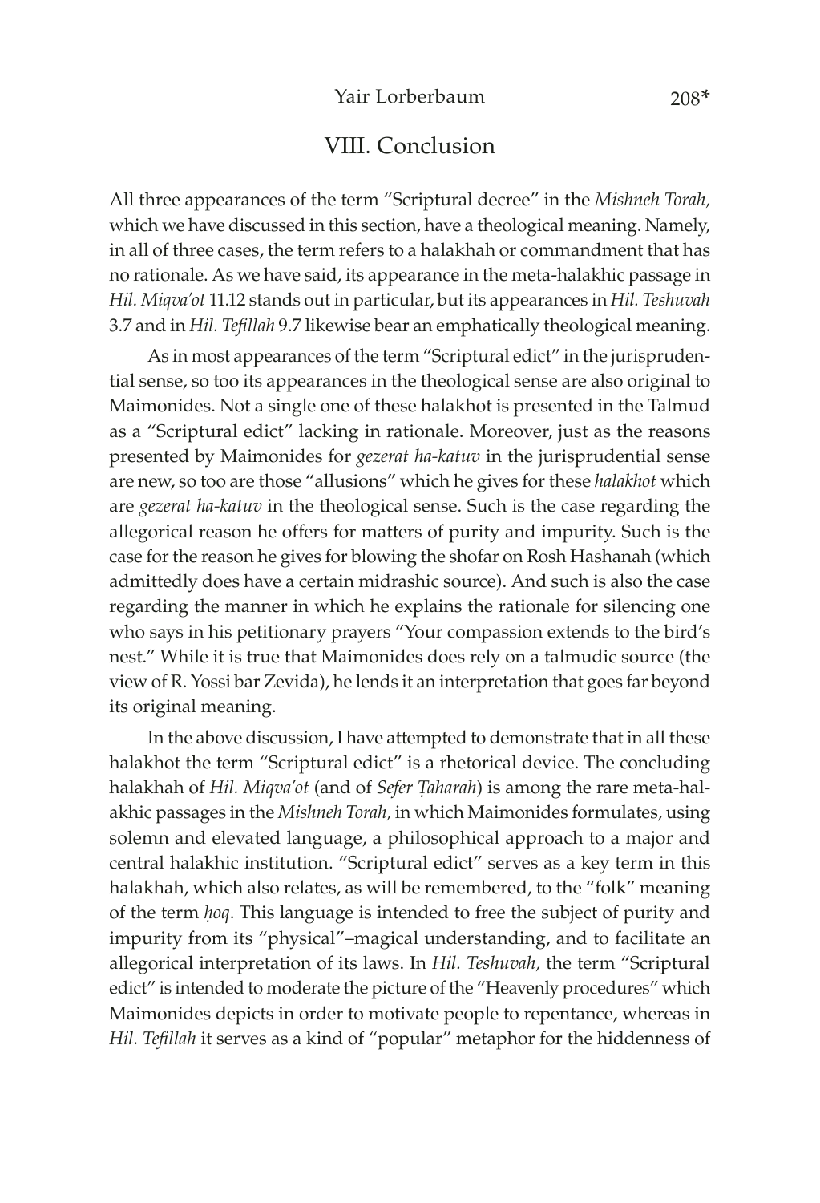## VIII. Conclusion

All three appearances of the term "Scriptural decree" in the *Mishneh Torah,* which we have discussed in this section, have a theological meaning. Namely, in all of three cases, the term refers to a halakhah or commandment that has no rationale. As we have said, its appearance in the meta-halakhic passage in *Hil. Miqva'ot* 11.12 stands out in particular, but its appearances in *Hil. Teshuvah* 3.7 and in *Hil. Tefillah* 9.7 likewise bear an emphatically theological meaning.

As in most appearances of the term "Scriptural edict" in the jurisprudential sense, so too its appearances in the theological sense are also original to Maimonides. Not a single one of these halakhot is presented in the Talmud as a "Scriptural edict" lacking in rationale. Moreover, just as the reasons presented by Maimonides for *gezerat ha-katuv* in the jurisprudential sense are new, so too are those "allusions" which he gives for these *halakhot* which are *gezerat ha-katuv* in the theological sense. Such is the case regarding the allegorical reason he offers for matters of purity and impurity. Such is the case for the reason he gives for blowing the shofar on Rosh Hashanah (which admittedly does have a certain midrashic source). And such is also the case regarding the manner in which he explains the rationale for silencing one who says in his petitionary prayers "Your compassion extends to the bird's nest." While it is true that Maimonides does rely on a talmudic source (the view of R. Yossi bar Zevida), he lends it an interpretation that goes far beyond its original meaning.

In the above discussion, I have attempted to demonstrate that in all these halakhot the term "Scriptural edict" is a rhetorical device. The concluding halakhah of *Hil. Miqva'ot* (and of *Sefer Ṭaharah*) is among the rare meta-halakhic passages in the *Mishneh Torah,* in which Maimonides formulates, using solemn and elevated language, a philosophical approach to a major and central halakhic institution. "Scriptural edict" serves as a key term in this halakhah, which also relates, as will be remembered, to the "folk" meaning of the term *ḥoq*. This language is intended to free the subject of purity and impurity from its "physical"–magical understanding, and to facilitate an allegorical interpretation of its laws. In *Hil. Teshuvah,* the term "Scriptural edict" is intended to moderate the picture of the "Heavenly procedures" which Maimonides depicts in order to motivate people to repentance, whereas in *Hil. Tefillah* it serves as a kind of "popular" metaphor for the hiddenness of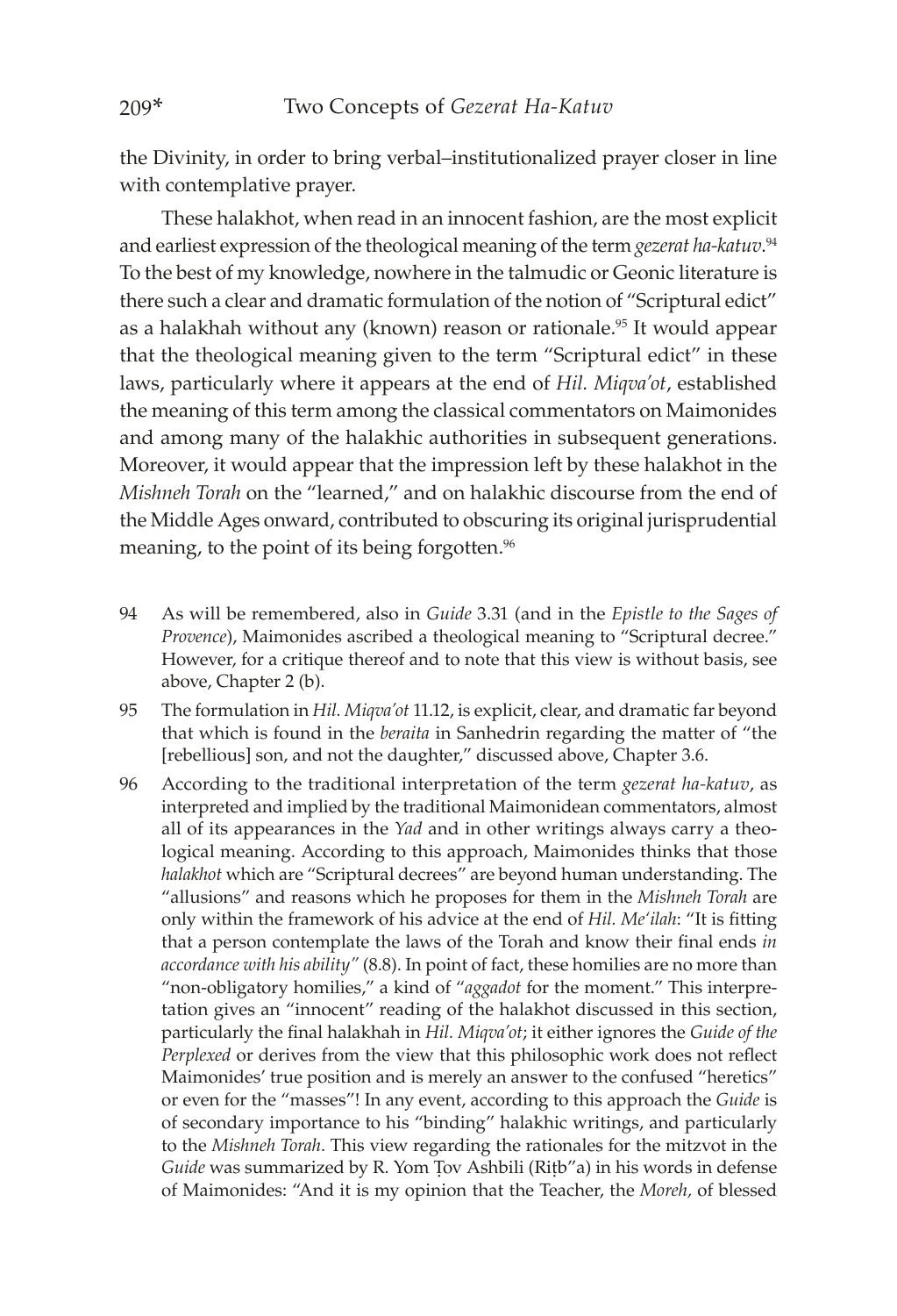the Divinity, in order to bring verbal–institutionalized prayer closer in line with contemplative prayer.

These halakhot, when read in an innocent fashion, are the most explicit and earliest expression of the theological meaning of the term *gezerat ha-katuv*.[94] To the best of my knowledge, nowhere in the talmudic or Geonic literature is there such a clear and dramatic formulation of the notion of "Scriptural edict" as a halakhah without any (known) reason or rationale.[95] It would appear that the theological meaning given to the term "Scriptural edict" in these laws, particularly where it appears at the end of *Hil. Miqva'ot*, established the meaning of this term among the classical commentators on Maimonides and among many of the halakhic authorities in subsequent generations. Moreover, it would appear that the impression left by these halakhot in the *Mishneh Torah* on the "learned," and on halakhic discourse from the end of the Middle Ages onward, contributed to obscuring its original jurisprudential meaning, to the point of its being forgotten.[96]

94 As will be remembered, also in *Guide* 3.31 (and in the *Epistle to the Sages of Provence*), Maimonides ascribed a theological meaning to "Scriptural decree." However, for a critique thereof and to note that this view is without basis, see above, Chapter 2 (b).

95 The formulation in *Hil. Miqva'ot* 11.12, is explicit, clear, and dramatic far beyond that which is found in the *beraita* in Sanhedrin regarding the matter of "the [rebellious] son, and not the daughter," discussed above, Chapter 3.6.

96 According to the traditional interpretation of the term *gezerat ha-katuv*, as interpreted and implied by the traditional Maimonidean commentators, almost all of its appearances in the *Yad* and in other writings always carry a theological meaning. According to this approach, Maimonides thinks that those *halakhot* which are "Scriptural decrees" are beyond human understanding. The "allusions" and reasons which he proposes for them in the *Mishneh Torah* are only within the framework of his advice at the end of *Hil. Me'ilah*: "It is fitting that a person contemplate the laws of the Torah and know their final ends *in accordance with his ability"* (8.8). In point of fact, these homilies are no more than "non-obligatory homilies," a kind of "*aggadot* for the moment." This interpretation gives an "innocent" reading of the halakhot discussed in this section, particularly the final halakhah in *Hil. Miqva'ot*; it either ignores the *Guide of the Perplexed* or derives from the view that this philosophic work does not reflect Maimonides' true position and is merely an answer to the confused "heretics" or even for the "masses"! In any event, according to this approach the *Guide* is of secondary importance to his "binding" halakhic writings, and particularly to the *Mishneh Torah*. This view regarding the rationales for the mitzvot in the *Guide* was summarized by R. Yom Ṭov Ashbili (Riṭb"a) in his words in defense of Maimonides: "And it is my opinion that the Teacher, the *Moreh,* of blessed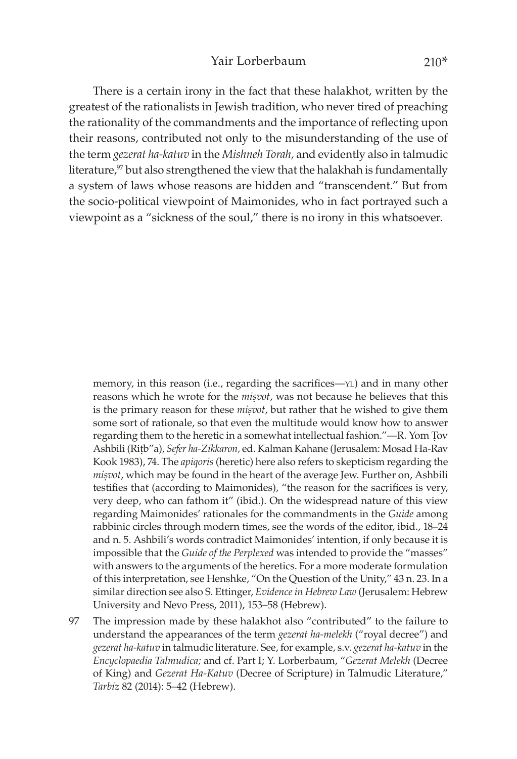There is a certain irony in the fact that these halakhot, written by the greatest of the rationalists in Jewish tradition, who never tired of preaching the rationality of the commandments and the importance of reflecting upon their reasons, contributed not only to the misunderstanding of the use of the term *gezerat ha-katuv* in the *Mishneh Torah*, and evidently also in talmudic literature,[97] but also strengthened the view that the halakhah is fundamentally a system of laws whose reasons are hidden and "transcendent." But from the socio-political viewpoint of Maimonides, who in fact portrayed such a viewpoint as a "sickness of the soul," there is no irony in this whatsoever.

memory, in this reason (i.e., regarding the sacrifices—YL) and in many other reasons which he wrote for the *miṣvot*, was not because he believes that this is the primary reason for these *miṣvot*, but rather that he wished to give them some sort of rationale, so that even the multitude would know how to answer regarding them to the heretic in a somewhat intellectual fashion."—R. Yom Ṭov Ashbili (Riṭb"a), *Sefer ha-Zikkaron*, ed. Kalman Kahane (Jerusalem: Mosad Ha-Rav Kook 1983), 74. The *apiqoris* (heretic) here also refers to skepticism regarding the *miṣvot*, which may be found in the heart of the average Jew. Further on, Ashbili testifies that (according to Maimonides), "the reason for the sacrifices is very, very deep, who can fathom it" (ibid.). On the widespread nature of this view regarding Maimonides' rationales for the commandments in the *Guide* among rabbinic circles through modern times, see the words of the editor, ibid., 18–24 and n. 5. Ashbili's words contradict Maimonides' intention, if only because it is impossible that the *Guide of the Perplexed* was intended to provide the "masses" with answers to the arguments of the heretics. For a more moderate formulation of this interpretation, see Henshke, "On the Question of the Unity," 43 n. 23. In a similar direction see also S. Ettinger, *Evidence in Hebrew Law* (Jerusalem: Hebrew University and Nevo Press, 2011), 153–58 (Hebrew).

97 The impression made by these halakhot also "contributed" to the failure to understand the appearances of the term *gezerat ha-melekh* ("royal decree") and *gezerat ha-katuv* in talmudic literature. See, for example, s.v. *gezerat ha-katuv* in the *Encyclopaedia Talmudica;* and cf. Part I; Y. Lorberbaum, "*Gezerat Melekh* (Decree of King) and *Gezerat Ha-Katuv* (Decree of Scripture) in Talmudic Literature," *Tarbiz* 82 (2014): 5–42 (Hebrew).